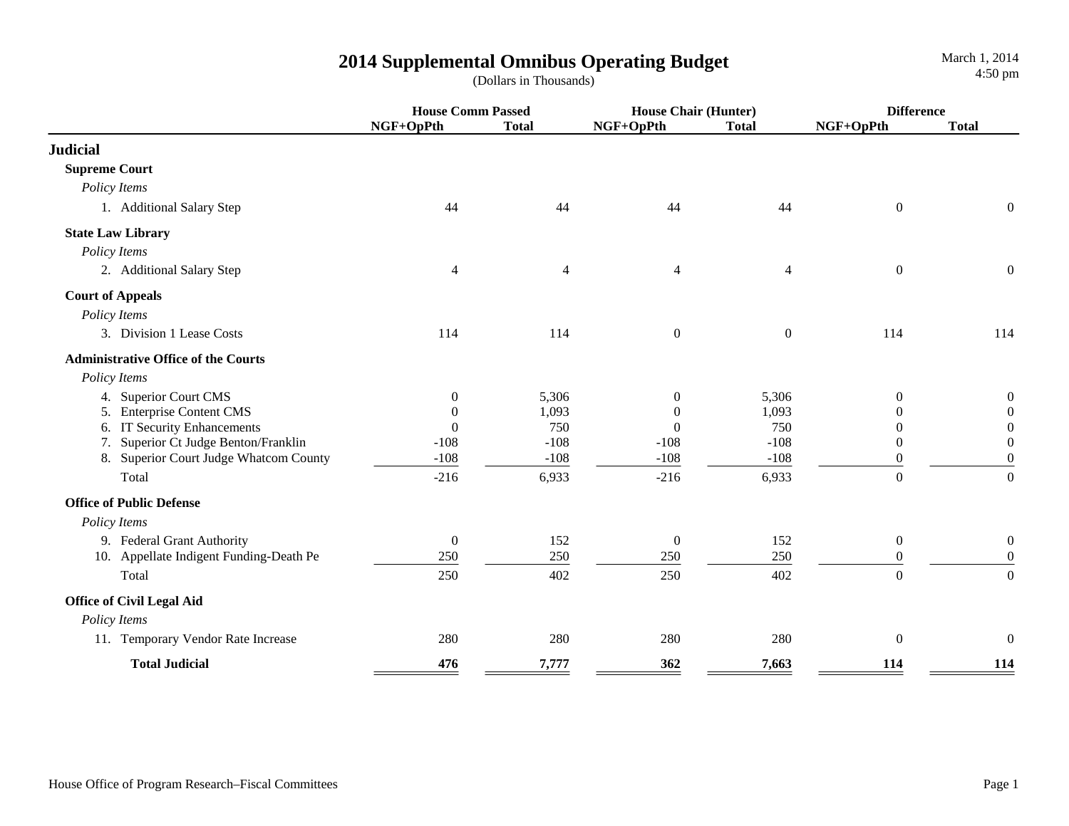# 2014 Supplemental Omnibus Operating Budget

(Dollars in Thousands)

March 1, 2014
4:50 pm

| | House Comm Passed | | House Chair (Hunter) | | Difference | |
|---|---|---|---|---|---|---|
| | NGF+OpPth | Total | NGF+OpPth | Total | NGF+OpPth | Total |
| **Judicial** | | | | | | |
| **Supreme Court** | | | | | | |
| *Policy Items* | | | | | | |
| 1. Additional Salary Step | 44 | 44 | 44 | 44 | 0 | 0 |
| **State Law Library** | | | | | | |
| *Policy Items* | | | | | | |
| 2. Additional Salary Step | 4 | 4 | 4 | 4 | 0 | 0 |
| **Court of Appeals** | | | | | | |
| *Policy Items* | | | | | | |
| 3. Division 1 Lease Costs | 114 | 114 | 0 | 0 | 114 | 114 |
| **Administrative Office of the Courts** | | | | | | |
| *Policy Items* | | | | | | |
| 4. Superior Court CMS | 0 | 5,306 | 0 | 5,306 | 0 | 0 |
| 5. Enterprise Content CMS | 0 | 1,093 | 0 | 1,093 | 0 | 0 |
| 6. IT Security Enhancements | 0 | 750 | 0 | 750 | 0 | 0 |
| 7. Superior Ct Judge Benton/Franklin | -108 | -108 | -108 | -108 | 0 | 0 |
| 8. Superior Court Judge Whatcom County | -108 | -108 | -108 | -108 | 0 | 0 |
| Total | -216 | 6,933 | -216 | 6,933 | 0 | 0 |
| **Office of Public Defense** | | | | | | |
| *Policy Items* | | | | | | |
| 9. Federal Grant Authority | 0 | 152 | 0 | 152 | 0 | 0 |
| 10. Appellate Indigent Funding-Death Pe | 250 | 250 | 250 | 250 | 0 | 0 |
| Total | 250 | 402 | 250 | 402 | 0 | 0 |
| **Office of Civil Legal Aid** | | | | | | |
| *Policy Items* | | | | | | |
| 11. Temporary Vendor Rate Increase | 280 | 280 | 280 | 280 | 0 | 0 |
| **Total Judicial** | **476** | **7,777** | **362** | **7,663** | **114** | **114** |

House Office of Program Research–Fiscal Committees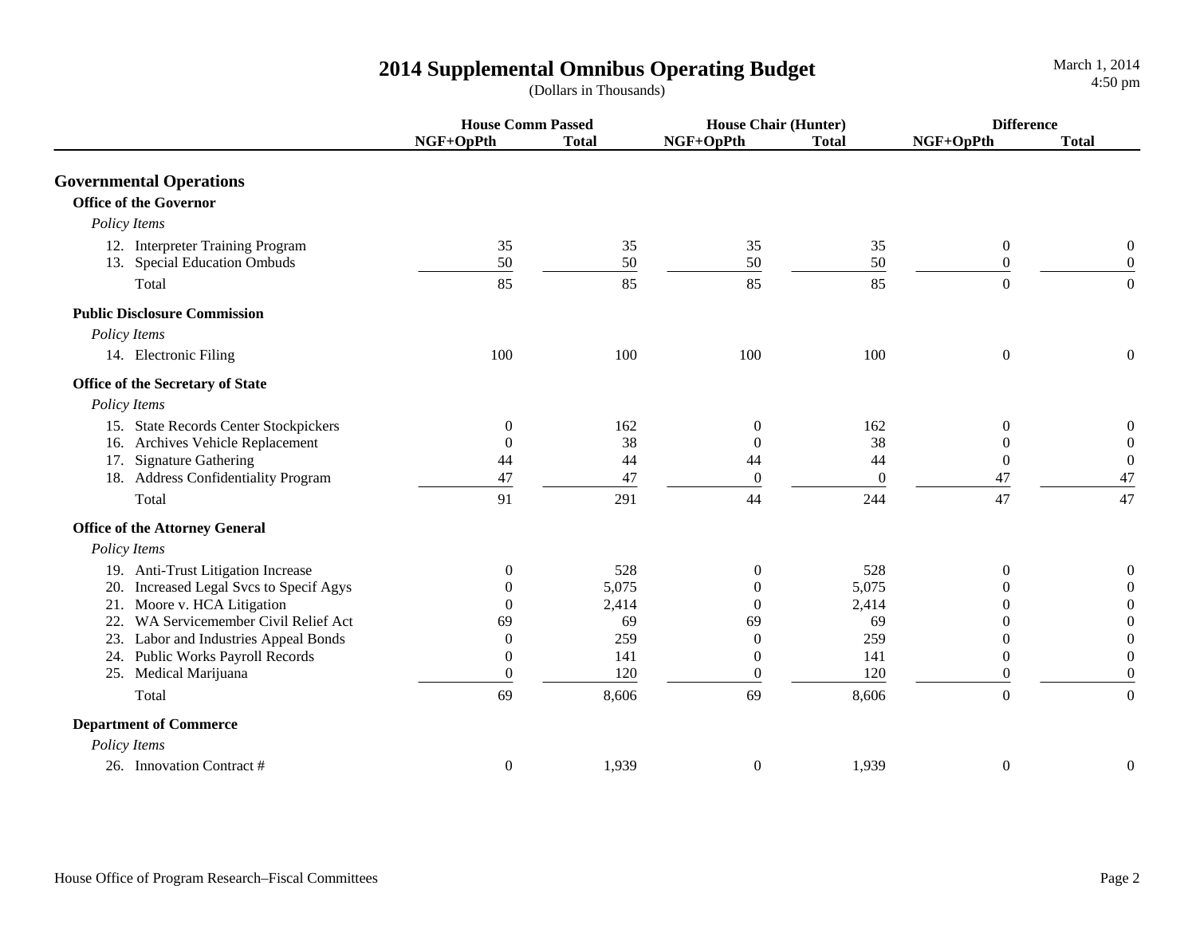# 2014 Supplemental Omnibus Operating Budget

(Dollars in Thousands)

| | House Comm Passed | | House Chair (Hunter) | | Difference | |
|---|---|---|---|---|---|---|
| | NGF+OpPth | Total | NGF+OpPth | Total | NGF+OpPth | Total |
| **Governmental Operations** | | | | | | |
| **Office of the Governor** | | | | | | |
| *Policy Items* | | | | | | |
| 12. Interpreter Training Program | 35 | 35 | 35 | 35 | 0 | 0 |
| 13. Special Education Ombuds | 50 | 50 | 50 | 50 | 0 | 0 |
| Total | 85 | 85 | 85 | 85 | 0 | 0 |
| **Public Disclosure Commission** | | | | | | |
| *Policy Items* | | | | | | |
| 14. Electronic Filing | 100 | 100 | 100 | 100 | 0 | 0 |
| **Office of the Secretary of State** | | | | | | |
| *Policy Items* | | | | | | |
| 15. State Records Center Stockpickers | 0 | 162 | 0 | 162 | 0 | 0 |
| 16. Archives Vehicle Replacement | 0 | 38 | 0 | 38 | 0 | 0 |
| 17. Signature Gathering | 44 | 44 | 44 | 44 | 0 | 0 |
| 18. Address Confidentiality Program | 47 | 47 | 0 | 0 | 47 | 47 |
| Total | 91 | 291 | 44 | 244 | 47 | 47 |
| **Office of the Attorney General** | | | | | | |
| *Policy Items* | | | | | | |
| 19. Anti-Trust Litigation Increase | 0 | 528 | 0 | 528 | 0 | 0 |
| 20. Increased Legal Svcs to Specif Agys | 0 | 5,075 | 0 | 5,075 | 0 | 0 |
| 21. Moore v. HCA Litigation | 0 | 2,414 | 0 | 2,414 | 0 | 0 |
| 22. WA Servicemember Civil Relief Act | 69 | 69 | 69 | 69 | 0 | 0 |
| 23. Labor and Industries Appeal Bonds | 0 | 259 | 0 | 259 | 0 | 0 |
| 24. Public Works Payroll Records | 0 | 141 | 0 | 141 | 0 | 0 |
| 25. Medical Marijuana | 0 | 120 | 0 | 120 | 0 | 0 |
| Total | 69 | 8,606 | 69 | 8,606 | 0 | 0 |
| **Department of Commerce** | | | | | | |
| *Policy Items* | | | | | | |
| 26. Innovation Contract # | 0 | 1,939 | 0 | 1,939 | 0 | 0 |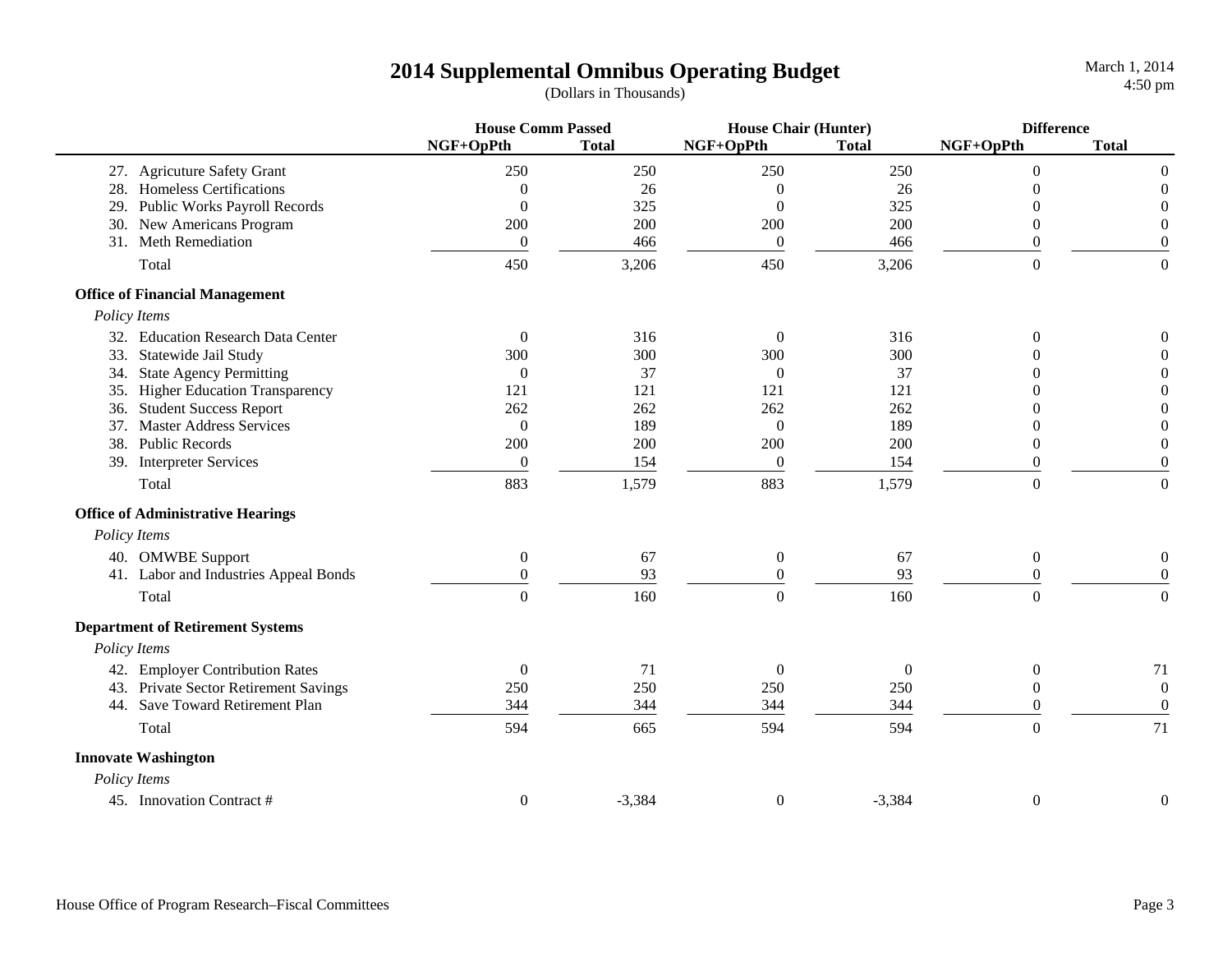# 2014 Supplemental Omnibus Operating Budget

(Dollars in Thousands)

March 1, 2014
4:50 pm

| | House Comm Passed | | House Chair (Hunter) | | Difference | |
|---|---|---|---|---|---|---|
| | NGF+OpPth | Total | NGF+OpPth | Total | NGF+OpPth | Total |
| 27. Agricuture Safety Grant | 250 | 250 | 250 | 250 | 0 | 0 |
| 28. Homeless Certifications | 0 | 26 | 0 | 26 | 0 | 0 |
| 29. Public Works Payroll Records | 0 | 325 | 0 | 325 | 0 | 0 |
| 30. New Americans Program | 200 | 200 | 200 | 200 | 0 | 0 |
| 31. Meth Remediation | 0 | 466 | 0 | 466 | 0 | 0 |
| Total | 450 | 3,206 | 450 | 3,206 | 0 | 0 |
| **Office of Financial Management** | | | | | | |
| *Policy Items* | | | | | | |
| 32. Education Research Data Center | 0 | 316 | 0 | 316 | 0 | 0 |
| 33. Statewide Jail Study | 300 | 300 | 300 | 300 | 0 | 0 |
| 34. State Agency Permitting | 0 | 37 | 0 | 37 | 0 | 0 |
| 35. Higher Education Transparency | 121 | 121 | 121 | 121 | 0 | 0 |
| 36. Student Success Report | 262 | 262 | 262 | 262 | 0 | 0 |
| 37. Master Address Services | 0 | 189 | 0 | 189 | 0 | 0 |
| 38. Public Records | 200 | 200 | 200 | 200 | 0 | 0 |
| 39. Interpreter Services | 0 | 154 | 0 | 154 | 0 | 0 |
| Total | 883 | 1,579 | 883 | 1,579 | 0 | 0 |
| **Office of Administrative Hearings** | | | | | | |
| *Policy Items* | | | | | | |
| 40. OMWBE Support | 0 | 67 | 0 | 67 | 0 | 0 |
| 41. Labor and Industries Appeal Bonds | 0 | 93 | 0 | 93 | 0 | 0 |
| Total | 0 | 160 | 0 | 160 | 0 | 0 |
| **Department of Retirement Systems** | | | | | | |
| *Policy Items* | | | | | | |
| 42. Employer Contribution Rates | 0 | 71 | 0 | 0 | 0 | 71 |
| 43. Private Sector Retirement Savings | 250 | 250 | 250 | 250 | 0 | 0 |
| 44. Save Toward Retirement Plan | 344 | 344 | 344 | 344 | 0 | 0 |
| Total | 594 | 665 | 594 | 594 | 0 | 71 |
| **Innovate Washington** | | | | | | |
| *Policy Items* | | | | | | |
| 45. Innovation Contract # | 0 | -3,384 | 0 | -3,384 | 0 | 0 |

House Office of Program Research–Fiscal Committees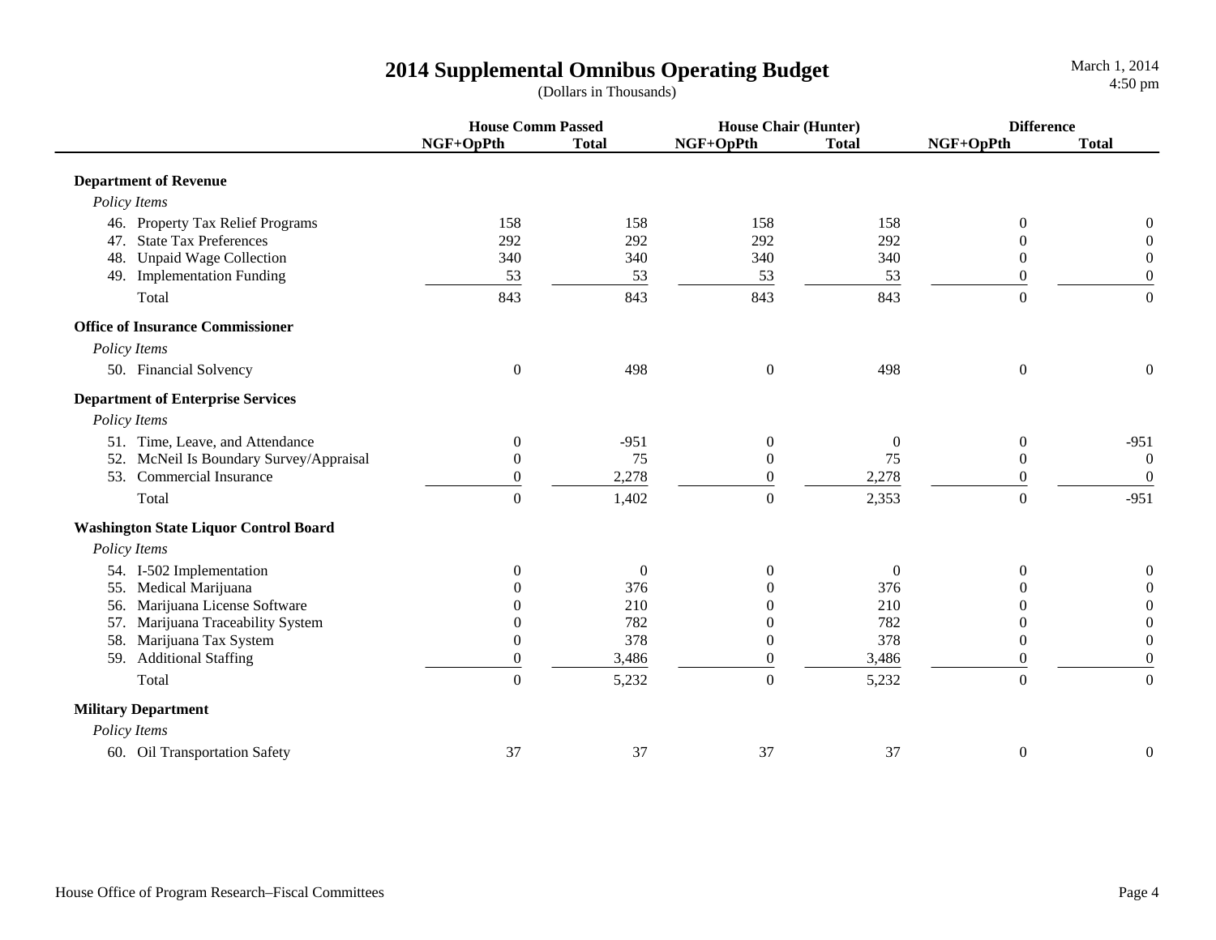# 2014 Supplemental Omnibus Operating Budget

(Dollars in Thousands)

March 1, 2014
4:50 pm

| | House Comm Passed | | House Chair (Hunter) | | Difference | |
|---|---|---|---|---|---|---|
| | NGF+OpPth | Total | NGF+OpPth | Total | NGF+OpPth | Total |
| **Department of Revenue** | | | | | | |
| *Policy Items* | | | | | | |
| 46. Property Tax Relief Programs | 158 | 158 | 158 | 158 | 0 | 0 |
| 47. State Tax Preferences | 292 | 292 | 292 | 292 | 0 | 0 |
| 48. Unpaid Wage Collection | 340 | 340 | 340 | 340 | 0 | 0 |
| 49. Implementation Funding | 53 | 53 | 53 | 53 | 0 | 0 |
| Total | 843 | 843 | 843 | 843 | 0 | 0 |
| **Office of Insurance Commissioner** | | | | | | |
| *Policy Items* | | | | | | |
| 50. Financial Solvency | 0 | 498 | 0 | 498 | 0 | 0 |
| **Department of Enterprise Services** | | | | | | |
| *Policy Items* | | | | | | |
| 51. Time, Leave, and Attendance | 0 | -951 | 0 | 0 | 0 | -951 |
| 52. McNeil Is Boundary Survey/Appraisal | 0 | 75 | 0 | 75 | 0 | 0 |
| 53. Commercial Insurance | 0 | 2,278 | 0 | 2,278 | 0 | 0 |
| Total | 0 | 1,402 | 0 | 2,353 | 0 | -951 |
| **Washington State Liquor Control Board** | | | | | | |
| *Policy Items* | | | | | | |
| 54. I-502 Implementation | 0 | 0 | 0 | 0 | 0 | 0 |
| 55. Medical Marijuana | 0 | 376 | 0 | 376 | 0 | 0 |
| 56. Marijuana License Software | 0 | 210 | 0 | 210 | 0 | 0 |
| 57. Marijuana Traceability System | 0 | 782 | 0 | 782 | 0 | 0 |
| 58. Marijuana Tax System | 0 | 378 | 0 | 378 | 0 | 0 |
| 59. Additional Staffing | 0 | 3,486 | 0 | 3,486 | 0 | 0 |
| Total | 0 | 5,232 | 0 | 5,232 | 0 | 0 |
| **Military Department** | | | | | | |
| *Policy Items* | | | | | | |
| 60. Oil Transportation Safety | 37 | 37 | 37 | 37 | 0 | 0 |

House Office of Program Research–Fiscal Committees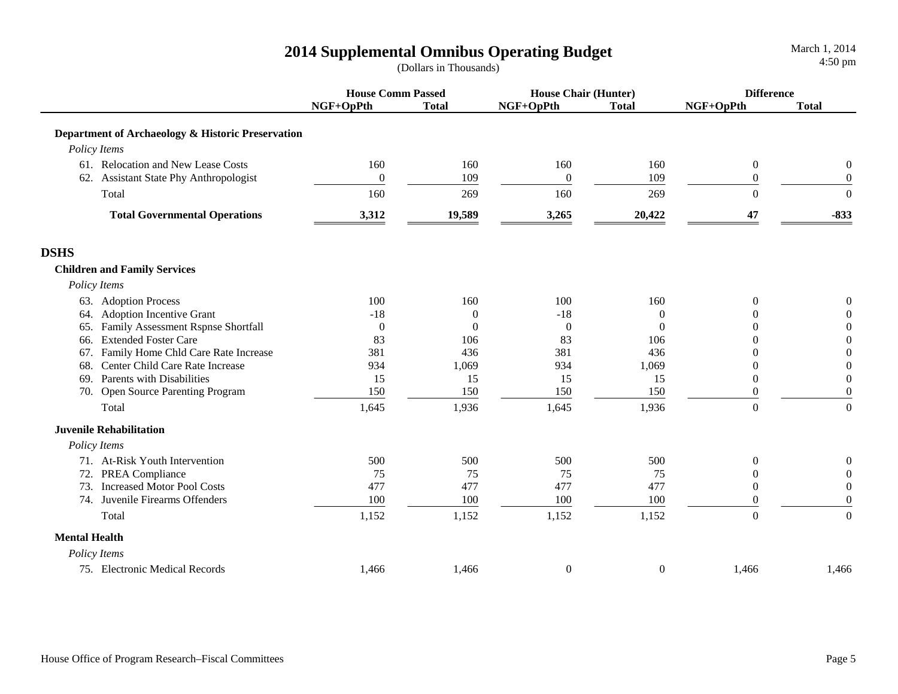# 2014 Supplemental Omnibus Operating Budget

(Dollars in Thousands)

March 1, 2014
4:50 pm

| | House Comm Passed | | House Chair (Hunter) | | Difference | |
|---|---|---|---|---|---|---|
| | NGF+OpPth | Total | NGF+OpPth | Total | NGF+OpPth | Total |
| **Department of Archaeology & Historic Preservation** | | | | | | |
| *Policy Items* | | | | | | |
| 61. Relocation and New Lease Costs | 160 | 160 | 160 | 160 | 0 | 0 |
| 62. Assistant State Phy Anthropologist | 0 | 109 | 0 | 109 | 0 | 0 |
| Total | 160 | 269 | 160 | 269 | 0 | 0 |
| **Total Governmental Operations** | **3,312** | **19,589** | **3,265** | **20,422** | **47** | **-833** |

## DSHS

| | House Comm Passed | | House Chair (Hunter) | | Difference | |
|---|---|---|---|---|---|---|
| | NGF+OpPth | Total | NGF+OpPth | Total | NGF+OpPth | Total |
| **Children and Family Services** | | | | | | |
| *Policy Items* | | | | | | |
| 63. Adoption Process | 100 | 160 | 100 | 160 | 0 | 0 |
| 64. Adoption Incentive Grant | -18 | 0 | -18 | 0 | 0 | 0 |
| 65. Family Assessment Rspnse Shortfall | 0 | 0 | 0 | 0 | 0 | 0 |
| 66. Extended Foster Care | 83 | 106 | 83 | 106 | 0 | 0 |
| 67. Family Home Chld Care Rate Increase | 381 | 436 | 381 | 436 | 0 | 0 |
| 68. Center Child Care Rate Increase | 934 | 1,069 | 934 | 1,069 | 0 | 0 |
| 69. Parents with Disabilities | 15 | 15 | 15 | 15 | 0 | 0 |
| 70. Open Source Parenting Program | 150 | 150 | 150 | 150 | 0 | 0 |
| Total | 1,645 | 1,936 | 1,645 | 1,936 | 0 | 0 |
| **Juvenile Rehabilitation** | | | | | | |
| *Policy Items* | | | | | | |
| 71. At-Risk Youth Intervention | 500 | 500 | 500 | 500 | 0 | 0 |
| 72. PREA Compliance | 75 | 75 | 75 | 75 | 0 | 0 |
| 73. Increased Motor Pool Costs | 477 | 477 | 477 | 477 | 0 | 0 |
| 74. Juvenile Firearms Offenders | 100 | 100 | 100 | 100 | 0 | 0 |
| Total | 1,152 | 1,152 | 1,152 | 1,152 | 0 | 0 |
| **Mental Health** | | | | | | |
| *Policy Items* | | | | | | |
| 75. Electronic Medical Records | 1,466 | 1,466 | 0 | 0 | 1,466 | 1,466 |

House Office of Program Research–Fiscal Committees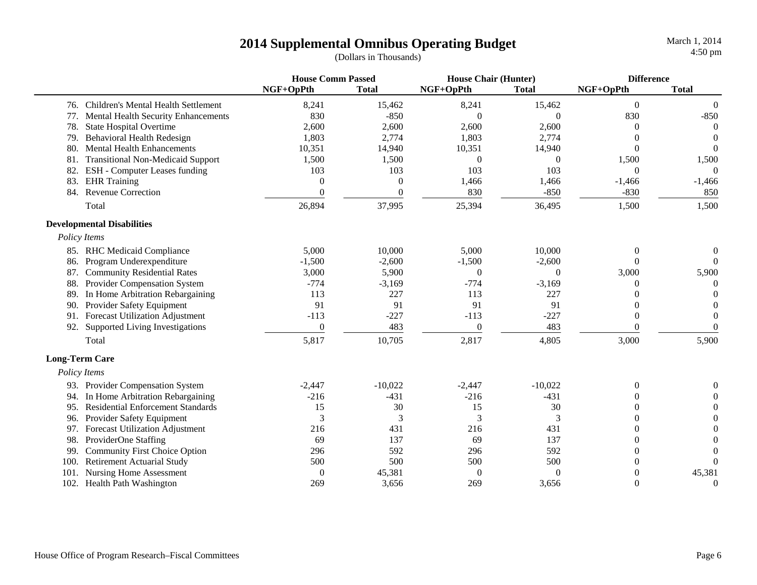# 2014 Supplemental Omnibus Operating Budget

(Dollars in Thousands)

| | House Comm Passed | | House Chair (Hunter) | | Difference | |
|---|---|---|---|---|---|---|
| | NGF+OpPth | Total | NGF+OpPth | Total | NGF+OpPth | Total |
| 76. Children's Mental Health Settlement | 8,241 | 15,462 | 8,241 | 15,462 | 0 | 0 |
| 77. Mental Health Security Enhancements | 830 | -850 | 0 | 0 | 830 | -850 |
| 78. State Hospital Overtime | 2,600 | 2,600 | 2,600 | 2,600 | 0 | 0 |
| 79. Behavioral Health Redesign | 1,803 | 2,774 | 1,803 | 2,774 | 0 | 0 |
| 80. Mental Health Enhancements | 10,351 | 14,940 | 10,351 | 14,940 | 0 | 0 |
| 81. Transitional Non-Medicaid Support | 1,500 | 1,500 | 0 | 0 | 1,500 | 1,500 |
| 82. ESH - Computer Leases funding | 103 | 103 | 103 | 103 | 0 | 0 |
| 83. EHR Training | 0 | 0 | 1,466 | 1,466 | -1,466 | -1,466 |
| 84. Revenue Correction | 0 | 0 | 830 | -850 | -830 | 850 |
| Total | 26,894 | 37,995 | 25,394 | 36,495 | 1,500 | 1,500 |
| **Developmental Disabilities** | | | | | | |
| *Policy Items* | | | | | | |
| 85. RHC Medicaid Compliance | 5,000 | 10,000 | 5,000 | 10,000 | 0 | 0 |
| 86. Program Underexpenditure | -1,500 | -2,600 | -1,500 | -2,600 | 0 | 0 |
| 87. Community Residential Rates | 3,000 | 5,900 | 0 | 0 | 3,000 | 5,900 |
| 88. Provider Compensation System | -774 | -3,169 | -774 | -3,169 | 0 | 0 |
| 89. In Home Arbitration Rebargaining | 113 | 227 | 113 | 227 | 0 | 0 |
| 90. Provider Safety Equipment | 91 | 91 | 91 | 91 | 0 | 0 |
| 91. Forecast Utilization Adjustment | -113 | -227 | -113 | -227 | 0 | 0 |
| 92. Supported Living Investigations | 0 | 483 | 0 | 483 | 0 | 0 |
| Total | 5,817 | 10,705 | 2,817 | 4,805 | 3,000 | 5,900 |
| **Long-Term Care** | | | | | | |
| *Policy Items* | | | | | | |
| 93. Provider Compensation System | -2,447 | -10,022 | -2,447 | -10,022 | 0 | 0 |
| 94. In Home Arbitration Rebargaining | -216 | -431 | -216 | -431 | 0 | 0 |
| 95. Residential Enforcement Standards | 15 | 30 | 15 | 30 | 0 | 0 |
| 96. Provider Safety Equipment | 3 | 3 | 3 | 3 | 0 | 0 |
| 97. Forecast Utilization Adjustment | 216 | 431 | 216 | 431 | 0 | 0 |
| 98. ProviderOne Staffing | 69 | 137 | 69 | 137 | 0 | 0 |
| 99. Community First Choice Option | 296 | 592 | 296 | 592 | 0 | 0 |
| 100. Retirement Actuarial Study | 500 | 500 | 500 | 500 | 0 | 0 |
| 101. Nursing Home Assessment | 0 | 45,381 | 0 | 0 | 0 | 45,381 |
| 102. Health Path Washington | 269 | 3,656 | 269 | 3,656 | 0 | 0 |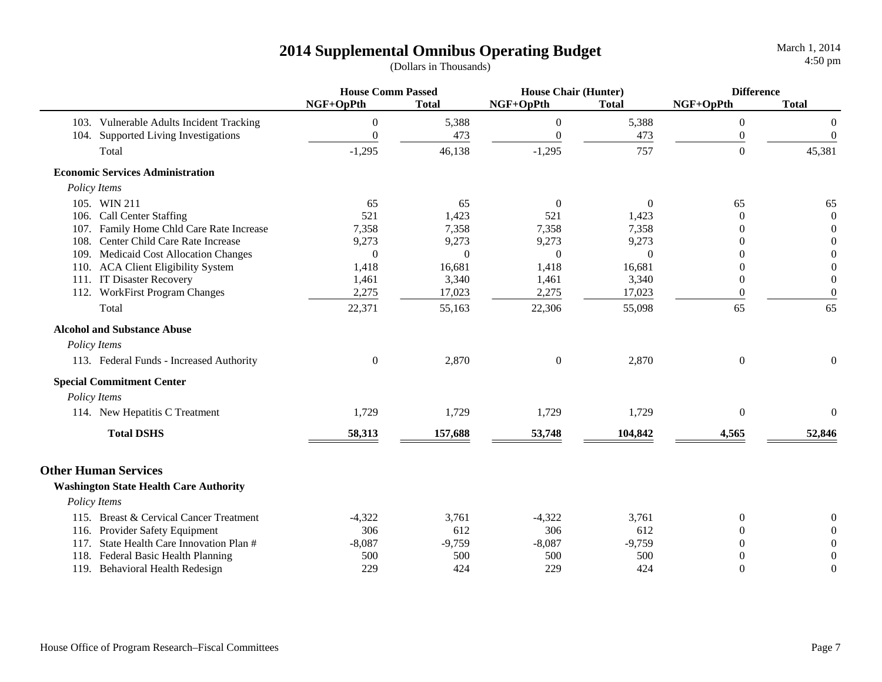# 2014 Supplemental Omnibus Operating Budget

(Dollars in Thousands)

| | House Comm Passed | | House Chair (Hunter) | | Difference | |
|---|---|---|---|---|---|---|
| | NGF+OpPth | Total | NGF+OpPth | Total | NGF+OpPth | Total |
| 103. Vulnerable Adults Incident Tracking | 0 | 5,388 | 0 | 5,388 | 0 | 0 |
| 104. Supported Living Investigations | 0 | 473 | 0 | 473 | 0 | 0 |
| Total | -1,295 | 46,138 | -1,295 | 757 | 0 | 45,381 |
| **Economic Services Administration** | | | | | | |
| *Policy Items* | | | | | | |
| 105. WIN 211 | 65 | 65 | 0 | 0 | 65 | 65 |
| 106. Call Center Staffing | 521 | 1,423 | 521 | 1,423 | 0 | 0 |
| 107. Family Home Chld Care Rate Increase | 7,358 | 7,358 | 7,358 | 7,358 | 0 | 0 |
| 108. Center Child Care Rate Increase | 9,273 | 9,273 | 9,273 | 9,273 | 0 | 0 |
| 109. Medicaid Cost Allocation Changes | 0 | 0 | 0 | 0 | 0 | 0 |
| 110. ACA Client Eligibility System | 1,418 | 16,681 | 1,418 | 16,681 | 0 | 0 |
| 111. IT Disaster Recovery | 1,461 | 3,340 | 1,461 | 3,340 | 0 | 0 |
| 112. WorkFirst Program Changes | 2,275 | 17,023 | 2,275 | 17,023 | 0 | 0 |
| Total | 22,371 | 55,163 | 22,306 | 55,098 | 65 | 65 |
| **Alcohol and Substance Abuse** | | | | | | |
| *Policy Items* | | | | | | |
| 113. Federal Funds - Increased Authority | 0 | 2,870 | 0 | 2,870 | 0 | 0 |
| **Special Commitment Center** | | | | | | |
| *Policy Items* | | | | | | |
| 114. New Hepatitis C Treatment | 1,729 | 1,729 | 1,729 | 1,729 | 0 | 0 |
| **Total DSHS** | **58,313** | **157,688** | **53,748** | **104,842** | **4,565** | **52,846** |
| **Other Human Services** | | | | | | |
| **Washington State Health Care Authority** | | | | | | |
| *Policy Items* | | | | | | |
| 115. Breast & Cervical Cancer Treatment | -4,322 | 3,761 | -4,322 | 3,761 | 0 | 0 |
| 116. Provider Safety Equipment | 306 | 612 | 306 | 612 | 0 | 0 |
| 117. State Health Care Innovation Plan # | -8,087 | -9,759 | -8,087 | -9,759 | 0 | 0 |
| 118. Federal Basic Health Planning | 500 | 500 | 500 | 500 | 0 | 0 |
| 119. Behavioral Health Redesign | 229 | 424 | 229 | 424 | 0 | 0 |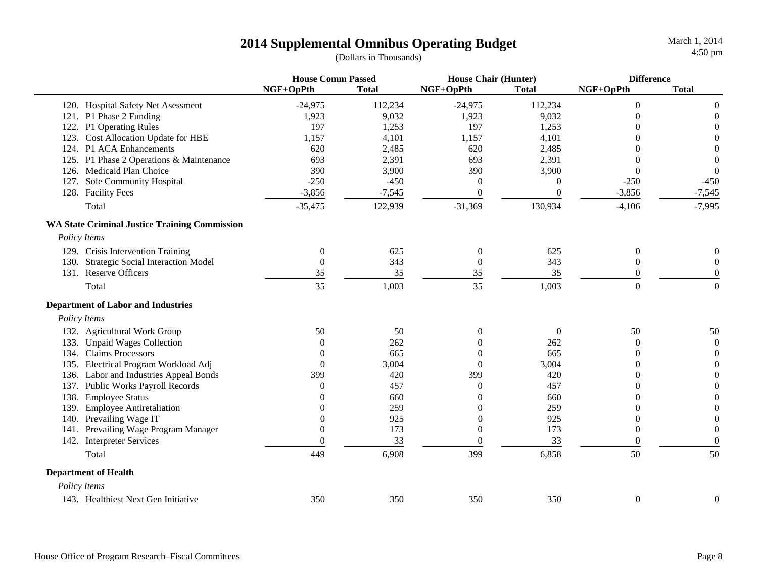# 2014 Supplemental Omnibus Operating Budget

(Dollars in Thousands)

| | House Comm Passed | | House Chair (Hunter) | | Difference | |
|---|---|---|---|---|---|---|
| | NGF+OpPth | Total | NGF+OpPth | Total | NGF+OpPth | Total |
| 120. Hospital Safety Net Asessment | -24,975 | 112,234 | -24,975 | 112,234 | 0 | 0 |
| 121. P1 Phase 2 Funding | 1,923 | 9,032 | 1,923 | 9,032 | 0 | 0 |
| 122. P1 Operating Rules | 197 | 1,253 | 197 | 1,253 | 0 | 0 |
| 123. Cost Allocation Update for HBE | 1,157 | 4,101 | 1,157 | 4,101 | 0 | 0 |
| 124. P1 ACA Enhancements | 620 | 2,485 | 620 | 2,485 | 0 | 0 |
| 125. P1 Phase 2 Operations & Maintenance | 693 | 2,391 | 693 | 2,391 | 0 | 0 |
| 126. Medicaid Plan Choice | 390 | 3,900 | 390 | 3,900 | 0 | 0 |
| 127. Sole Community Hospital | -250 | -450 | 0 | 0 | -250 | -450 |
| 128. Facility Fees | -3,856 | -7,545 | 0 | 0 | -3,856 | -7,545 |
| Total | -35,475 | 122,939 | -31,369 | 130,934 | -4,106 | -7,995 |
| **WA State Criminal Justice Training Commission** | | | | | | |
| *Policy Items* | | | | | | |
| 129. Crisis Intervention Training | 0 | 625 | 0 | 625 | 0 | 0 |
| 130. Strategic Social Interaction Model | 0 | 343 | 0 | 343 | 0 | 0 |
| 131. Reserve Officers | 35 | 35 | 35 | 35 | 0 | 0 |
| Total | 35 | 1,003 | 35 | 1,003 | 0 | 0 |
| **Department of Labor and Industries** | | | | | | |
| *Policy Items* | | | | | | |
| 132. Agricultural Work Group | 50 | 50 | 0 | 0 | 50 | 50 |
| 133. Unpaid Wages Collection | 0 | 262 | 0 | 262 | 0 | 0 |
| 134. Claims Processors | 0 | 665 | 0 | 665 | 0 | 0 |
| 135. Electrical Program Workload Adj | 0 | 3,004 | 0 | 3,004 | 0 | 0 |
| 136. Labor and Industries Appeal Bonds | 399 | 420 | 399 | 420 | 0 | 0 |
| 137. Public Works Payroll Records | 0 | 457 | 0 | 457 | 0 | 0 |
| 138. Employee Status | 0 | 660 | 0 | 660 | 0 | 0 |
| 139. Employee Antiretaliation | 0 | 259 | 0 | 259 | 0 | 0 |
| 140. Prevailing Wage IT | 0 | 925 | 0 | 925 | 0 | 0 |
| 141. Prevailing Wage Program Manager | 0 | 173 | 0 | 173 | 0 | 0 |
| 142. Interpreter Services | 0 | 33 | 0 | 33 | 0 | 0 |
| Total | 449 | 6,908 | 399 | 6,858 | 50 | 50 |
| **Department of Health** | | | | | | |
| *Policy Items* | | | | | | |
| 143. Healthiest Next Gen Initiative | 350 | 350 | 350 | 350 | 0 | 0 |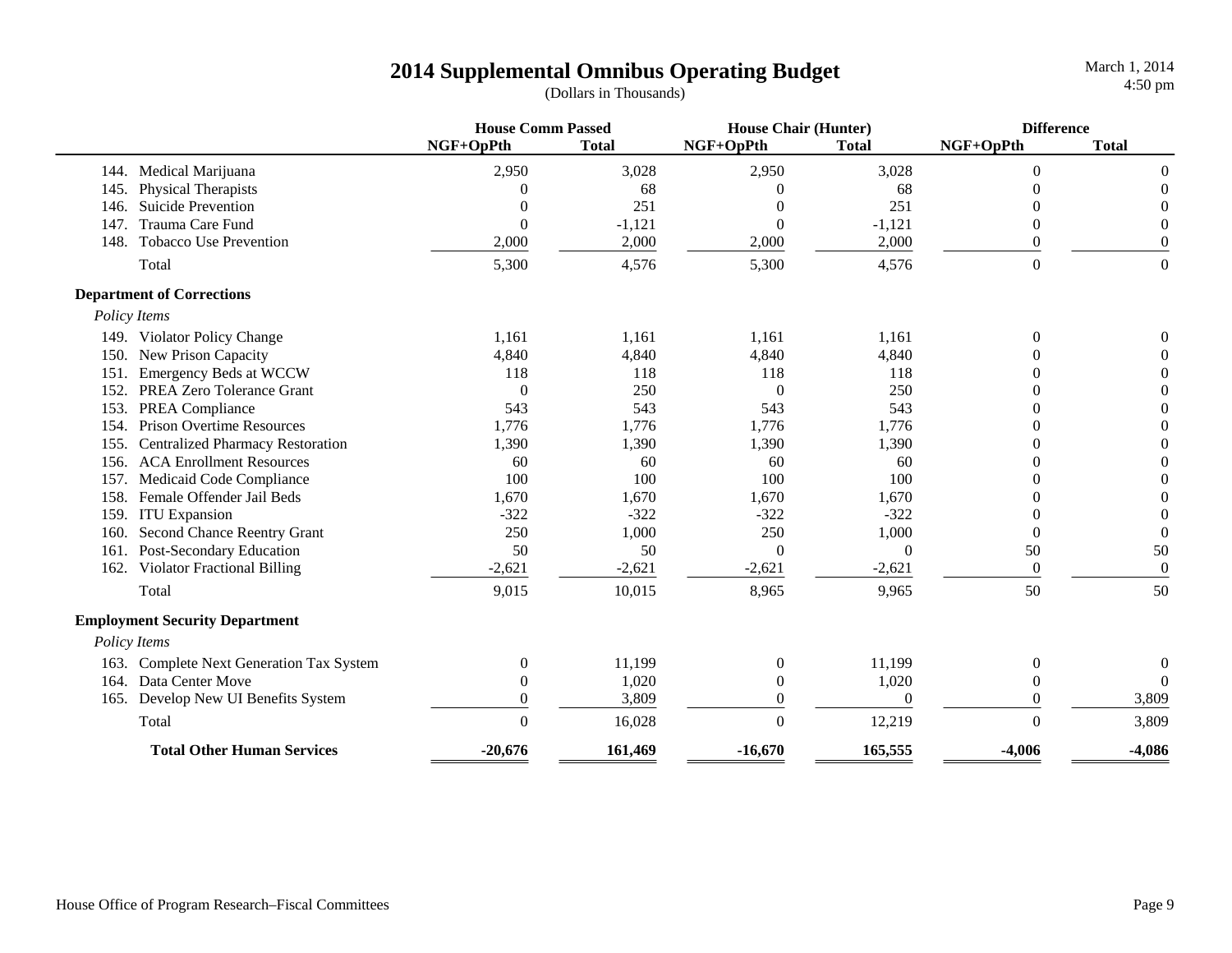# 2014 Supplemental Omnibus Operating Budget

(Dollars in Thousands)

| | House Comm Passed | | House Chair (Hunter) | | Difference | |
|---|---|---|---|---|---|---|
| | NGF+OpPth | Total | NGF+OpPth | Total | NGF+OpPth | Total |
| 144. Medical Marijuana | 2,950 | 3,028 | 2,950 | 3,028 | 0 | 0 |
| 145. Physical Therapists | 0 | 68 | 0 | 68 | 0 | 0 |
| 146. Suicide Prevention | 0 | 251 | 0 | 251 | 0 | 0 |
| 147. Trauma Care Fund | 0 | -1,121 | 0 | -1,121 | 0 | 0 |
| 148. Tobacco Use Prevention | 2,000 | 2,000 | 2,000 | 2,000 | 0 | 0 |
| Total | 5,300 | 4,576 | 5,300 | 4,576 | 0 | 0 |
| **Department of Corrections** | | | | | | |
| *Policy Items* | | | | | | |
| 149. Violator Policy Change | 1,161 | 1,161 | 1,161 | 1,161 | 0 | 0 |
| 150. New Prison Capacity | 4,840 | 4,840 | 4,840 | 4,840 | 0 | 0 |
| 151. Emergency Beds at WCCW | 118 | 118 | 118 | 118 | 0 | 0 |
| 152. PREA Zero Tolerance Grant | 0 | 250 | 0 | 250 | 0 | 0 |
| 153. PREA Compliance | 543 | 543 | 543 | 543 | 0 | 0 |
| 154. Prison Overtime Resources | 1,776 | 1,776 | 1,776 | 1,776 | 0 | 0 |
| 155. Centralized Pharmacy Restoration | 1,390 | 1,390 | 1,390 | 1,390 | 0 | 0 |
| 156. ACA Enrollment Resources | 60 | 60 | 60 | 60 | 0 | 0 |
| 157. Medicaid Code Compliance | 100 | 100 | 100 | 100 | 0 | 0 |
| 158. Female Offender Jail Beds | 1,670 | 1,670 | 1,670 | 1,670 | 0 | 0 |
| 159. ITU Expansion | -322 | -322 | -322 | -322 | 0 | 0 |
| 160. Second Chance Reentry Grant | 250 | 1,000 | 250 | 1,000 | 0 | 0 |
| 161. Post-Secondary Education | 50 | 50 | 0 | 0 | 50 | 50 |
| 162. Violator Fractional Billing | -2,621 | -2,621 | -2,621 | -2,621 | 0 | 0 |
| Total | 9,015 | 10,015 | 8,965 | 9,965 | 50 | 50 |
| **Employment Security Department** | | | | | | |
| *Policy Items* | | | | | | |
| 163. Complete Next Generation Tax System | 0 | 11,199 | 0 | 11,199 | 0 | 0 |
| 164. Data Center Move | 0 | 1,020 | 0 | 1,020 | 0 | 0 |
| 165. Develop New UI Benefits System | 0 | 3,809 | 0 | 0 | 0 | 3,809 |
| Total | 0 | 16,028 | 0 | 12,219 | 0 | 3,809 |
| **Total Other Human Services** | **-20,676** | **161,469** | **-16,670** | **165,555** | **-4,006** | **-4,086** |

House Office of Program Research–Fiscal Committees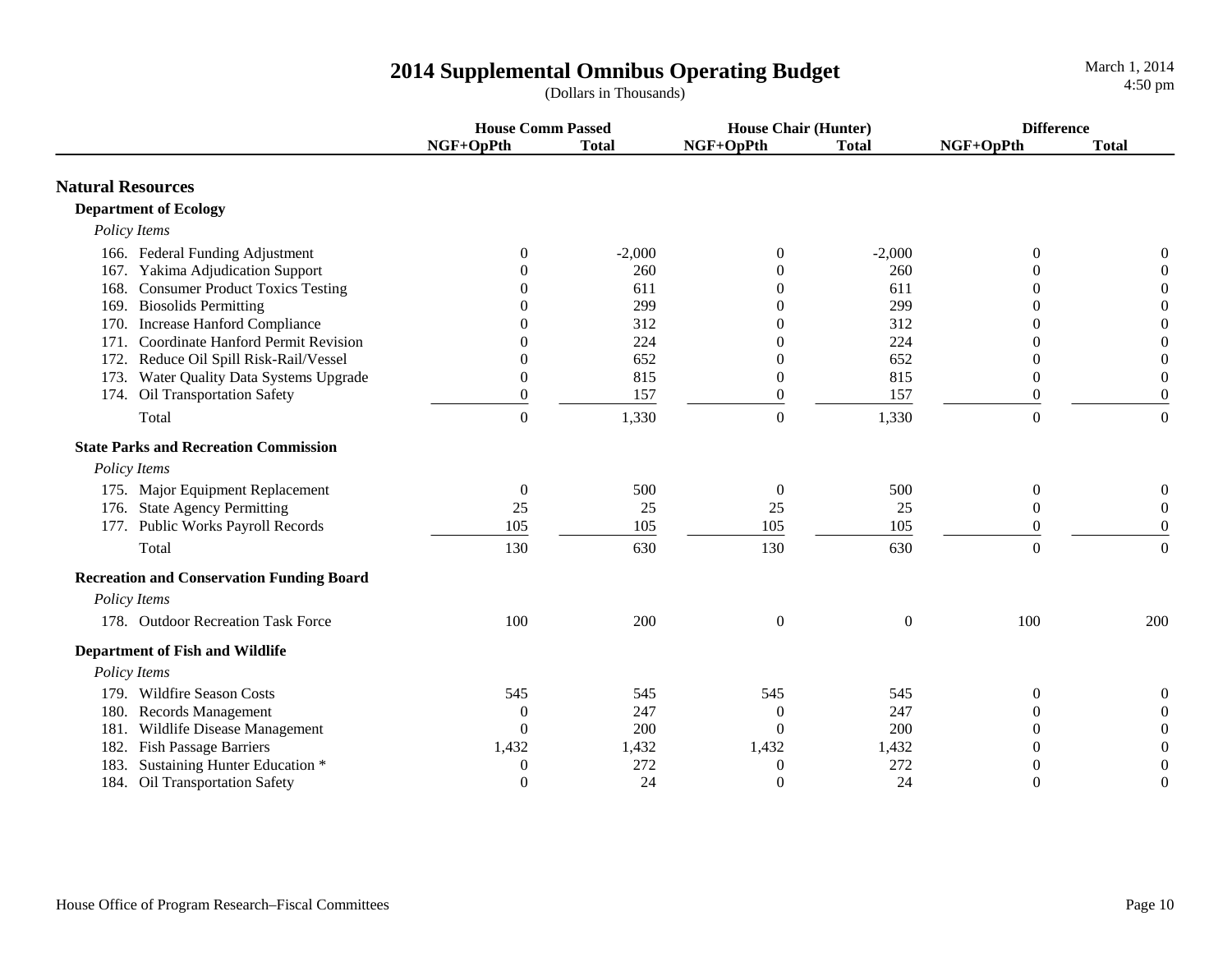# 2014 Supplemental Omnibus Operating Budget

(Dollars in Thousands)

| | House Comm Passed | | House Chair (Hunter) | | Difference | |
|---|---|---|---|---|---|---|
| | NGF+OpPth | Total | NGF+OpPth | Total | NGF+OpPth | Total |
| **Natural Resources** | | | | | | |
| **Department of Ecology** | | | | | | |
| *Policy Items* | | | | | | |
| 166. Federal Funding Adjustment | 0 | -2,000 | 0 | -2,000 | 0 | 0 |
| 167. Yakima Adjudication Support | 0 | 260 | 0 | 260 | 0 | 0 |
| 168. Consumer Product Toxics Testing | 0 | 611 | 0 | 611 | 0 | 0 |
| 169. Biosolids Permitting | 0 | 299 | 0 | 299 | 0 | 0 |
| 170. Increase Hanford Compliance | 0 | 312 | 0 | 312 | 0 | 0 |
| 171. Coordinate Hanford Permit Revision | 0 | 224 | 0 | 224 | 0 | 0 |
| 172. Reduce Oil Spill Risk-Rail/Vessel | 0 | 652 | 0 | 652 | 0 | 0 |
| 173. Water Quality Data Systems Upgrade | 0 | 815 | 0 | 815 | 0 | 0 |
| 174. Oil Transportation Safety | 0 | 157 | 0 | 157 | 0 | 0 |
| Total | 0 | 1,330 | 0 | 1,330 | 0 | 0 |
| **State Parks and Recreation Commission** | | | | | | |
| *Policy Items* | | | | | | |
| 175. Major Equipment Replacement | 0 | 500 | 0 | 500 | 0 | 0 |
| 176. State Agency Permitting | 25 | 25 | 25 | 25 | 0 | 0 |
| 177. Public Works Payroll Records | 105 | 105 | 105 | 105 | 0 | 0 |
| Total | 130 | 630 | 130 | 630 | 0 | 0 |
| **Recreation and Conservation Funding Board** | | | | | | |
| *Policy Items* | | | | | | |
| 178. Outdoor Recreation Task Force | 100 | 200 | 0 | 0 | 100 | 200 |
| **Department of Fish and Wildlife** | | | | | | |
| *Policy Items* | | | | | | |
| 179. Wildfire Season Costs | 545 | 545 | 545 | 545 | 0 | 0 |
| 180. Records Management | 0 | 247 | 0 | 247 | 0 | 0 |
| 181. Wildlife Disease Management | 0 | 200 | 0 | 200 | 0 | 0 |
| 182. Fish Passage Barriers | 1,432 | 1,432 | 1,432 | 1,432 | 0 | 0 |
| 183. Sustaining Hunter Education * | 0 | 272 | 0 | 272 | 0 | 0 |
| 184. Oil Transportation Safety | 0 | 24 | 0 | 24 | 0 | 0 |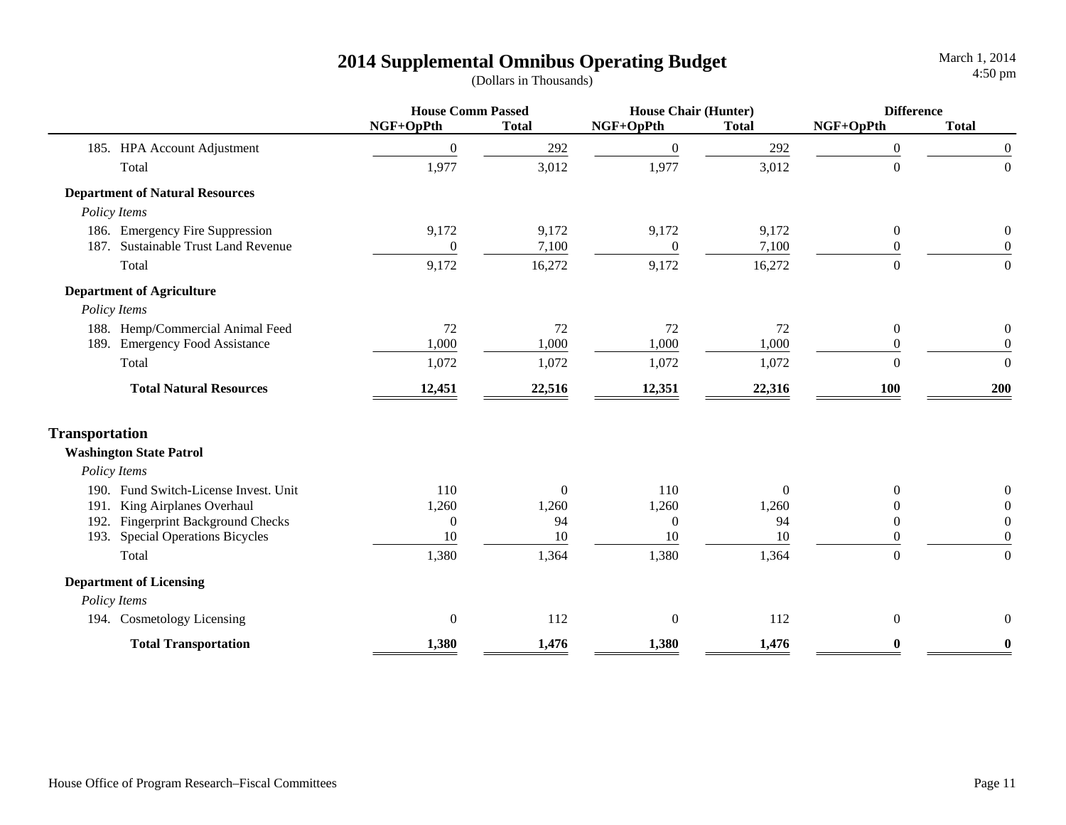# 2014 Supplemental Omnibus Operating Budget

(Dollars in Thousands)

March 1, 2014
4:50 pm

| | House Comm Passed | | House Chair (Hunter) | | Difference | |
|---|---|---|---|---|---|---|
| | NGF+OpPth | Total | NGF+OpPth | Total | NGF+OpPth | Total |
| 185. HPA Account Adjustment | 0 | 292 | 0 | 292 | 0 | 0 |
| Total | 1,977 | 3,012 | 1,977 | 3,012 | 0 | 0 |
| **Department of Natural Resources** | | | | | | |
| *Policy Items* | | | | | | |
| 186. Emergency Fire Suppression | 9,172 | 9,172 | 9,172 | 9,172 | 0 | 0 |
| 187. Sustainable Trust Land Revenue | 0 | 7,100 | 0 | 7,100 | 0 | 0 |
| Total | 9,172 | 16,272 | 9,172 | 16,272 | 0 | 0 |
| **Department of Agriculture** | | | | | | |
| *Policy Items* | | | | | | |
| 188. Hemp/Commercial Animal Feed | 72 | 72 | 72 | 72 | 0 | 0 |
| 189. Emergency Food Assistance | 1,000 | 1,000 | 1,000 | 1,000 | 0 | 0 |
| Total | 1,072 | 1,072 | 1,072 | 1,072 | 0 | 0 |
| **Total Natural Resources** | **12,451** | **22,516** | **12,351** | **22,316** | **100** | **200** |
| **Transportation** | | | | | | |
| **Washington State Patrol** | | | | | | |
| *Policy Items* | | | | | | |
| 190. Fund Switch-License Invest. Unit | 110 | 0 | 110 | 0 | 0 | 0 |
| 191. King Airplanes Overhaul | 1,260 | 1,260 | 1,260 | 1,260 | 0 | 0 |
| 192. Fingerprint Background Checks | 0 | 94 | 0 | 94 | 0 | 0 |
| 193. Special Operations Bicycles | 10 | 10 | 10 | 10 | 0 | 0 |
| Total | 1,380 | 1,364 | 1,380 | 1,364 | 0 | 0 |
| **Department of Licensing** | | | | | | |
| *Policy Items* | | | | | | |
| 194. Cosmetology Licensing | 0 | 112 | 0 | 112 | 0 | 0 |
| **Total Transportation** | **1,380** | **1,476** | **1,380** | **1,476** | **0** | **0** |

House Office of Program Research–Fiscal Committees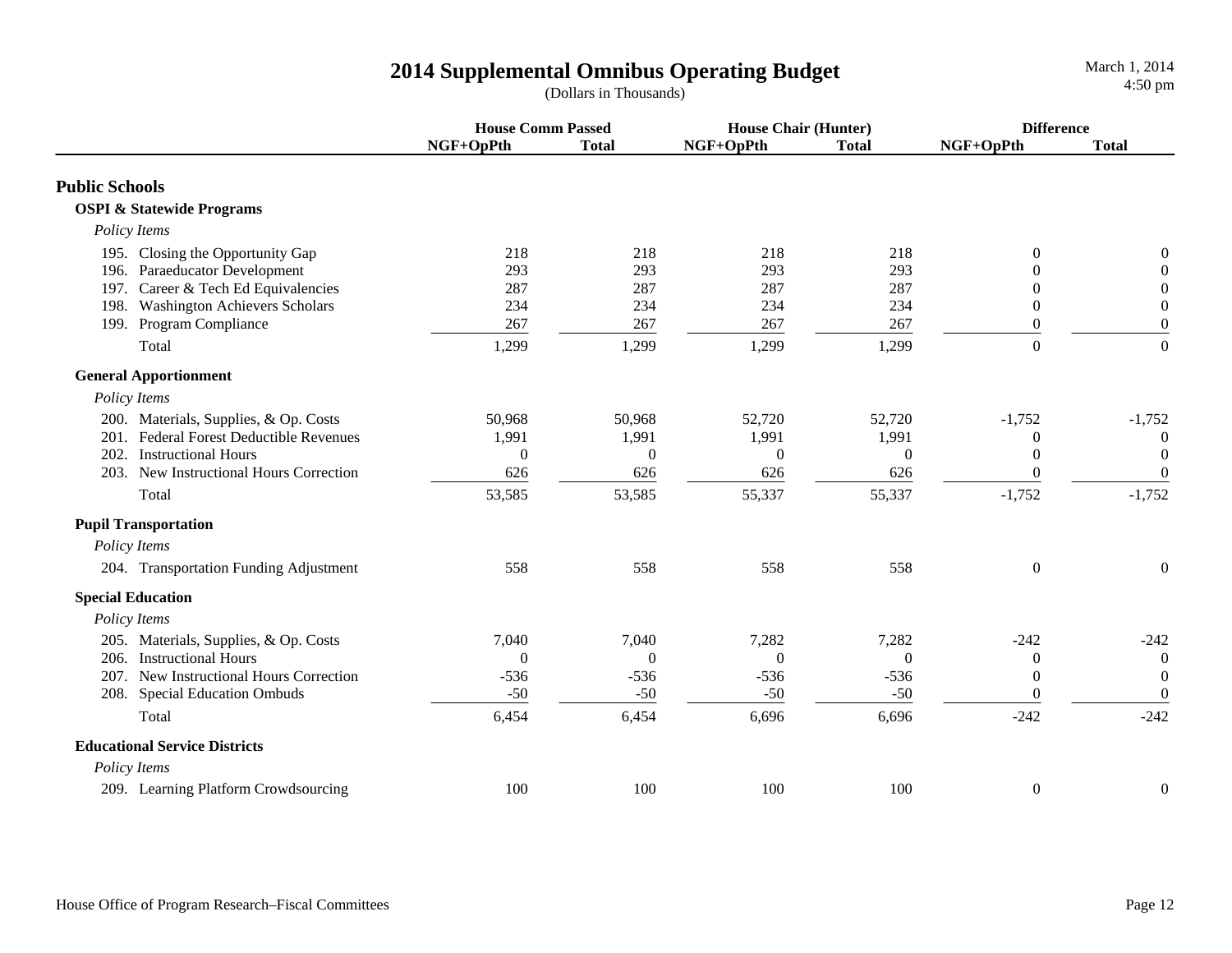# 2014 Supplemental Omnibus Operating Budget

(Dollars in Thousands)

March 1, 2014
4:50 pm

| | House Comm Passed | | House Chair (Hunter) | | Difference | |
|---|---|---|---|---|---|---|
| | NGF+OpPth | Total | NGF+OpPth | Total | NGF+OpPth | Total |
| **Public Schools** | | | | | | |
| **OSPI & Statewide Programs** | | | | | | |
| *Policy Items* | | | | | | |
| 195. Closing the Opportunity Gap | 218 | 218 | 218 | 218 | 0 | 0 |
| 196. Paraeducator Development | 293 | 293 | 293 | 293 | 0 | 0 |
| 197. Career & Tech Ed Equivalencies | 287 | 287 | 287 | 287 | 0 | 0 |
| 198. Washington Achievers Scholars | 234 | 234 | 234 | 234 | 0 | 0 |
| 199. Program Compliance | 267 | 267 | 267 | 267 | 0 | 0 |
| Total | 1,299 | 1,299 | 1,299 | 1,299 | 0 | 0 |
| **General Apportionment** | | | | | | |
| *Policy Items* | | | | | | |
| 200. Materials, Supplies, & Op. Costs | 50,968 | 50,968 | 52,720 | 52,720 | -1,752 | -1,752 |
| 201. Federal Forest Deductible Revenues | 1,991 | 1,991 | 1,991 | 1,991 | 0 | 0 |
| 202. Instructional Hours | 0 | 0 | 0 | 0 | 0 | 0 |
| 203. New Instructional Hours Correction | 626 | 626 | 626 | 626 | 0 | 0 |
| Total | 53,585 | 53,585 | 55,337 | 55,337 | -1,752 | -1,752 |
| **Pupil Transportation** | | | | | | |
| *Policy Items* | | | | | | |
| 204. Transportation Funding Adjustment | 558 | 558 | 558 | 558 | 0 | 0 |
| **Special Education** | | | | | | |
| *Policy Items* | | | | | | |
| 205. Materials, Supplies, & Op. Costs | 7,040 | 7,040 | 7,282 | 7,282 | -242 | -242 |
| 206. Instructional Hours | 0 | 0 | 0 | 0 | 0 | 0 |
| 207. New Instructional Hours Correction | -536 | -536 | -536 | -536 | 0 | 0 |
| 208. Special Education Ombuds | -50 | -50 | -50 | -50 | 0 | 0 |
| Total | 6,454 | 6,454 | 6,696 | 6,696 | -242 | -242 |
| **Educational Service Districts** | | | | | | |
| *Policy Items* | | | | | | |
| 209. Learning Platform Crowdsourcing | 100 | 100 | 100 | 100 | 0 | 0 |

House Office of Program Research–Fiscal Committees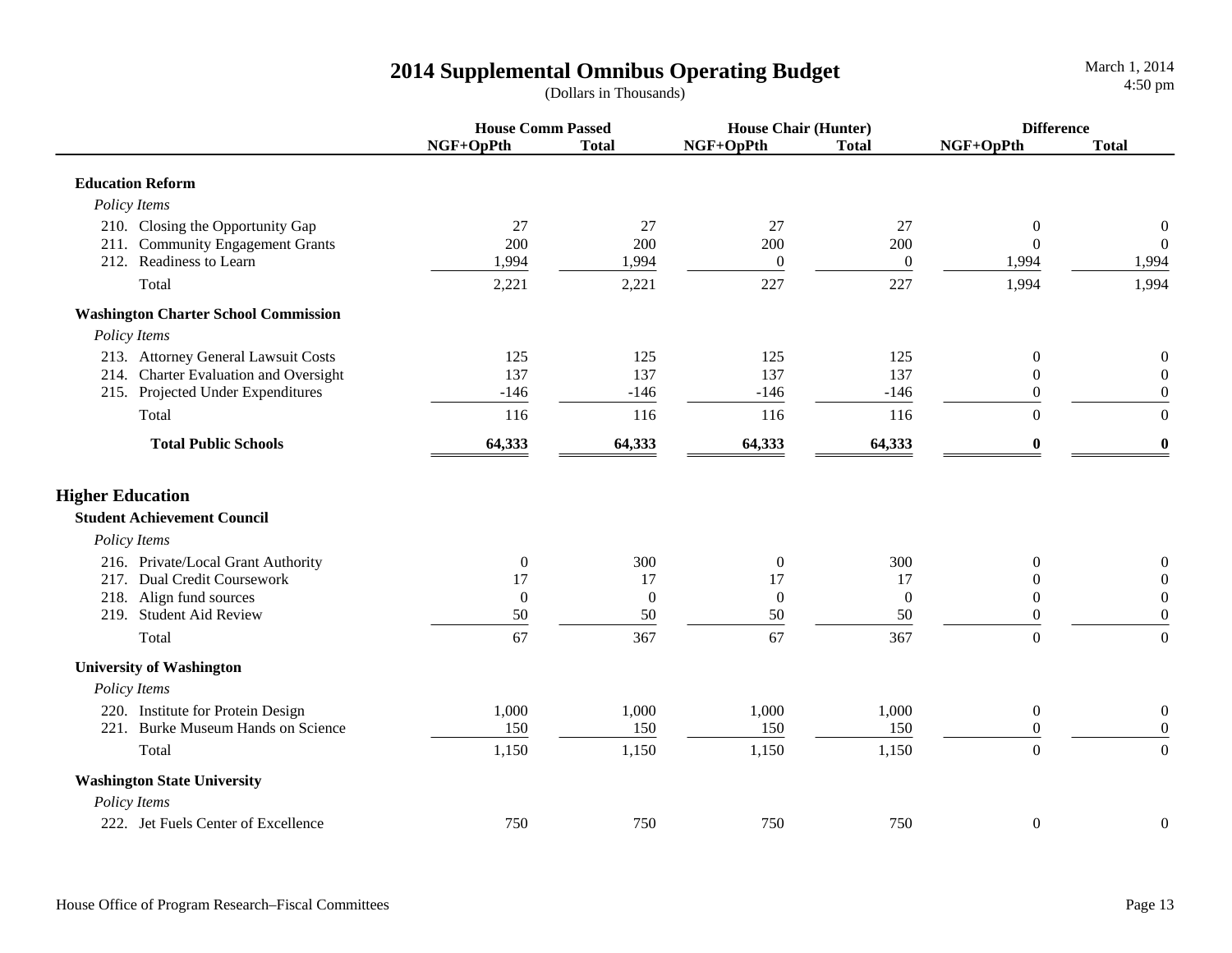# 2014 Supplemental Omnibus Operating Budget

(Dollars in Thousands)

| | House Comm Passed | | House Chair (Hunter) | | Difference | |
|---|---|---|---|---|---|---|
| | NGF+OpPth | Total | NGF+OpPth | Total | NGF+OpPth | Total |
| **Education Reform** | | | | | | |
| *Policy Items* | | | | | | |
| 210. Closing the Opportunity Gap | 27 | 27 | 27 | 27 | 0 | 0 |
| 211. Community Engagement Grants | 200 | 200 | 200 | 200 | 0 | 0 |
| 212. Readiness to Learn | 1,994 | 1,994 | 0 | 0 | 1,994 | 1,994 |
| Total | 2,221 | 2,221 | 227 | 227 | 1,994 | 1,994 |
| **Washington Charter School Commission** | | | | | | |
| *Policy Items* | | | | | | |
| 213. Attorney General Lawsuit Costs | 125 | 125 | 125 | 125 | 0 | 0 |
| 214. Charter Evaluation and Oversight | 137 | 137 | 137 | 137 | 0 | 0 |
| 215. Projected Under Expenditures | -146 | -146 | -146 | -146 | 0 | 0 |
| Total | 116 | 116 | 116 | 116 | 0 | 0 |
| **Total Public Schools** | **64,333** | **64,333** | **64,333** | **64,333** | **0** | **0** |
| **Higher Education** | | | | | | |
| **Student Achievement Council** | | | | | | |
| *Policy Items* | | | | | | |
| 216. Private/Local Grant Authority | 0 | 300 | 0 | 300 | 0 | 0 |
| 217. Dual Credit Coursework | 17 | 17 | 17 | 17 | 0 | 0 |
| 218. Align fund sources | 0 | 0 | 0 | 0 | 0 | 0 |
| 219. Student Aid Review | 50 | 50 | 50 | 50 | 0 | 0 |
| Total | 67 | 367 | 67 | 367 | 0 | 0 |
| **University of Washington** | | | | | | |
| *Policy Items* | | | | | | |
| 220. Institute for Protein Design | 1,000 | 1,000 | 1,000 | 1,000 | 0 | 0 |
| 221. Burke Museum Hands on Science | 150 | 150 | 150 | 150 | 0 | 0 |
| Total | 1,150 | 1,150 | 1,150 | 1,150 | 0 | 0 |
| **Washington State University** | | | | | | |
| *Policy Items* | | | | | | |
| 222. Jet Fuels Center of Excellence | 750 | 750 | 750 | 750 | 0 | 0 |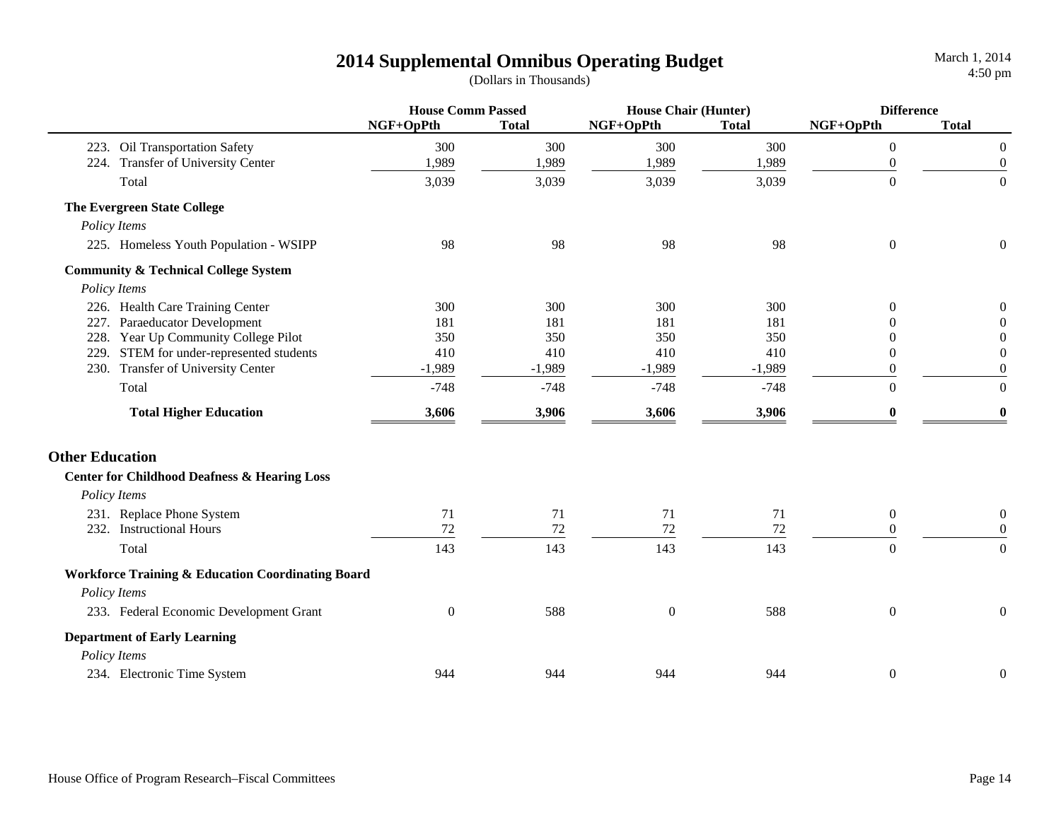# 2014 Supplemental Omnibus Operating Budget

(Dollars in Thousands)

March 1, 2014
4:50 pm

| | House Comm Passed | | House Chair (Hunter) | | Difference | |
|---|---|---|---|---|---|---|
| | NGF+OpPth | Total | NGF+OpPth | Total | NGF+OpPth | Total |
| 223. Oil Transportation Safety | 300 | 300 | 300 | 300 | 0 | 0 |
| 224. Transfer of University Center | 1,989 | 1,989 | 1,989 | 1,989 | 0 | 0 |
| Total | 3,039 | 3,039 | 3,039 | 3,039 | 0 | 0 |
| **The Evergreen State College** | | | | | | |
| *Policy Items* | | | | | | |
| 225. Homeless Youth Population - WSIPP | 98 | 98 | 98 | 98 | 0 | 0 |
| **Community & Technical College System** | | | | | | |
| *Policy Items* | | | | | | |
| 226. Health Care Training Center | 300 | 300 | 300 | 300 | 0 | 0 |
| 227. Paraeducator Development | 181 | 181 | 181 | 181 | 0 | 0 |
| 228. Year Up Community College Pilot | 350 | 350 | 350 | 350 | 0 | 0 |
| 229. STEM for under-represented students | 410 | 410 | 410 | 410 | 0 | 0 |
| 230. Transfer of University Center | -1,989 | -1,989 | -1,989 | -1,989 | 0 | 0 |
| Total | -748 | -748 | -748 | -748 | 0 | 0 |
| **Total Higher Education** | **3,606** | **3,906** | **3,606** | **3,906** | **0** | **0** |

## Other Education

| | NGF+OpPth | Total | NGF+OpPth | Total | NGF+OpPth | Total |
|---|---|---|---|---|---|---|
| **Center for Childhood Deafness & Hearing Loss** | | | | | | |
| *Policy Items* | | | | | | |
| 231. Replace Phone System | 71 | 71 | 71 | 71 | 0 | 0 |
| 232. Instructional Hours | 72 | 72 | 72 | 72 | 0 | 0 |
| Total | 143 | 143 | 143 | 143 | 0 | 0 |
| **Workforce Training & Education Coordinating Board** | | | | | | |
| *Policy Items* | | | | | | |
| 233. Federal Economic Development Grant | 0 | 588 | 0 | 588 | 0 | 0 |
| **Department of Early Learning** | | | | | | |
| *Policy Items* | | | | | | |
| 234. Electronic Time System | 944 | 944 | 944 | 944 | 0 | 0 |

House Office of Program Research–Fiscal Committees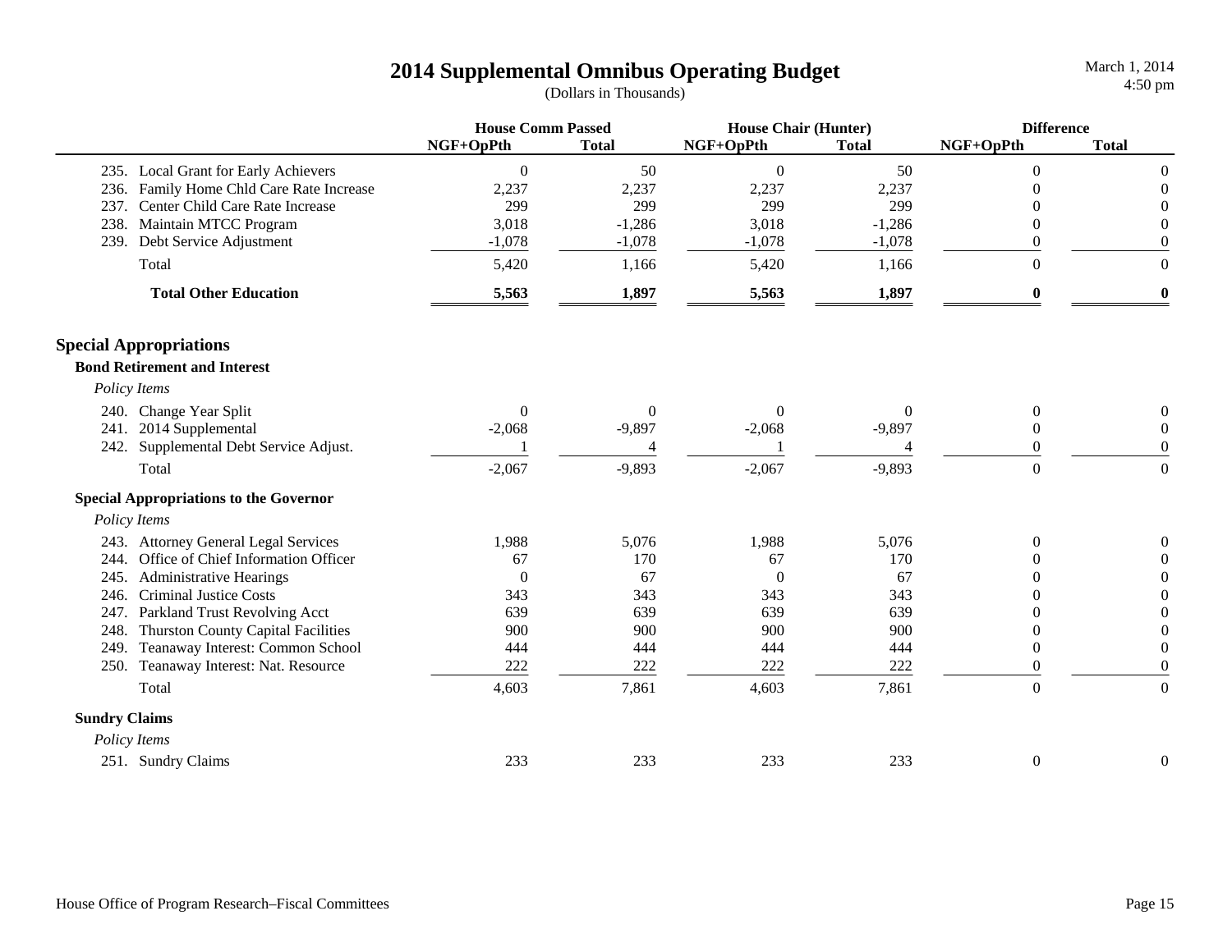# 2014 Supplemental Omnibus Operating Budget

(Dollars in Thousands)

| | House Comm Passed | | House Chair (Hunter) | | Difference | |
|---|---|---|---|---|---|---|
| | NGF+OpPth | Total | NGF+OpPth | Total | NGF+OpPth | Total |
| 235. Local Grant for Early Achievers | 0 | 50 | 0 | 50 | 0 | 0 |
| 236. Family Home Chld Care Rate Increase | 2,237 | 2,237 | 2,237 | 2,237 | 0 | 0 |
| 237. Center Child Care Rate Increase | 299 | 299 | 299 | 299 | 0 | 0 |
| 238. Maintain MTCC Program | 3,018 | -1,286 | 3,018 | -1,286 | 0 | 0 |
| 239. Debt Service Adjustment | -1,078 | -1,078 | -1,078 | -1,078 | 0 | 0 |
| Total | 5,420 | 1,166 | 5,420 | 1,166 | 0 | 0 |
| **Total Other Education** | **5,563** | **1,897** | **5,563** | **1,897** | **0** | **0** |

## Special Appropriations

### Bond Retirement and Interest

*Policy Items*

| | NGF+OpPth | Total | NGF+OpPth | Total | NGF+OpPth | Total |
|---|---|---|---|---|---|---|
| 240. Change Year Split | 0 | 0 | 0 | 0 | 0 | 0 |
| 241. 2014 Supplemental | -2,068 | -9,897 | -2,068 | -9,897 | 0 | 0 |
| 242. Supplemental Debt Service Adjust. | 1 | 4 | 1 | 4 | 0 | 0 |
| Total | -2,067 | -9,893 | -2,067 | -9,893 | 0 | 0 |

### Special Appropriations to the Governor

*Policy Items*

| | NGF+OpPth | Total | NGF+OpPth | Total | NGF+OpPth | Total |
|---|---|---|---|---|---|---|
| 243. Attorney General Legal Services | 1,988 | 5,076 | 1,988 | 5,076 | 0 | 0 |
| 244. Office of Chief Information Officer | 67 | 170 | 67 | 170 | 0 | 0 |
| 245. Administrative Hearings | 0 | 67 | 0 | 67 | 0 | 0 |
| 246. Criminal Justice Costs | 343 | 343 | 343 | 343 | 0 | 0 |
| 247. Parkland Trust Revolving Acct | 639 | 639 | 639 | 639 | 0 | 0 |
| 248. Thurston County Capital Facilities | 900 | 900 | 900 | 900 | 0 | 0 |
| 249. Teanaway Interest: Common School | 444 | 444 | 444 | 444 | 0 | 0 |
| 250. Teanaway Interest: Nat. Resource | 222 | 222 | 222 | 222 | 0 | 0 |
| Total | 4,603 | 7,861 | 4,603 | 7,861 | 0 | 0 |

### Sundry Claims

*Policy Items*

| | NGF+OpPth | Total | NGF+OpPth | Total | NGF+OpPth | Total |
|---|---|---|---|---|---|---|
| 251. Sundry Claims | 233 | 233 | 233 | 233 | 0 | 0 |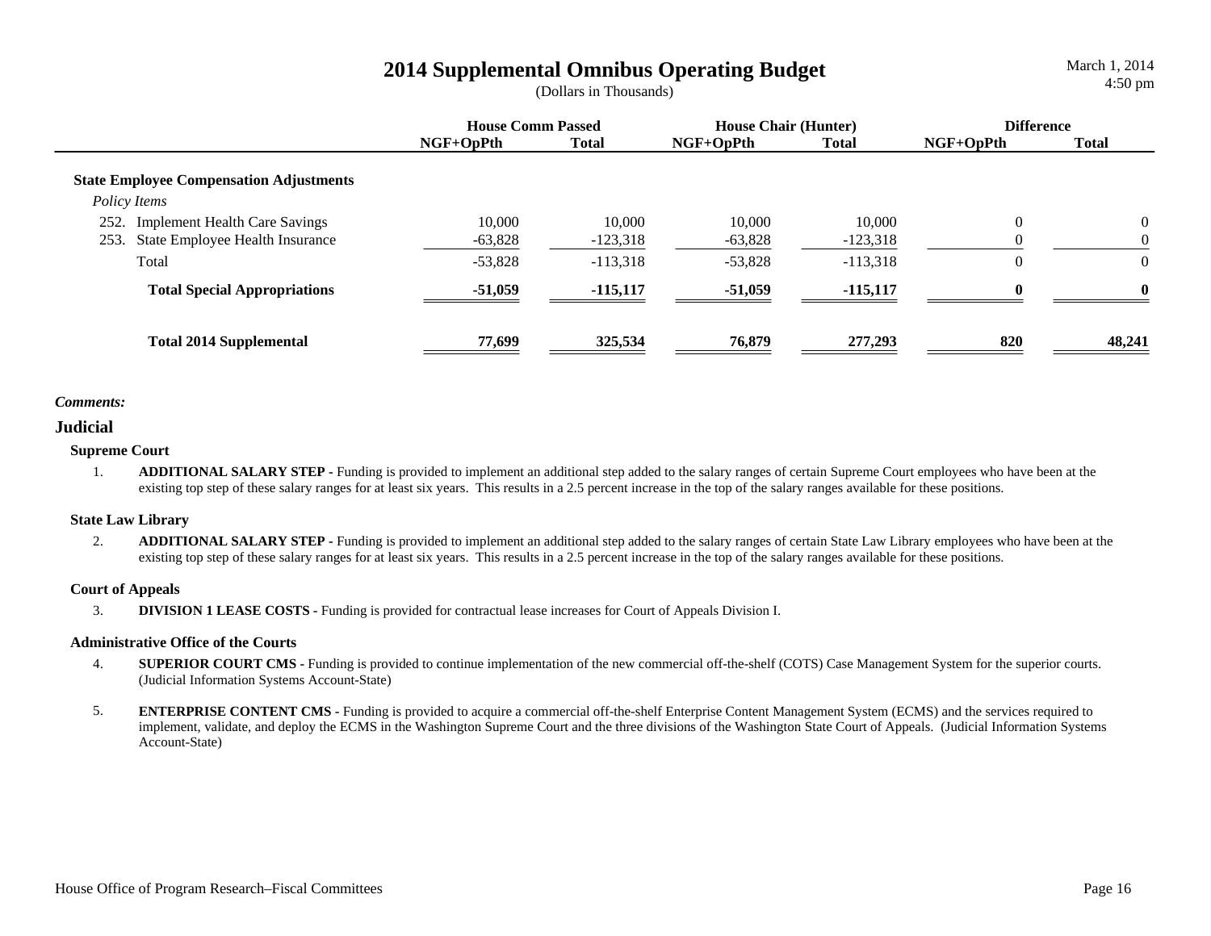# 2014 Supplemental Omnibus Operating Budget

(Dollars in Thousands)

| | House Comm Passed | | House Chair (Hunter) | | Difference | |
|---|---|---|---|---|---|---|
| | NGF+OpPth | Total | NGF+OpPth | Total | NGF+OpPth | Total |
| **State Employee Compensation Adjustments** | | | | | | |
| *Policy Items* | | | | | | |
| 252. Implement Health Care Savings | 10,000 | 10,000 | 10,000 | 10,000 | 0 | 0 |
| 253. State Employee Health Insurance | -63,828 | -123,318 | -63,828 | -123,318 | 0 | 0 |
| Total | -53,828 | -113,318 | -53,828 | -113,318 | 0 | 0 |
| **Total Special Appropriations** | **-51,059** | **-115,117** | **-51,059** | **-115,117** | **0** | **0** |
| **Total 2014 Supplemental** | **77,699** | **325,534** | **76,879** | **277,293** | **820** | **48,241** |

***Comments:***

## Judicial

### Supreme Court

1. **ADDITIONAL SALARY STEP -** Funding is provided to implement an additional step added to the salary ranges of certain Supreme Court employees who have been at the existing top step of these salary ranges for at least six years. This results in a 2.5 percent increase in the top of the salary ranges available for these positions.

### State Law Library

2. **ADDITIONAL SALARY STEP -** Funding is provided to implement an additional step added to the salary ranges of certain State Law Library employees who have been at the existing top step of these salary ranges for at least six years. This results in a 2.5 percent increase in the top of the salary ranges available for these positions.

### Court of Appeals

3. **DIVISION 1 LEASE COSTS -** Funding is provided for contractual lease increases for Court of Appeals Division I.

### Administrative Office of the Courts

4. **SUPERIOR COURT CMS -** Funding is provided to continue implementation of the new commercial off-the-shelf (COTS) Case Management System for the superior courts. (Judicial Information Systems Account-State)

5. **ENTERPRISE CONTENT CMS -** Funding is provided to acquire a commercial off-the-shelf Enterprise Content Management System (ECMS) and the services required to implement, validate, and deploy the ECMS in the Washington Supreme Court and the three divisions of the Washington State Court of Appeals. (Judicial Information Systems Account-State)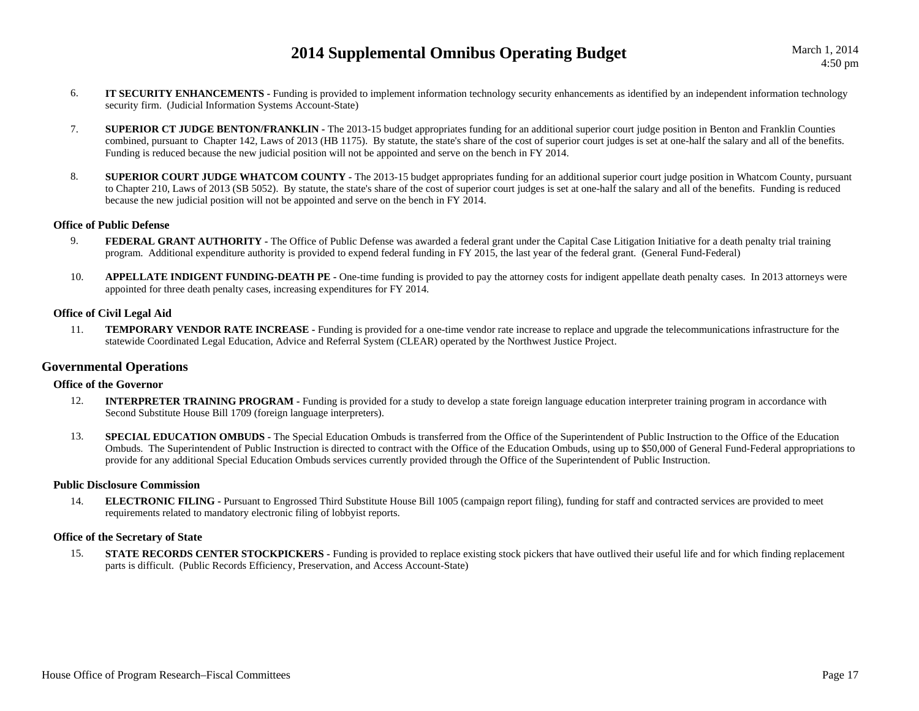6. **IT SECURITY ENHANCEMENTS -** Funding is provided to implement information technology security enhancements as identified by an independent information technology security firm. (Judicial Information Systems Account-State)

7. **SUPERIOR CT JUDGE BENTON/FRANKLIN -** The 2013-15 budget appropriates funding for an additional superior court judge position in Benton and Franklin Counties combined, pursuant to Chapter 142, Laws of 2013 (HB 1175). By statute, the state's share of the cost of superior court judges is set at one-half the salary and all of the benefits. Funding is reduced because the new judicial position will not be appointed and serve on the bench in FY 2014.

8. **SUPERIOR COURT JUDGE WHATCOM COUNTY -** The 2013-15 budget appropriates funding for an additional superior court judge position in Whatcom County, pursuant to Chapter 210, Laws of 2013 (SB 5052). By statute, the state's share of the cost of superior court judges is set at one-half the salary and all of the benefits. Funding is reduced because the new judicial position will not be appointed and serve on the bench in FY 2014.

### Office of Public Defense

9. **FEDERAL GRANT AUTHORITY -** The Office of Public Defense was awarded a federal grant under the Capital Case Litigation Initiative for a death penalty trial training program. Additional expenditure authority is provided to expend federal funding in FY 2015, the last year of the federal grant. (General Fund-Federal)

10. **APPELLATE INDIGENT FUNDING-DEATH PE -** One-time funding is provided to pay the attorney costs for indigent appellate death penalty cases. In 2013 attorneys were appointed for three death penalty cases, increasing expenditures for FY 2014.

### Office of Civil Legal Aid

11. **TEMPORARY VENDOR RATE INCREASE -** Funding is provided for a one-time vendor rate increase to replace and upgrade the telecommunications infrastructure for the statewide Coordinated Legal Education, Advice and Referral System (CLEAR) operated by the Northwest Justice Project.

## Governmental Operations

### Office of the Governor

12. **INTERPRETER TRAINING PROGRAM -** Funding is provided for a study to develop a state foreign language education interpreter training program in accordance with Second Substitute House Bill 1709 (foreign language interpreters).

13. **SPECIAL EDUCATION OMBUDS -** The Special Education Ombuds is transferred from the Office of the Superintendent of Public Instruction to the Office of the Education Ombuds. The Superintendent of Public Instruction is directed to contract with the Office of the Education Ombuds, using up to $50,000 of General Fund-Federal appropriations to provide for any additional Special Education Ombuds services currently provided through the Office of the Superintendent of Public Instruction.

### Public Disclosure Commission

14. **ELECTRONIC FILING -** Pursuant to Engrossed Third Substitute House Bill 1005 (campaign report filing), funding for staff and contracted services are provided to meet requirements related to mandatory electronic filing of lobbyist reports.

### Office of the Secretary of State

15. **STATE RECORDS CENTER STOCKPICKERS -** Funding is provided to replace existing stock pickers that have outlived their useful life and for which finding replacement parts is difficult. (Public Records Efficiency, Preservation, and Access Account-State)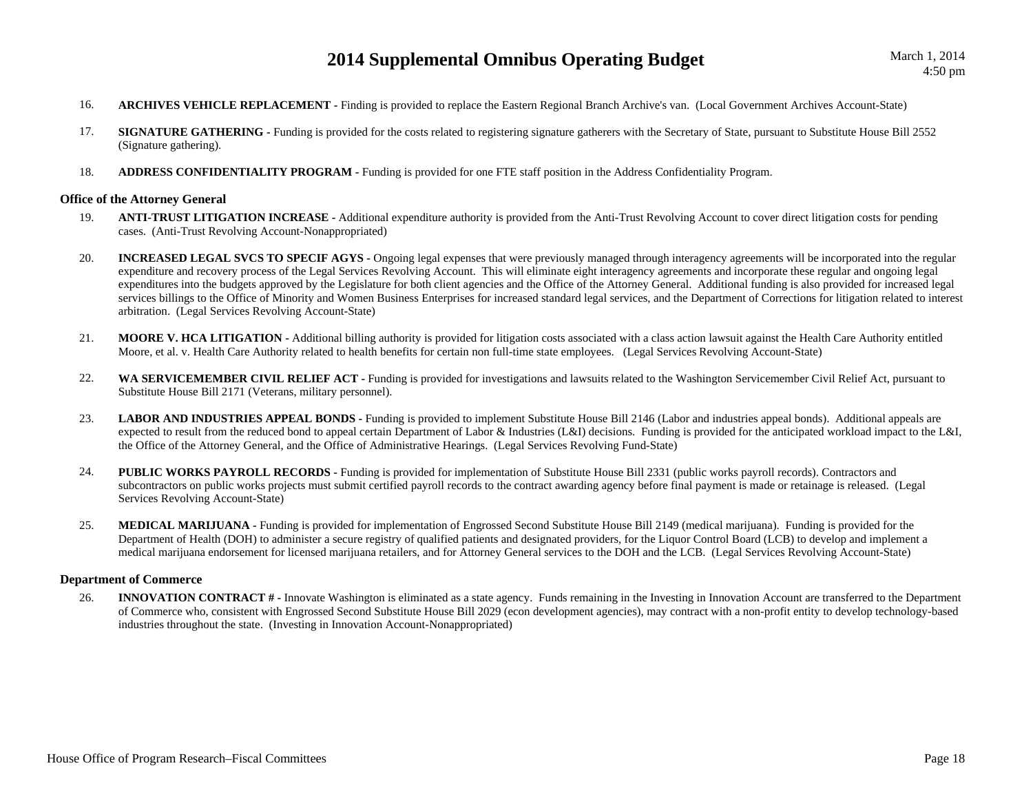16. **ARCHIVES VEHICLE REPLACEMENT -** Finding is provided to replace the Eastern Regional Branch Archive's van. (Local Government Archives Account-State)

17. **SIGNATURE GATHERING -** Funding is provided for the costs related to registering signature gatherers with the Secretary of State, pursuant to Substitute House Bill 2552 (Signature gathering).

18. **ADDRESS CONFIDENTIALITY PROGRAM -** Funding is provided for one FTE staff position in the Address Confidentiality Program.

### Office of the Attorney General

19. **ANTI-TRUST LITIGATION INCREASE -** Additional expenditure authority is provided from the Anti-Trust Revolving Account to cover direct litigation costs for pending cases. (Anti-Trust Revolving Account-Nonappropriated)

20. **INCREASED LEGAL SVCS TO SPECIF AGYS -** Ongoing legal expenses that were previously managed through interagency agreements will be incorporated into the regular expenditure and recovery process of the Legal Services Revolving Account. This will eliminate eight interagency agreements and incorporate these regular and ongoing legal expenditures into the budgets approved by the Legislature for both client agencies and the Office of the Attorney General. Additional funding is also provided for increased legal services billings to the Office of Minority and Women Business Enterprises for increased standard legal services, and the Department of Corrections for litigation related to interest arbitration. (Legal Services Revolving Account-State)

21. **MOORE V. HCA LITIGATION -** Additional billing authority is provided for litigation costs associated with a class action lawsuit against the Health Care Authority entitled Moore, et al. v. Health Care Authority related to health benefits for certain non full-time state employees. (Legal Services Revolving Account-State)

22. **WA SERVICEMEMBER CIVIL RELIEF ACT -** Funding is provided for investigations and lawsuits related to the Washington Servicemember Civil Relief Act, pursuant to Substitute House Bill 2171 (Veterans, military personnel).

23. **LABOR AND INDUSTRIES APPEAL BONDS -** Funding is provided to implement Substitute House Bill 2146 (Labor and industries appeal bonds). Additional appeals are expected to result from the reduced bond to appeal certain Department of Labor & Industries (L&I) decisions. Funding is provided for the anticipated workload impact to the L&I, the Office of the Attorney General, and the Office of Administrative Hearings. (Legal Services Revolving Fund-State)

24. **PUBLIC WORKS PAYROLL RECORDS -** Funding is provided for implementation of Substitute House Bill 2331 (public works payroll records). Contractors and subcontractors on public works projects must submit certified payroll records to the contract awarding agency before final payment is made or retainage is released. (Legal Services Revolving Account-State)

25. **MEDICAL MARIJUANA -** Funding is provided for implementation of Engrossed Second Substitute House Bill 2149 (medical marijuana). Funding is provided for the Department of Health (DOH) to administer a secure registry of qualified patients and designated providers, for the Liquor Control Board (LCB) to develop and implement a medical marijuana endorsement for licensed marijuana retailers, and for Attorney General services to the DOH and the LCB. (Legal Services Revolving Account-State)

### Department of Commerce

26. **INNOVATION CONTRACT # -** Innovate Washington is eliminated as a state agency. Funds remaining in the Investing in Innovation Account are transferred to the Department of Commerce who, consistent with Engrossed Second Substitute House Bill 2029 (econ development agencies), may contract with a non-profit entity to develop technology-based industries throughout the state. (Investing in Innovation Account-Nonappropriated)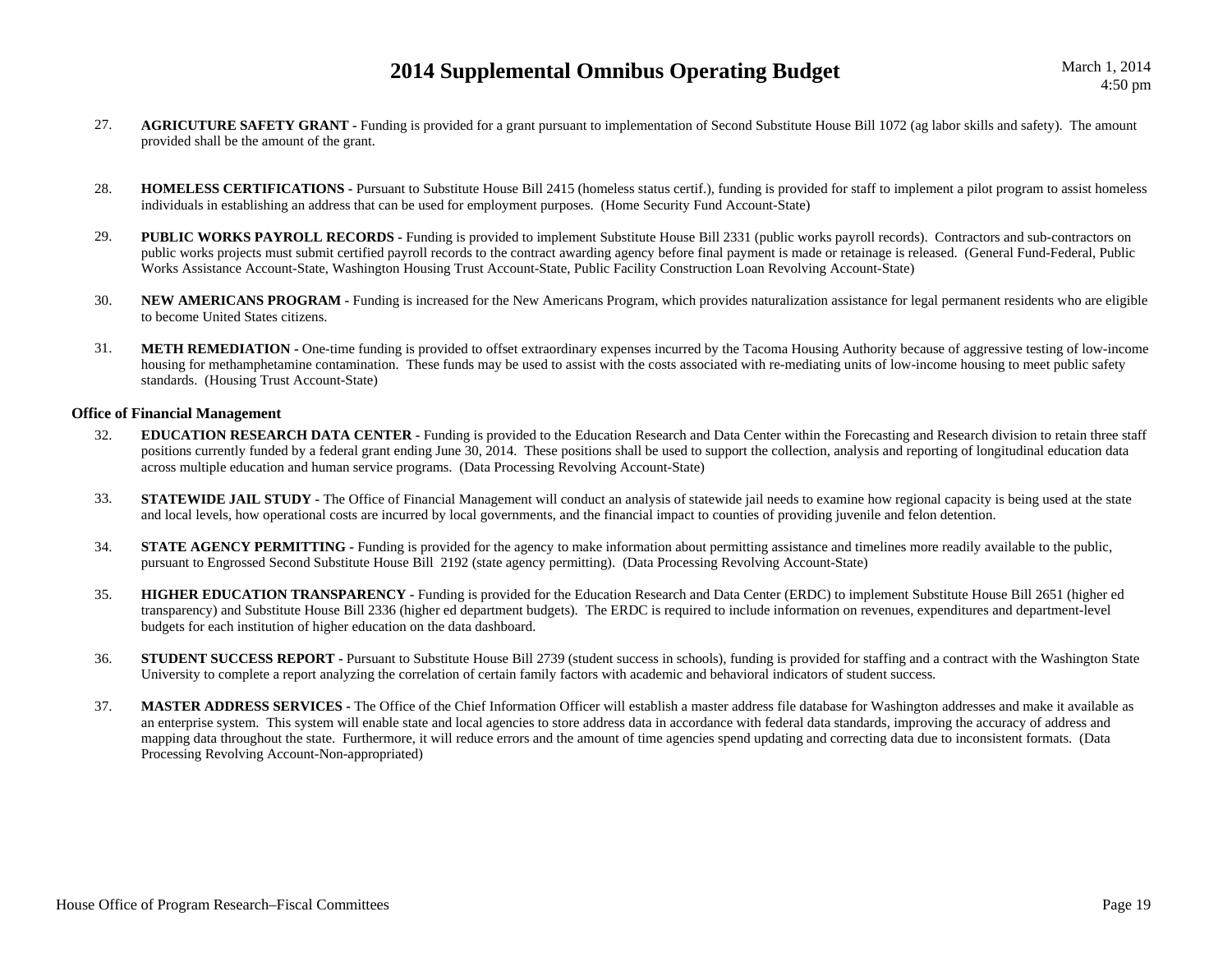27. **AGRICUTURE SAFETY GRANT -** Funding is provided for a grant pursuant to implementation of Second Substitute House Bill 1072 (ag labor skills and safety). The amount provided shall be the amount of the grant.

28. **HOMELESS CERTIFICATIONS -** Pursuant to Substitute House Bill 2415 (homeless status certif.), funding is provided for staff to implement a pilot program to assist homeless individuals in establishing an address that can be used for employment purposes. (Home Security Fund Account-State)

29. **PUBLIC WORKS PAYROLL RECORDS -** Funding is provided to implement Substitute House Bill 2331 (public works payroll records). Contractors and sub-contractors on public works projects must submit certified payroll records to the contract awarding agency before final payment is made or retainage is released. (General Fund-Federal, Public Works Assistance Account-State, Washington Housing Trust Account-State, Public Facility Construction Loan Revolving Account-State)

30. **NEW AMERICANS PROGRAM -** Funding is increased for the New Americans Program, which provides naturalization assistance for legal permanent residents who are eligible to become United States citizens.

31. **METH REMEDIATION -** One-time funding is provided to offset extraordinary expenses incurred by the Tacoma Housing Authority because of aggressive testing of low-income housing for methamphetamine contamination. These funds may be used to assist with the costs associated with re-mediating units of low-income housing to meet public safety standards. (Housing Trust Account-State)

### Office of Financial Management

32. **EDUCATION RESEARCH DATA CENTER -** Funding is provided to the Education Research and Data Center within the Forecasting and Research division to retain three staff positions currently funded by a federal grant ending June 30, 2014. These positions shall be used to support the collection, analysis and reporting of longitudinal education data across multiple education and human service programs. (Data Processing Revolving Account-State)

33. **STATEWIDE JAIL STUDY -** The Office of Financial Management will conduct an analysis of statewide jail needs to examine how regional capacity is being used at the state and local levels, how operational costs are incurred by local governments, and the financial impact to counties of providing juvenile and felon detention.

34. **STATE AGENCY PERMITTING -** Funding is provided for the agency to make information about permitting assistance and timelines more readily available to the public, pursuant to Engrossed Second Substitute House Bill 2192 (state agency permitting). (Data Processing Revolving Account-State)

35. **HIGHER EDUCATION TRANSPARENCY -** Funding is provided for the Education Research and Data Center (ERDC) to implement Substitute House Bill 2651 (higher ed transparency) and Substitute House Bill 2336 (higher ed department budgets). The ERDC is required to include information on revenues, expenditures and department-level budgets for each institution of higher education on the data dashboard.

36. **STUDENT SUCCESS REPORT -** Pursuant to Substitute House Bill 2739 (student success in schools), funding is provided for staffing and a contract with the Washington State University to complete a report analyzing the correlation of certain family factors with academic and behavioral indicators of student success.

37. **MASTER ADDRESS SERVICES -** The Office of the Chief Information Officer will establish a master address file database for Washington addresses and make it available as an enterprise system. This system will enable state and local agencies to store address data in accordance with federal data standards, improving the accuracy of address and mapping data throughout the state. Furthermore, it will reduce errors and the amount of time agencies spend updating and correcting data due to inconsistent formats. (Data Processing Revolving Account-Non-appropriated)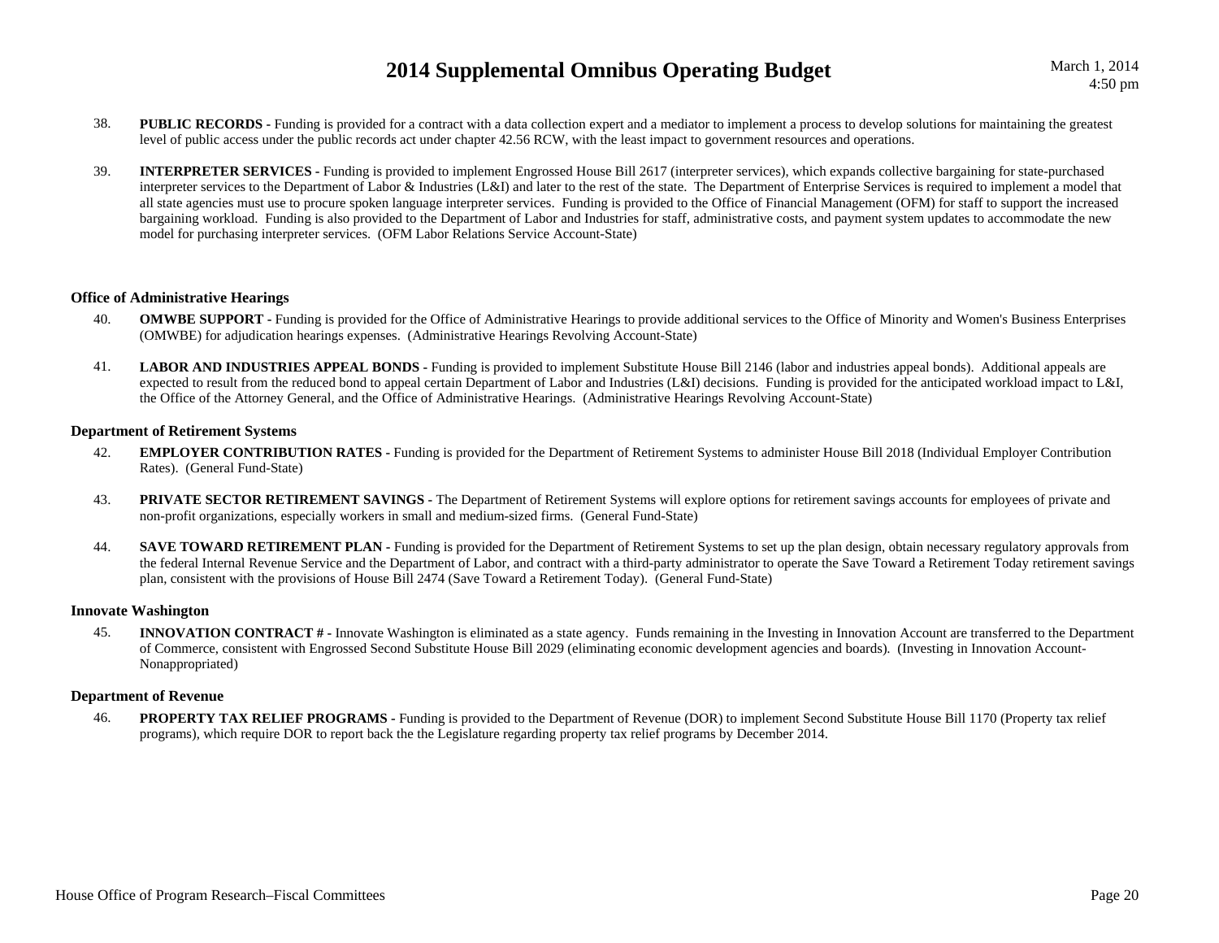38. **PUBLIC RECORDS -** Funding is provided for a contract with a data collection expert and a mediator to implement a process to develop solutions for maintaining the greatest level of public access under the public records act under chapter 42.56 RCW, with the least impact to government resources and operations.

39. **INTERPRETER SERVICES -** Funding is provided to implement Engrossed House Bill 2617 (interpreter services), which expands collective bargaining for state-purchased interpreter services to the Department of Labor & Industries (L&I) and later to the rest of the state. The Department of Enterprise Services is required to implement a model that all state agencies must use to procure spoken language interpreter services. Funding is provided to the Office of Financial Management (OFM) for staff to support the increased bargaining workload. Funding is also provided to the Department of Labor and Industries for staff, administrative costs, and payment system updates to accommodate the new model for purchasing interpreter services. (OFM Labor Relations Service Account-State)

### Office of Administrative Hearings

40. **OMWBE SUPPORT -** Funding is provided for the Office of Administrative Hearings to provide additional services to the Office of Minority and Women's Business Enterprises (OMWBE) for adjudication hearings expenses. (Administrative Hearings Revolving Account-State)

41. **LABOR AND INDUSTRIES APPEAL BONDS -** Funding is provided to implement Substitute House Bill 2146 (labor and industries appeal bonds). Additional appeals are expected to result from the reduced bond to appeal certain Department of Labor and Industries (L&I) decisions. Funding is provided for the anticipated workload impact to L&I, the Office of the Attorney General, and the Office of Administrative Hearings. (Administrative Hearings Revolving Account-State)

### Department of Retirement Systems

42. **EMPLOYER CONTRIBUTION RATES -** Funding is provided for the Department of Retirement Systems to administer House Bill 2018 (Individual Employer Contribution Rates). (General Fund-State)

43. **PRIVATE SECTOR RETIREMENT SAVINGS -** The Department of Retirement Systems will explore options for retirement savings accounts for employees of private and non-profit organizations, especially workers in small and medium-sized firms. (General Fund-State)

44. **SAVE TOWARD RETIREMENT PLAN -** Funding is provided for the Department of Retirement Systems to set up the plan design, obtain necessary regulatory approvals from the federal Internal Revenue Service and the Department of Labor, and contract with a third-party administrator to operate the Save Toward a Retirement Today retirement savings plan, consistent with the provisions of House Bill 2474 (Save Toward a Retirement Today). (General Fund-State)

### Innovate Washington

45. **INNOVATION CONTRACT # -** Innovate Washington is eliminated as a state agency. Funds remaining in the Investing in Innovation Account are transferred to the Department of Commerce, consistent with Engrossed Second Substitute House Bill 2029 (eliminating economic development agencies and boards). (Investing in Innovation Account-Nonappropriated)

### Department of Revenue

46. **PROPERTY TAX RELIEF PROGRAMS -** Funding is provided to the Department of Revenue (DOR) to implement Second Substitute House Bill 1170 (Property tax relief programs), which require DOR to report back the the Legislature regarding property tax relief programs by December 2014.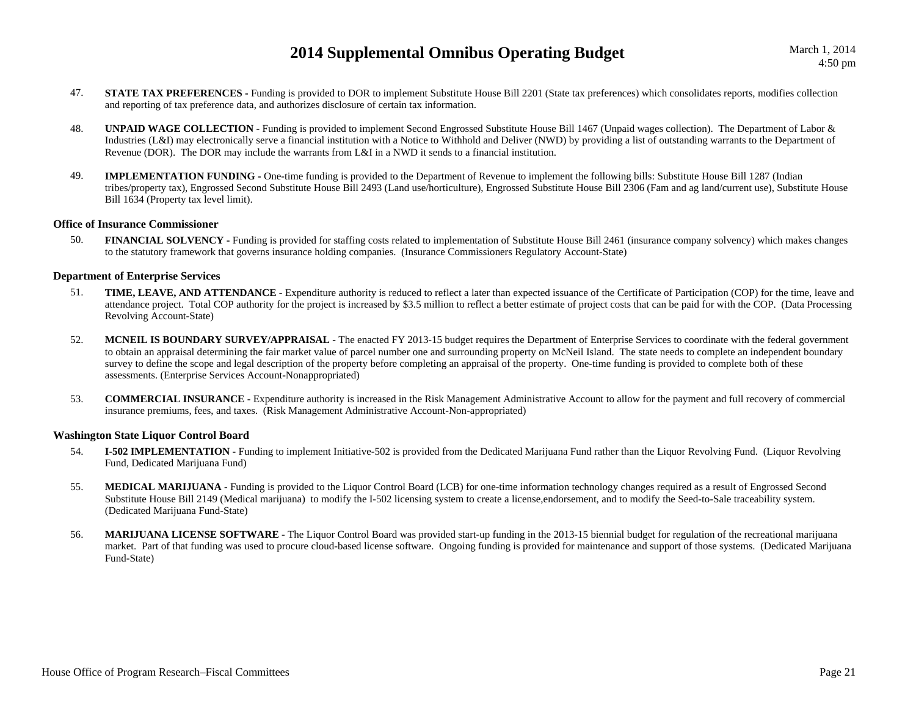47. **STATE TAX PREFERENCES -** Funding is provided to DOR to implement Substitute House Bill 2201 (State tax preferences) which consolidates reports, modifies collection and reporting of tax preference data, and authorizes disclosure of certain tax information.

48. **UNPAID WAGE COLLECTION -** Funding is provided to implement Second Engrossed Substitute House Bill 1467 (Unpaid wages collection). The Department of Labor & Industries (L&I) may electronically serve a financial institution with a Notice to Withhold and Deliver (NWD) by providing a list of outstanding warrants to the Department of Revenue (DOR). The DOR may include the warrants from L&I in a NWD it sends to a financial institution.

49. **IMPLEMENTATION FUNDING -** One-time funding is provided to the Department of Revenue to implement the following bills: Substitute House Bill 1287 (Indian tribes/property tax), Engrossed Second Substitute House Bill 2493 (Land use/horticulture), Engrossed Substitute House Bill 2306 (Fam and ag land/current use), Substitute House Bill 1634 (Property tax level limit).

### Office of Insurance Commissioner

50. **FINANCIAL SOLVENCY -** Funding is provided for staffing costs related to implementation of Substitute House Bill 2461 (insurance company solvency) which makes changes to the statutory framework that governs insurance holding companies. (Insurance Commissioners Regulatory Account-State)

### Department of Enterprise Services

51. **TIME, LEAVE, AND ATTENDANCE -** Expenditure authority is reduced to reflect a later than expected issuance of the Certificate of Participation (COP) for the time, leave and attendance project. Total COP authority for the project is increased by $3.5 million to reflect a better estimate of project costs that can be paid for with the COP. (Data Processing Revolving Account-State)

52. **MCNEIL IS BOUNDARY SURVEY/APPRAISAL -** The enacted FY 2013-15 budget requires the Department of Enterprise Services to coordinate with the federal government to obtain an appraisal determining the fair market value of parcel number one and surrounding property on McNeil Island. The state needs to complete an independent boundary survey to define the scope and legal description of the property before completing an appraisal of the property. One-time funding is provided to complete both of these assessments. (Enterprise Services Account-Nonappropriated)

53. **COMMERCIAL INSURANCE -** Expenditure authority is increased in the Risk Management Administrative Account to allow for the payment and full recovery of commercial insurance premiums, fees, and taxes. (Risk Management Administrative Account-Non-appropriated)

### Washington State Liquor Control Board

54. **I-502 IMPLEMENTATION -** Funding to implement Initiative-502 is provided from the Dedicated Marijuana Fund rather than the Liquor Revolving Fund. (Liquor Revolving Fund, Dedicated Marijuana Fund)

55. **MEDICAL MARIJUANA -** Funding is provided to the Liquor Control Board (LCB) for one-time information technology changes required as a result of Engrossed Second Substitute House Bill 2149 (Medical marijuana) to modify the I-502 licensing system to create a license,endorsement, and to modify the Seed-to-Sale traceability system. (Dedicated Marijuana Fund-State)

56. **MARIJUANA LICENSE SOFTWARE -** The Liquor Control Board was provided start-up funding in the 2013-15 biennial budget for regulation of the recreational marijuana market. Part of that funding was used to procure cloud-based license software. Ongoing funding is provided for maintenance and support of those systems. (Dedicated Marijuana Fund-State)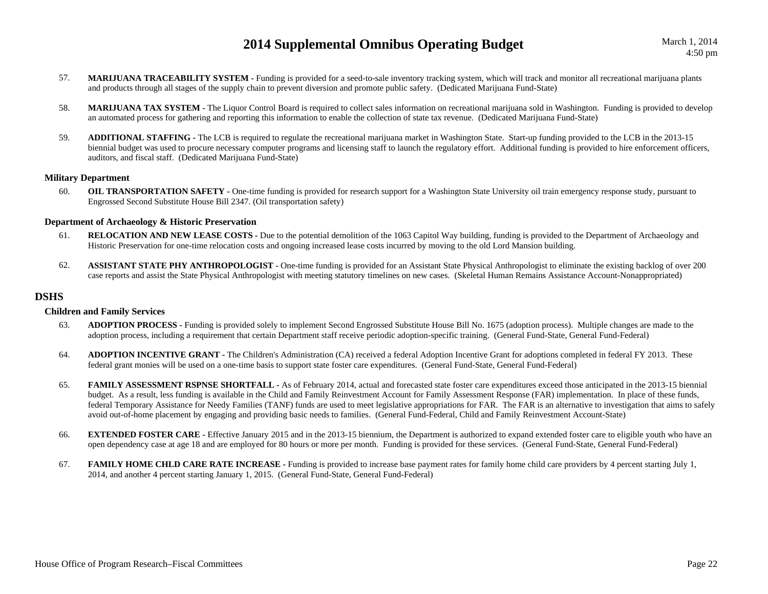57. **MARIJUANA TRACEABILITY SYSTEM -** Funding is provided for a seed-to-sale inventory tracking system, which will track and monitor all recreational marijuana plants and products through all stages of the supply chain to prevent diversion and promote public safety. (Dedicated Marijuana Fund-State)

58. **MARIJUANA TAX SYSTEM -** The Liquor Control Board is required to collect sales information on recreational marijuana sold in Washington. Funding is provided to develop an automated process for gathering and reporting this information to enable the collection of state tax revenue. (Dedicated Marijuana Fund-State)

59. **ADDITIONAL STAFFING -** The LCB is required to regulate the recreational marijuana market in Washington State. Start-up funding provided to the LCB in the 2013-15 biennial budget was used to procure necessary computer programs and licensing staff to launch the regulatory effort. Additional funding is provided to hire enforcement officers, auditors, and fiscal staff. (Dedicated Marijuana Fund-State)

### Military Department

60. **OIL TRANSPORTATION SAFETY -** One-time funding is provided for research support for a Washington State University oil train emergency response study, pursuant to Engrossed Second Substitute House Bill 2347. (Oil transportation safety)

### Department of Archaeology & Historic Preservation

61. **RELOCATION AND NEW LEASE COSTS -** Due to the potential demolition of the 1063 Capitol Way building, funding is provided to the Department of Archaeology and Historic Preservation for one-time relocation costs and ongoing increased lease costs incurred by moving to the old Lord Mansion building.

62. **ASSISTANT STATE PHY ANTHROPOLOGIST -** One-time funding is provided for an Assistant State Physical Anthropologist to eliminate the existing backlog of over 200 case reports and assist the State Physical Anthropologist with meeting statutory timelines on new cases. (Skeletal Human Remains Assistance Account-Nonappropriated)

## DSHS

### Children and Family Services

63. **ADOPTION PROCESS -** Funding is provided solely to implement Second Engrossed Substitute House Bill No. 1675 (adoption process). Multiple changes are made to the adoption process, including a requirement that certain Department staff receive periodic adoption-specific training. (General Fund-State, General Fund-Federal)

64. **ADOPTION INCENTIVE GRANT -** The Children's Administration (CA) received a federal Adoption Incentive Grant for adoptions completed in federal FY 2013. These federal grant monies will be used on a one-time basis to support state foster care expenditures. (General Fund-State, General Fund-Federal)

65. **FAMILY ASSESSMENT RSPNSE SHORTFALL -** As of February 2014, actual and forecasted state foster care expenditures exceed those anticipated in the 2013-15 biennial budget. As a result, less funding is available in the Child and Family Reinvestment Account for Family Assessment Response (FAR) implementation. In place of these funds, federal Temporary Assistance for Needy Families (TANF) funds are used to meet legislative appropriations for FAR. The FAR is an alternative to investigation that aims to safely avoid out-of-home placement by engaging and providing basic needs to families. (General Fund-Federal, Child and Family Reinvestment Account-State)

66. **EXTENDED FOSTER CARE -** Effective January 2015 and in the 2013-15 biennium, the Department is authorized to expand extended foster care to eligible youth who have an open dependency case at age 18 and are employed for 80 hours or more per month. Funding is provided for these services. (General Fund-State, General Fund-Federal)

67. **FAMILY HOME CHLD CARE RATE INCREASE -** Funding is provided to increase base payment rates for family home child care providers by 4 percent starting July 1, 2014, and another 4 percent starting January 1, 2015. (General Fund-State, General Fund-Federal)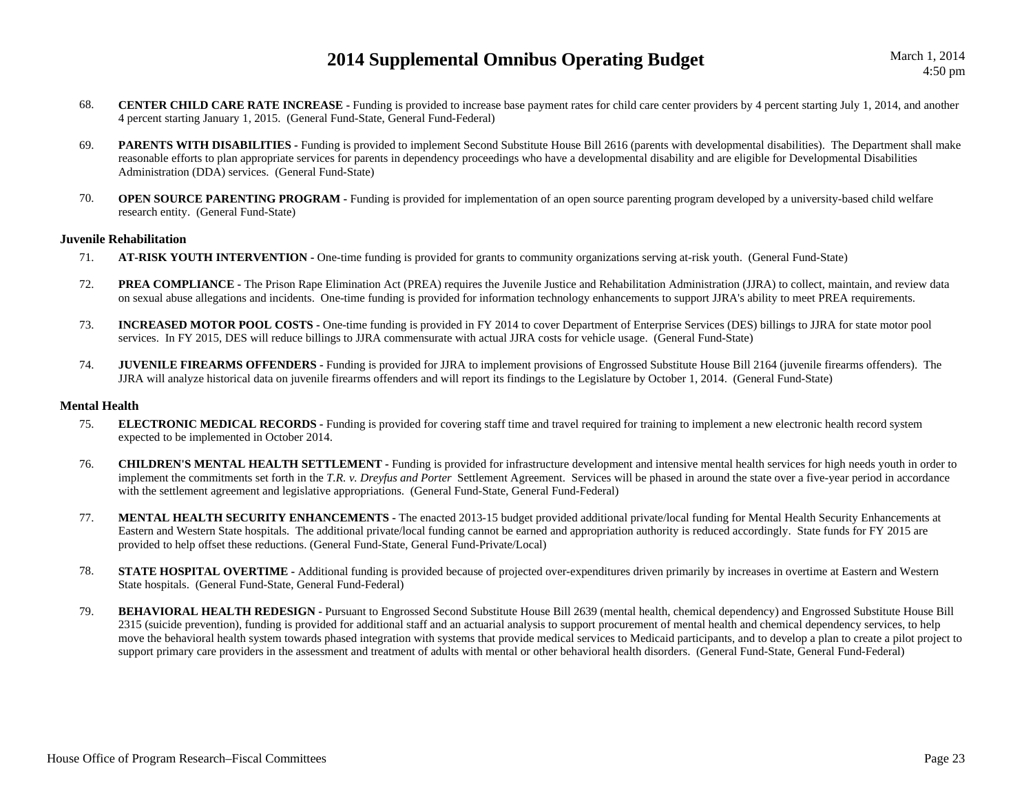68. **CENTER CHILD CARE RATE INCREASE -** Funding is provided to increase base payment rates for child care center providers by 4 percent starting July 1, 2014, and another 4 percent starting January 1, 2015. (General Fund-State, General Fund-Federal)

69. **PARENTS WITH DISABILITIES -** Funding is provided to implement Second Substitute House Bill 2616 (parents with developmental disabilities). The Department shall make reasonable efforts to plan appropriate services for parents in dependency proceedings who have a developmental disability and are eligible for Developmental Disabilities Administration (DDA) services. (General Fund-State)

70. **OPEN SOURCE PARENTING PROGRAM -** Funding is provided for implementation of an open source parenting program developed by a university-based child welfare research entity. (General Fund-State)

### Juvenile Rehabilitation

71. **AT-RISK YOUTH INTERVENTION -** One-time funding is provided for grants to community organizations serving at-risk youth. (General Fund-State)

72. **PREA COMPLIANCE -** The Prison Rape Elimination Act (PREA) requires the Juvenile Justice and Rehabilitation Administration (JJRA) to collect, maintain, and review data on sexual abuse allegations and incidents. One-time funding is provided for information technology enhancements to support JJRA's ability to meet PREA requirements.

73. **INCREASED MOTOR POOL COSTS -** One-time funding is provided in FY 2014 to cover Department of Enterprise Services (DES) billings to JJRA for state motor pool services. In FY 2015, DES will reduce billings to JJRA commensurate with actual JJRA costs for vehicle usage. (General Fund-State)

74. **JUVENILE FIREARMS OFFENDERS -** Funding is provided for JJRA to implement provisions of Engrossed Substitute House Bill 2164 (juvenile firearms offenders). The JJRA will analyze historical data on juvenile firearms offenders and will report its findings to the Legislature by October 1, 2014. (General Fund-State)

### Mental Health

75. **ELECTRONIC MEDICAL RECORDS -** Funding is provided for covering staff time and travel required for training to implement a new electronic health record system expected to be implemented in October 2014.

76. **CHILDREN'S MENTAL HEALTH SETTLEMENT -** Funding is provided for infrastructure development and intensive mental health services for high needs youth in order to implement the commitments set forth in the *T.R. v. Dreyfus and Porter* Settlement Agreement. Services will be phased in around the state over a five-year period in accordance with the settlement agreement and legislative appropriations. (General Fund-State, General Fund-Federal)

77. **MENTAL HEALTH SECURITY ENHANCEMENTS -** The enacted 2013-15 budget provided additional private/local funding for Mental Health Security Enhancements at Eastern and Western State hospitals. The additional private/local funding cannot be earned and appropriation authority is reduced accordingly. State funds for FY 2015 are provided to help offset these reductions. (General Fund-State, General Fund-Private/Local)

78. **STATE HOSPITAL OVERTIME -** Additional funding is provided because of projected over-expenditures driven primarily by increases in overtime at Eastern and Western State hospitals. (General Fund-State, General Fund-Federal)

79. **BEHAVIORAL HEALTH REDESIGN -** Pursuant to Engrossed Second Substitute House Bill 2639 (mental health, chemical dependency) and Engrossed Substitute House Bill 2315 (suicide prevention), funding is provided for additional staff and an actuarial analysis to support procurement of mental health and chemical dependency services, to help move the behavioral health system towards phased integration with systems that provide medical services to Medicaid participants, and to develop a plan to create a pilot project to support primary care providers in the assessment and treatment of adults with mental or other behavioral health disorders. (General Fund-State, General Fund-Federal)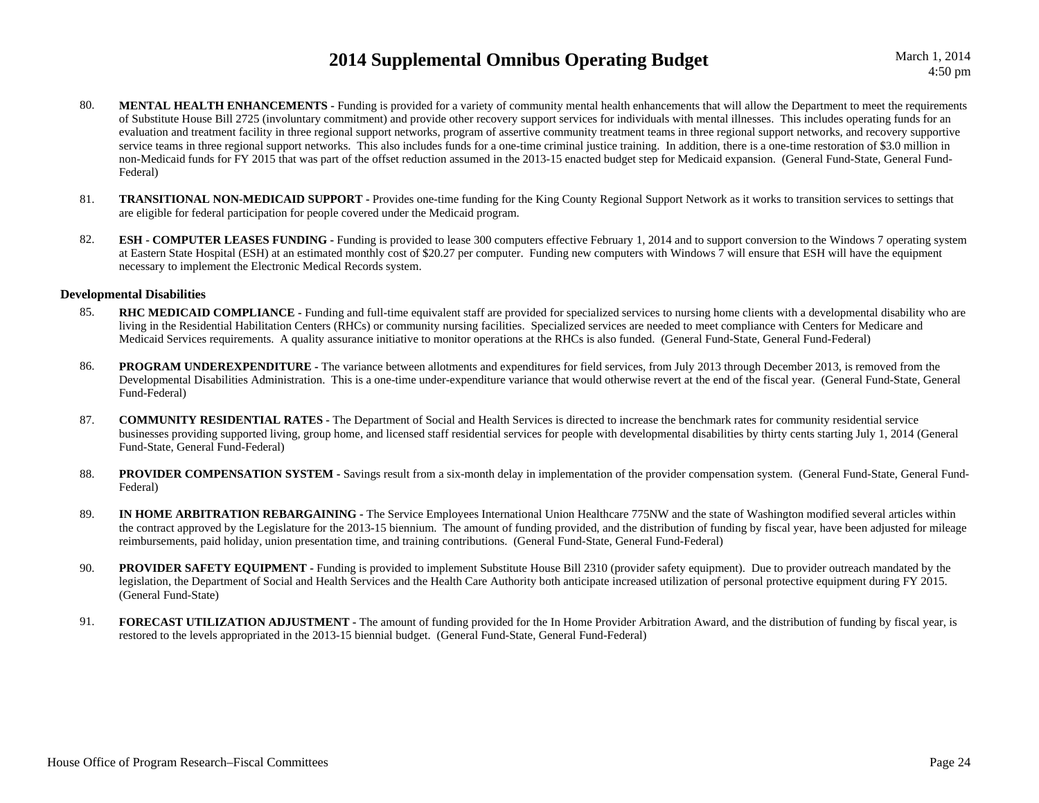80. **MENTAL HEALTH ENHANCEMENTS -** Funding is provided for a variety of community mental health enhancements that will allow the Department to meet the requirements of Substitute House Bill 2725 (involuntary commitment) and provide other recovery support services for individuals with mental illnesses. This includes operating funds for an evaluation and treatment facility in three regional support networks, program of assertive community treatment teams in three regional support networks, and recovery supportive service teams in three regional support networks. This also includes funds for a one-time criminal justice training. In addition, there is a one-time restoration of $3.0 million in non-Medicaid funds for FY 2015 that was part of the offset reduction assumed in the 2013-15 enacted budget step for Medicaid expansion. (General Fund-State, General Fund-Federal)

81. **TRANSITIONAL NON-MEDICAID SUPPORT -** Provides one-time funding for the King County Regional Support Network as it works to transition services to settings that are eligible for federal participation for people covered under the Medicaid program.

82. **ESH - COMPUTER LEASES FUNDING -** Funding is provided to lease 300 computers effective February 1, 2014 and to support conversion to the Windows 7 operating system at Eastern State Hospital (ESH) at an estimated monthly cost of $20.27 per computer. Funding new computers with Windows 7 will ensure that ESH will have the equipment necessary to implement the Electronic Medical Records system.

### Developmental Disabilities

85. **RHC MEDICAID COMPLIANCE -** Funding and full-time equivalent staff are provided for specialized services to nursing home clients with a developmental disability who are living in the Residential Habilitation Centers (RHCs) or community nursing facilities. Specialized services are needed to meet compliance with Centers for Medicare and Medicaid Services requirements. A quality assurance initiative to monitor operations at the RHCs is also funded. (General Fund-State, General Fund-Federal)

86. **PROGRAM UNDEREXPENDITURE -** The variance between allotments and expenditures for field services, from July 2013 through December 2013, is removed from the Developmental Disabilities Administration. This is a one-time under-expenditure variance that would otherwise revert at the end of the fiscal year. (General Fund-State, General Fund-Federal)

87. **COMMUNITY RESIDENTIAL RATES -** The Department of Social and Health Services is directed to increase the benchmark rates for community residential service businesses providing supported living, group home, and licensed staff residential services for people with developmental disabilities by thirty cents starting July 1, 2014 (General Fund-State, General Fund-Federal)

88. **PROVIDER COMPENSATION SYSTEM -** Savings result from a six-month delay in implementation of the provider compensation system. (General Fund-State, General Fund-Federal)

89. **IN HOME ARBITRATION REBARGAINING -** The Service Employees International Union Healthcare 775NW and the state of Washington modified several articles within the contract approved by the Legislature for the 2013-15 biennium. The amount of funding provided, and the distribution of funding by fiscal year, have been adjusted for mileage reimbursements, paid holiday, union presentation time, and training contributions. (General Fund-State, General Fund-Federal)

90. **PROVIDER SAFETY EQUIPMENT -** Funding is provided to implement Substitute House Bill 2310 (provider safety equipment). Due to provider outreach mandated by the legislation, the Department of Social and Health Services and the Health Care Authority both anticipate increased utilization of personal protective equipment during FY 2015. (General Fund-State)

91. **FORECAST UTILIZATION ADJUSTMENT -** The amount of funding provided for the In Home Provider Arbitration Award, and the distribution of funding by fiscal year, is restored to the levels appropriated in the 2013-15 biennial budget. (General Fund-State, General Fund-Federal)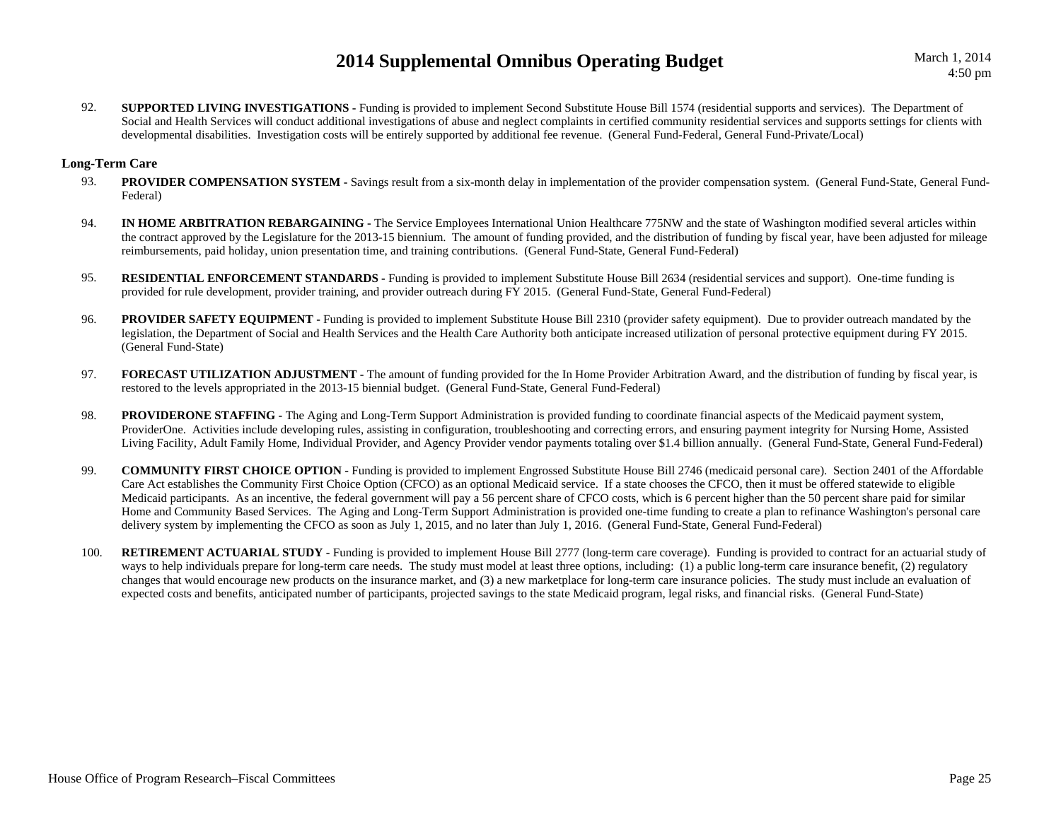92. **SUPPORTED LIVING INVESTIGATIONS -** Funding is provided to implement Second Substitute House Bill 1574 (residential supports and services). The Department of Social and Health Services will conduct additional investigations of abuse and neglect complaints in certified community residential services and supports settings for clients with developmental disabilities. Investigation costs will be entirely supported by additional fee revenue. (General Fund-Federal, General Fund-Private/Local)

### Long-Term Care

93. **PROVIDER COMPENSATION SYSTEM -** Savings result from a six-month delay in implementation of the provider compensation system. (General Fund-State, General Fund-Federal)

94. **IN HOME ARBITRATION REBARGAINING -** The Service Employees International Union Healthcare 775NW and the state of Washington modified several articles within the contract approved by the Legislature for the 2013-15 biennium. The amount of funding provided, and the distribution of funding by fiscal year, have been adjusted for mileage reimbursements, paid holiday, union presentation time, and training contributions. (General Fund-State, General Fund-Federal)

95. **RESIDENTIAL ENFORCEMENT STANDARDS -** Funding is provided to implement Substitute House Bill 2634 (residential services and support). One-time funding is provided for rule development, provider training, and provider outreach during FY 2015. (General Fund-State, General Fund-Federal)

96. **PROVIDER SAFETY EQUIPMENT -** Funding is provided to implement Substitute House Bill 2310 (provider safety equipment). Due to provider outreach mandated by the legislation, the Department of Social and Health Services and the Health Care Authority both anticipate increased utilization of personal protective equipment during FY 2015. (General Fund-State)

97. **FORECAST UTILIZATION ADJUSTMENT -** The amount of funding provided for the In Home Provider Arbitration Award, and the distribution of funding by fiscal year, is restored to the levels appropriated in the 2013-15 biennial budget. (General Fund-State, General Fund-Federal)

98. **PROVIDERONE STAFFING -** The Aging and Long-Term Support Administration is provided funding to coordinate financial aspects of the Medicaid payment system, ProviderOne. Activities include developing rules, assisting in configuration, troubleshooting and correcting errors, and ensuring payment integrity for Nursing Home, Assisted Living Facility, Adult Family Home, Individual Provider, and Agency Provider vendor payments totaling over $1.4 billion annually. (General Fund-State, General Fund-Federal)

99. **COMMUNITY FIRST CHOICE OPTION -** Funding is provided to implement Engrossed Substitute House Bill 2746 (medicaid personal care). Section 2401 of the Affordable Care Act establishes the Community First Choice Option (CFCO) as an optional Medicaid service. If a state chooses the CFCO, then it must be offered statewide to eligible Medicaid participants. As an incentive, the federal government will pay a 56 percent share of CFCO costs, which is 6 percent higher than the 50 percent share paid for similar Home and Community Based Services. The Aging and Long-Term Support Administration is provided one-time funding to create a plan to refinance Washington's personal care delivery system by implementing the CFCO as soon as July 1, 2015, and no later than July 1, 2016. (General Fund-State, General Fund-Federal)

100. **RETIREMENT ACTUARIAL STUDY -** Funding is provided to implement House Bill 2777 (long-term care coverage). Funding is provided to contract for an actuarial study of ways to help individuals prepare for long-term care needs. The study must model at least three options, including: (1) a public long-term care insurance benefit, (2) regulatory changes that would encourage new products on the insurance market, and (3) a new marketplace for long-term care insurance policies. The study must include an evaluation of expected costs and benefits, anticipated number of participants, projected savings to the state Medicaid program, legal risks, and financial risks. (General Fund-State)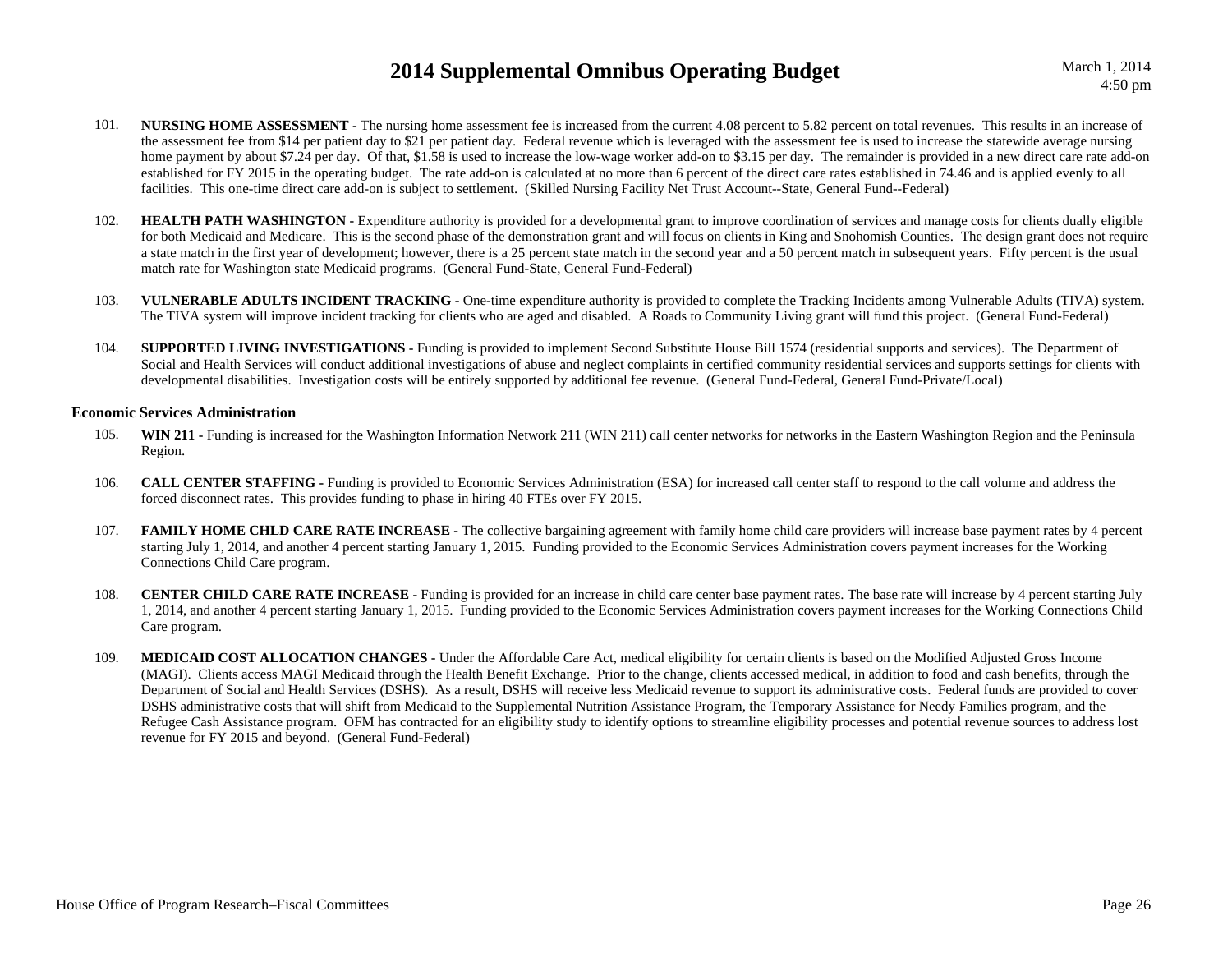101. **NURSING HOME ASSESSMENT -** The nursing home assessment fee is increased from the current 4.08 percent to 5.82 percent on total revenues. This results in an increase of the assessment fee from $14 per patient day to $21 per patient day. Federal revenue which is leveraged with the assessment fee is used to increase the statewide average nursing home payment by about $7.24 per day. Of that, $1.58 is used to increase the low-wage worker add-on to $3.15 per day. The remainder is provided in a new direct care rate add-on established for FY 2015 in the operating budget. The rate add-on is calculated at no more than 6 percent of the direct care rates established in 74.46 and is applied evenly to all facilities. This one-time direct care add-on is subject to settlement. (Skilled Nursing Facility Net Trust Account--State, General Fund--Federal)

102. **HEALTH PATH WASHINGTON -** Expenditure authority is provided for a developmental grant to improve coordination of services and manage costs for clients dually eligible for both Medicaid and Medicare. This is the second phase of the demonstration grant and will focus on clients in King and Snohomish Counties. The design grant does not require a state match in the first year of development; however, there is a 25 percent state match in the second year and a 50 percent match in subsequent years. Fifty percent is the usual match rate for Washington state Medicaid programs. (General Fund-State, General Fund-Federal)

103. **VULNERABLE ADULTS INCIDENT TRACKING -** One-time expenditure authority is provided to complete the Tracking Incidents among Vulnerable Adults (TIVA) system. The TIVA system will improve incident tracking for clients who are aged and disabled. A Roads to Community Living grant will fund this project. (General Fund-Federal)

104. **SUPPORTED LIVING INVESTIGATIONS -** Funding is provided to implement Second Substitute House Bill 1574 (residential supports and services). The Department of Social and Health Services will conduct additional investigations of abuse and neglect complaints in certified community residential services and supports settings for clients with developmental disabilities. Investigation costs will be entirely supported by additional fee revenue. (General Fund-Federal, General Fund-Private/Local)

### Economic Services Administration

105. **WIN 211 -** Funding is increased for the Washington Information Network 211 (WIN 211) call center networks for networks in the Eastern Washington Region and the Peninsula Region.

106. **CALL CENTER STAFFING -** Funding is provided to Economic Services Administration (ESA) for increased call center staff to respond to the call volume and address the forced disconnect rates. This provides funding to phase in hiring 40 FTEs over FY 2015.

107. **FAMILY HOME CHLD CARE RATE INCREASE -** The collective bargaining agreement with family home child care providers will increase base payment rates by 4 percent starting July 1, 2014, and another 4 percent starting January 1, 2015. Funding provided to the Economic Services Administration covers payment increases for the Working Connections Child Care program.

108. **CENTER CHILD CARE RATE INCREASE -** Funding is provided for an increase in child care center base payment rates. The base rate will increase by 4 percent starting July 1, 2014, and another 4 percent starting January 1, 2015. Funding provided to the Economic Services Administration covers payment increases for the Working Connections Child Care program.

109. **MEDICAID COST ALLOCATION CHANGES -** Under the Affordable Care Act, medical eligibility for certain clients is based on the Modified Adjusted Gross Income (MAGI). Clients access MAGI Medicaid through the Health Benefit Exchange. Prior to the change, clients accessed medical, in addition to food and cash benefits, through the Department of Social and Health Services (DSHS). As a result, DSHS will receive less Medicaid revenue to support its administrative costs. Federal funds are provided to cover DSHS administrative costs that will shift from Medicaid to the Supplemental Nutrition Assistance Program, the Temporary Assistance for Needy Families program, and the Refugee Cash Assistance program. OFM has contracted for an eligibility study to identify options to streamline eligibility processes and potential revenue sources to address lost revenue for FY 2015 and beyond. (General Fund-Federal)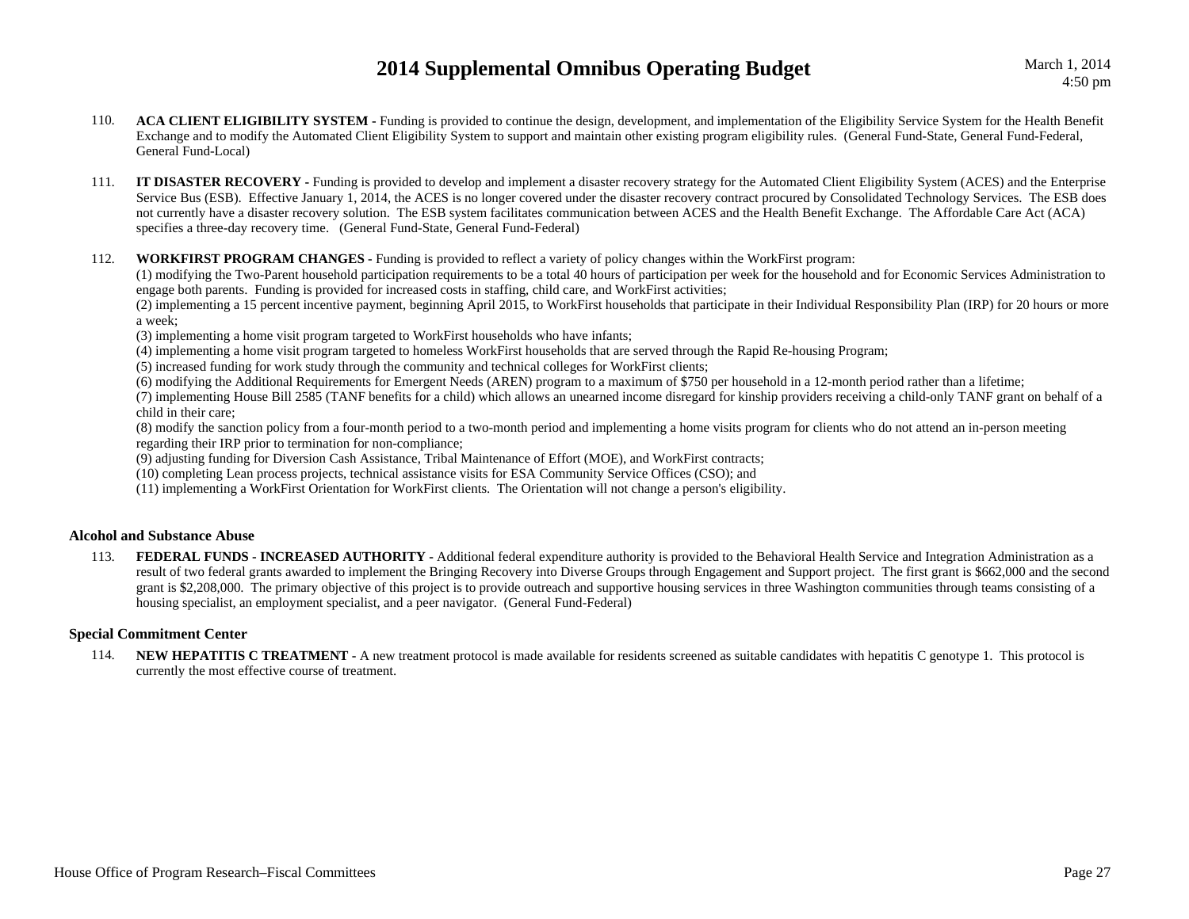110. **ACA CLIENT ELIGIBILITY SYSTEM -** Funding is provided to continue the design, development, and implementation of the Eligibility Service System for the Health Benefit Exchange and to modify the Automated Client Eligibility System to support and maintain other existing program eligibility rules. (General Fund-State, General Fund-Federal, General Fund-Local)

111. **IT DISASTER RECOVERY -** Funding is provided to develop and implement a disaster recovery strategy for the Automated Client Eligibility System (ACES) and the Enterprise Service Bus (ESB). Effective January 1, 2014, the ACES is no longer covered under the disaster recovery contract procured by Consolidated Technology Services. The ESB does not currently have a disaster recovery solution. The ESB system facilitates communication between ACES and the Health Benefit Exchange. The Affordable Care Act (ACA) specifies a three-day recovery time. (General Fund-State, General Fund-Federal)

112. **WORKFIRST PROGRAM CHANGES -** Funding is provided to reflect a variety of policy changes within the WorkFirst program:
(1) modifying the Two-Parent household participation requirements to be a total 40 hours of participation per week for the household and for Economic Services Administration to engage both parents. Funding is provided for increased costs in staffing, child care, and WorkFirst activities;
(2) implementing a 15 percent incentive payment, beginning April 2015, to WorkFirst households that participate in their Individual Responsibility Plan (IRP) for 20 hours or more a week;
(3) implementing a home visit program targeted to WorkFirst households who have infants;
(4) implementing a home visit program targeted to homeless WorkFirst households that are served through the Rapid Re-housing Program;
(5) increased funding for work study through the community and technical colleges for WorkFirst clients;
(6) modifying the Additional Requirements for Emergent Needs (AREN) program to a maximum of $750 per household in a 12-month period rather than a lifetime;
(7) implementing House Bill 2585 (TANF benefits for a child) which allows an unearned income disregard for kinship providers receiving a child-only TANF grant on behalf of a child in their care;
(8) modify the sanction policy from a four-month period to a two-month period and implementing a home visits program for clients who do not attend an in-person meeting regarding their IRP prior to termination for non-compliance;
(9) adjusting funding for Diversion Cash Assistance, Tribal Maintenance of Effort (MOE), and WorkFirst contracts;
(10) completing Lean process projects, technical assistance visits for ESA Community Service Offices (CSO); and
(11) implementing a WorkFirst Orientation for WorkFirst clients. The Orientation will not change a person's eligibility.

### Alcohol and Substance Abuse

113. **FEDERAL FUNDS - INCREASED AUTHORITY -** Additional federal expenditure authority is provided to the Behavioral Health Service and Integration Administration as a result of two federal grants awarded to implement the Bringing Recovery into Diverse Groups through Engagement and Support project. The first grant is $662,000 and the second grant is $2,208,000. The primary objective of this project is to provide outreach and supportive housing services in three Washington communities through teams consisting of a housing specialist, an employment specialist, and a peer navigator. (General Fund-Federal)

### Special Commitment Center

114. **NEW HEPATITIS C TREATMENT -** A new treatment protocol is made available for residents screened as suitable candidates with hepatitis C genotype 1. This protocol is currently the most effective course of treatment.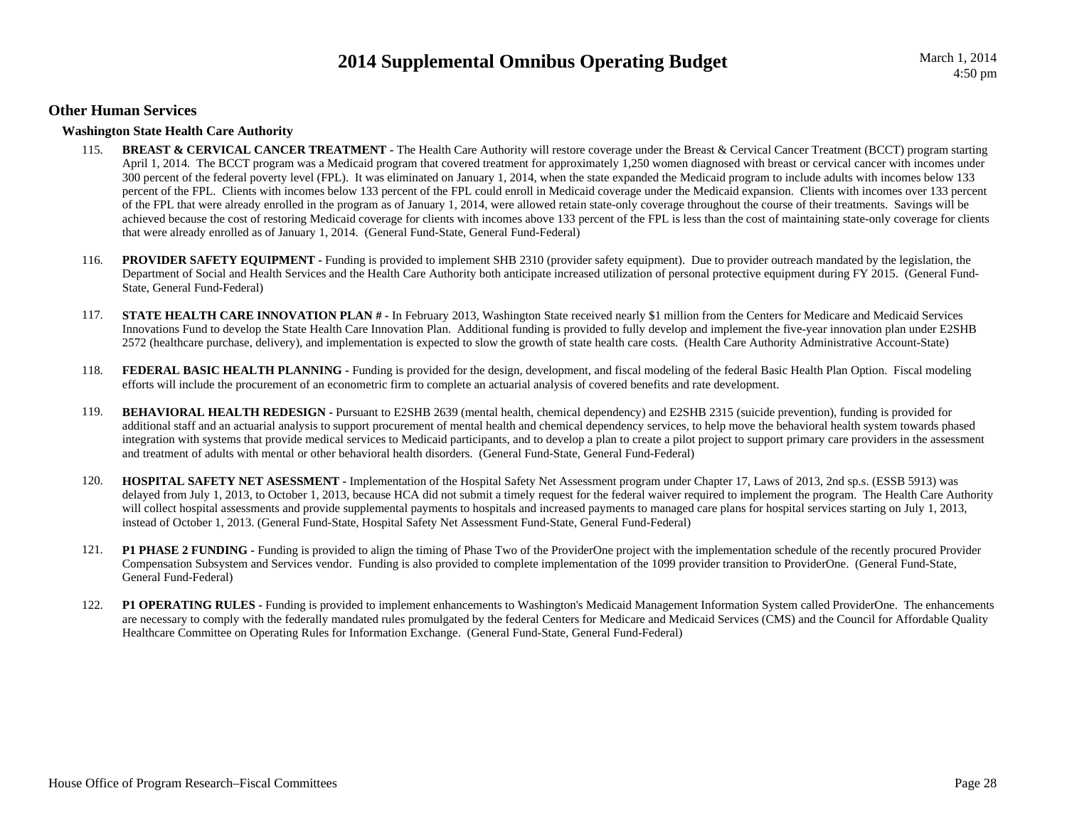## Other Human Services

### Washington State Health Care Authority

115. **BREAST & CERVICAL CANCER TREATMENT -** The Health Care Authority will restore coverage under the Breast & Cervical Cancer Treatment (BCCT) program starting April 1, 2014. The BCCT program was a Medicaid program that covered treatment for approximately 1,250 women diagnosed with breast or cervical cancer with incomes under 300 percent of the federal poverty level (FPL). It was eliminated on January 1, 2014, when the state expanded the Medicaid program to include adults with incomes below 133 percent of the FPL. Clients with incomes below 133 percent of the FPL could enroll in Medicaid coverage under the Medicaid expansion. Clients with incomes over 133 percent of the FPL that were already enrolled in the program as of January 1, 2014, were allowed retain state-only coverage throughout the course of their treatments. Savings will be achieved because the cost of restoring Medicaid coverage for clients with incomes above 133 percent of the FPL is less than the cost of maintaining state-only coverage for clients that were already enrolled as of January 1, 2014. (General Fund-State, General Fund-Federal)

116. **PROVIDER SAFETY EQUIPMENT -** Funding is provided to implement SHB 2310 (provider safety equipment). Due to provider outreach mandated by the legislation, the Department of Social and Health Services and the Health Care Authority both anticipate increased utilization of personal protective equipment during FY 2015. (General Fund-State, General Fund-Federal)

117. **STATE HEALTH CARE INNOVATION PLAN # -** In February 2013, Washington State received nearly $1 million from the Centers for Medicare and Medicaid Services Innovations Fund to develop the State Health Care Innovation Plan. Additional funding is provided to fully develop and implement the five-year innovation plan under E2SHB 2572 (healthcare purchase, delivery), and implementation is expected to slow the growth of state health care costs. (Health Care Authority Administrative Account-State)

118. **FEDERAL BASIC HEALTH PLANNING -** Funding is provided for the design, development, and fiscal modeling of the federal Basic Health Plan Option. Fiscal modeling efforts will include the procurement of an econometric firm to complete an actuarial analysis of covered benefits and rate development.

119. **BEHAVIORAL HEALTH REDESIGN -** Pursuant to E2SHB 2639 (mental health, chemical dependency) and E2SHB 2315 (suicide prevention), funding is provided for additional staff and an actuarial analysis to support procurement of mental health and chemical dependency services, to help move the behavioral health system towards phased integration with systems that provide medical services to Medicaid participants, and to develop a plan to create a pilot project to support primary care providers in the assessment and treatment of adults with mental or other behavioral health disorders. (General Fund-State, General Fund-Federal)

120. **HOSPITAL SAFETY NET ASESSMENT -** Implementation of the Hospital Safety Net Assessment program under Chapter 17, Laws of 2013, 2nd sp.s. (ESSB 5913) was delayed from July 1, 2013, to October 1, 2013, because HCA did not submit a timely request for the federal waiver required to implement the program. The Health Care Authority will collect hospital assessments and provide supplemental payments to hospitals and increased payments to managed care plans for hospital services starting on July 1, 2013, instead of October 1, 2013. (General Fund-State, Hospital Safety Net Assessment Fund-State, General Fund-Federal)

121. **P1 PHASE 2 FUNDING -** Funding is provided to align the timing of Phase Two of the ProviderOne project with the implementation schedule of the recently procured Provider Compensation Subsystem and Services vendor. Funding is also provided to complete implementation of the 1099 provider transition to ProviderOne. (General Fund-State, General Fund-Federal)

122. **P1 OPERATING RULES -** Funding is provided to implement enhancements to Washington's Medicaid Management Information System called ProviderOne. The enhancements are necessary to comply with the federally mandated rules promulgated by the federal Centers for Medicare and Medicaid Services (CMS) and the Council for Affordable Quality Healthcare Committee on Operating Rules for Information Exchange. (General Fund-State, General Fund-Federal)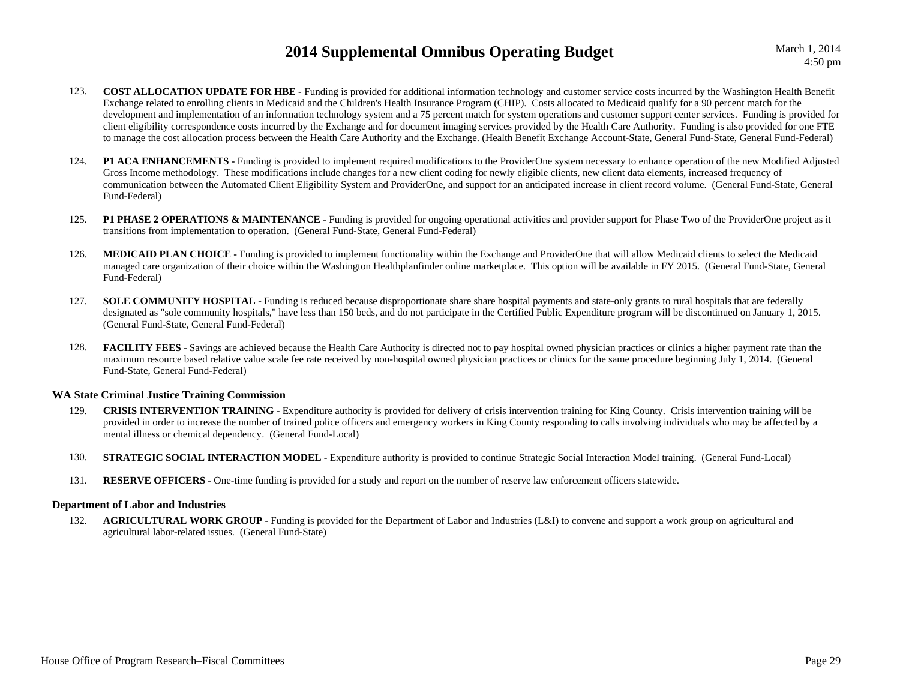123. **COST ALLOCATION UPDATE FOR HBE -** Funding is provided for additional information technology and customer service costs incurred by the Washington Health Benefit Exchange related to enrolling clients in Medicaid and the Children's Health Insurance Program (CHIP). Costs allocated to Medicaid qualify for a 90 percent match for the development and implementation of an information technology system and a 75 percent match for system operations and customer support center services. Funding is provided for client eligibility correspondence costs incurred by the Exchange and for document imaging services provided by the Health Care Authority. Funding is also provided for one FTE to manage the cost allocation process between the Health Care Authority and the Exchange. (Health Benefit Exchange Account-State, General Fund-State, General Fund-Federal)

124. **P1 ACA ENHANCEMENTS -** Funding is provided to implement required modifications to the ProviderOne system necessary to enhance operation of the new Modified Adjusted Gross Income methodology. These modifications include changes for a new client coding for newly eligible clients, new client data elements, increased frequency of communication between the Automated Client Eligibility System and ProviderOne, and support for an anticipated increase in client record volume. (General Fund-State, General Fund-Federal)

125. **P1 PHASE 2 OPERATIONS & MAINTENANCE -** Funding is provided for ongoing operational activities and provider support for Phase Two of the ProviderOne project as it transitions from implementation to operation. (General Fund-State, General Fund-Federal)

126. **MEDICAID PLAN CHOICE -** Funding is provided to implement functionality within the Exchange and ProviderOne that will allow Medicaid clients to select the Medicaid managed care organization of their choice within the Washington Healthplanfinder online marketplace. This option will be available in FY 2015. (General Fund-State, General Fund-Federal)

127. **SOLE COMMUNITY HOSPITAL -** Funding is reduced because disproportionate share share hospital payments and state-only grants to rural hospitals that are federally designated as "sole community hospitals," have less than 150 beds, and do not participate in the Certified Public Expenditure program will be discontinued on January 1, 2015. (General Fund-State, General Fund-Federal)

128. **FACILITY FEES -** Savings are achieved because the Health Care Authority is directed not to pay hospital owned physician practices or clinics a higher payment rate than the maximum resource based relative value scale fee rate received by non-hospital owned physician practices or clinics for the same procedure beginning July 1, 2014. (General Fund-State, General Fund-Federal)

### WA State Criminal Justice Training Commission

129. **CRISIS INTERVENTION TRAINING -** Expenditure authority is provided for delivery of crisis intervention training for King County. Crisis intervention training will be provided in order to increase the number of trained police officers and emergency workers in King County responding to calls involving individuals who may be affected by a mental illness or chemical dependency. (General Fund-Local)

130. **STRATEGIC SOCIAL INTERACTION MODEL -** Expenditure authority is provided to continue Strategic Social Interaction Model training. (General Fund-Local)

131. **RESERVE OFFICERS -** One-time funding is provided for a study and report on the number of reserve law enforcement officers statewide.

### Department of Labor and Industries

132. **AGRICULTURAL WORK GROUP -** Funding is provided for the Department of Labor and Industries (L&I) to convene and support a work group on agricultural and agricultural labor-related issues. (General Fund-State)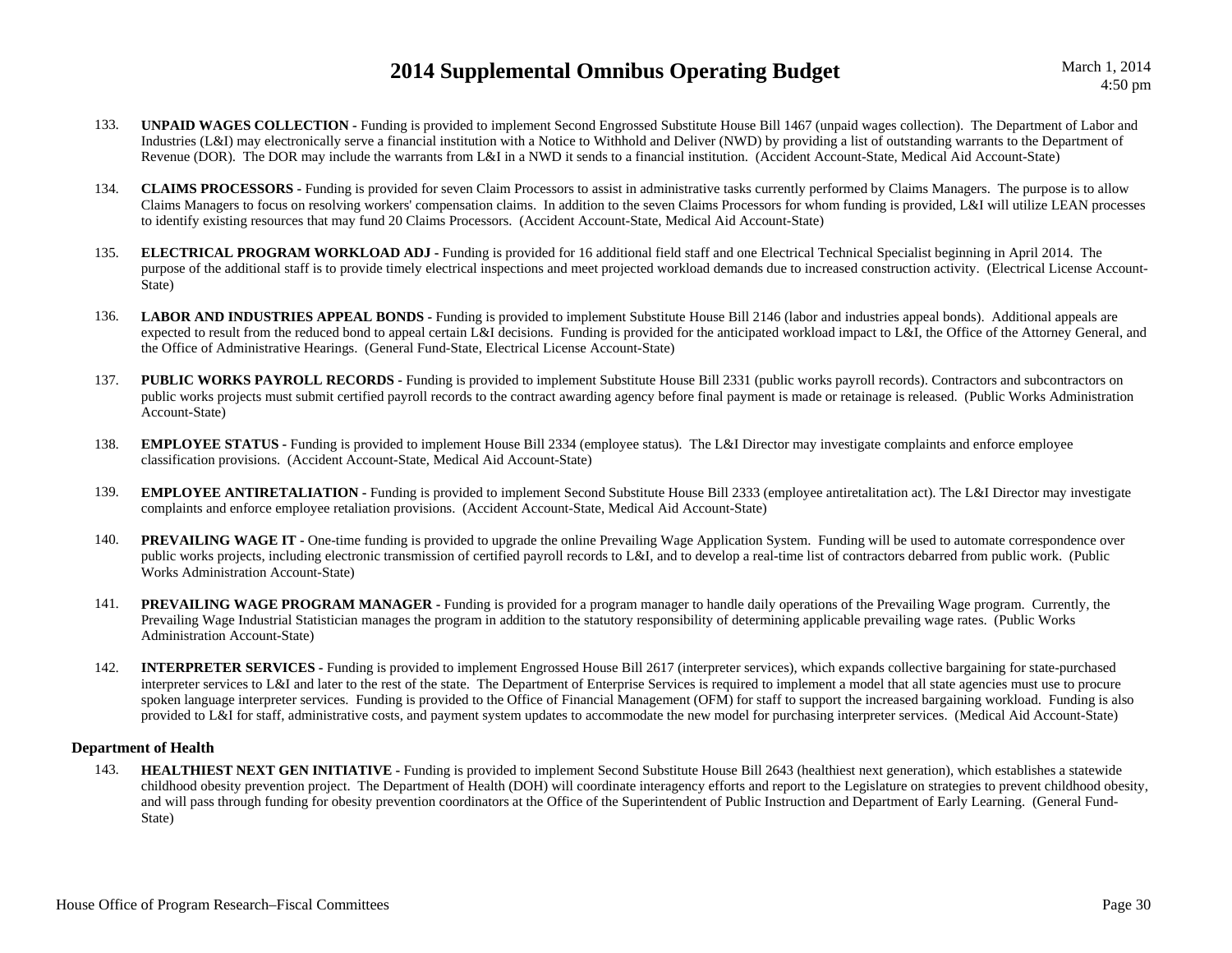133. **UNPAID WAGES COLLECTION -** Funding is provided to implement Second Engrossed Substitute House Bill 1467 (unpaid wages collection). The Department of Labor and Industries (L&I) may electronically serve a financial institution with a Notice to Withhold and Deliver (NWD) by providing a list of outstanding warrants to the Department of Revenue (DOR). The DOR may include the warrants from L&I in a NWD it sends to a financial institution. (Accident Account-State, Medical Aid Account-State)

134. **CLAIMS PROCESSORS -** Funding is provided for seven Claim Processors to assist in administrative tasks currently performed by Claims Managers. The purpose is to allow Claims Managers to focus on resolving workers' compensation claims. In addition to the seven Claims Processors for whom funding is provided, L&I will utilize LEAN processes to identify existing resources that may fund 20 Claims Processors. (Accident Account-State, Medical Aid Account-State)

135. **ELECTRICAL PROGRAM WORKLOAD ADJ -** Funding is provided for 16 additional field staff and one Electrical Technical Specialist beginning in April 2014. The purpose of the additional staff is to provide timely electrical inspections and meet projected workload demands due to increased construction activity. (Electrical License Account-State)

136. **LABOR AND INDUSTRIES APPEAL BONDS -** Funding is provided to implement Substitute House Bill 2146 (labor and industries appeal bonds). Additional appeals are expected to result from the reduced bond to appeal certain L&I decisions. Funding is provided for the anticipated workload impact to L&I, the Office of the Attorney General, and the Office of Administrative Hearings. (General Fund-State, Electrical License Account-State)

137. **PUBLIC WORKS PAYROLL RECORDS -** Funding is provided to implement Substitute House Bill 2331 (public works payroll records). Contractors and subcontractors on public works projects must submit certified payroll records to the contract awarding agency before final payment is made or retainage is released. (Public Works Administration Account-State)

138. **EMPLOYEE STATUS -** Funding is provided to implement House Bill 2334 (employee status). The L&I Director may investigate complaints and enforce employee classification provisions. (Accident Account-State, Medical Aid Account-State)

139. **EMPLOYEE ANTIRETALIATION -** Funding is provided to implement Second Substitute House Bill 2333 (employee antiretalitation act). The L&I Director may investigate complaints and enforce employee retaliation provisions. (Accident Account-State, Medical Aid Account-State)

140. **PREVAILING WAGE IT -** One-time funding is provided to upgrade the online Prevailing Wage Application System. Funding will be used to automate correspondence over public works projects, including electronic transmission of certified payroll records to L&I, and to develop a real-time list of contractors debarred from public work. (Public Works Administration Account-State)

141. **PREVAILING WAGE PROGRAM MANAGER -** Funding is provided for a program manager to handle daily operations of the Prevailing Wage program. Currently, the Prevailing Wage Industrial Statistician manages the program in addition to the statutory responsibility of determining applicable prevailing wage rates. (Public Works Administration Account-State)

142. **INTERPRETER SERVICES -** Funding is provided to implement Engrossed House Bill 2617 (interpreter services), which expands collective bargaining for state-purchased interpreter services to L&I and later to the rest of the state. The Department of Enterprise Services is required to implement a model that all state agencies must use to procure spoken language interpreter services. Funding is provided to the Office of Financial Management (OFM) for staff to support the increased bargaining workload. Funding is also provided to L&I for staff, administrative costs, and payment system updates to accommodate the new model for purchasing interpreter services. (Medical Aid Account-State)

### Department of Health

143. **HEALTHIEST NEXT GEN INITIATIVE -** Funding is provided to implement Second Substitute House Bill 2643 (healthiest next generation), which establishes a statewide childhood obesity prevention project. The Department of Health (DOH) will coordinate interagency efforts and report to the Legislature on strategies to prevent childhood obesity, and will pass through funding for obesity prevention coordinators at the Office of the Superintendent of Public Instruction and Department of Early Learning. (General Fund-State)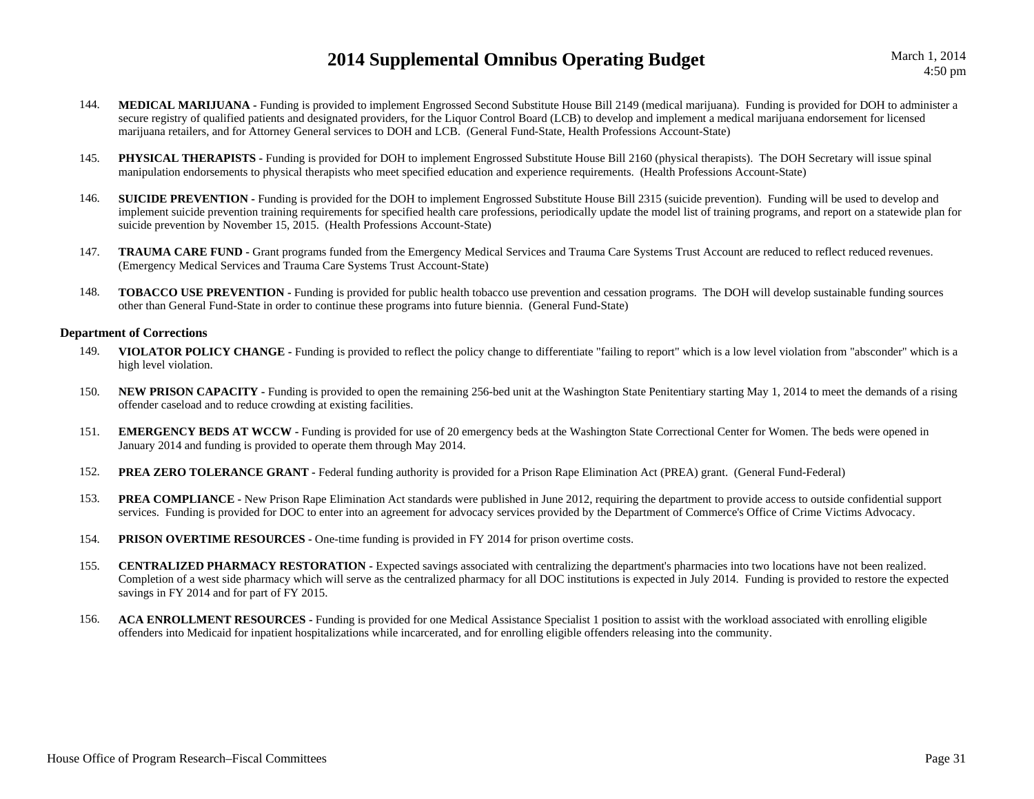144. **MEDICAL MARIJUANA -** Funding is provided to implement Engrossed Second Substitute House Bill 2149 (medical marijuana). Funding is provided for DOH to administer a secure registry of qualified patients and designated providers, for the Liquor Control Board (LCB) to develop and implement a medical marijuana endorsement for licensed marijuana retailers, and for Attorney General services to DOH and LCB. (General Fund-State, Health Professions Account-State)

145. **PHYSICAL THERAPISTS -** Funding is provided for DOH to implement Engrossed Substitute House Bill 2160 (physical therapists). The DOH Secretary will issue spinal manipulation endorsements to physical therapists who meet specified education and experience requirements. (Health Professions Account-State)

146. **SUICIDE PREVENTION -** Funding is provided for the DOH to implement Engrossed Substitute House Bill 2315 (suicide prevention). Funding will be used to develop and implement suicide prevention training requirements for specified health care professions, periodically update the model list of training programs, and report on a statewide plan for suicide prevention by November 15, 2015. (Health Professions Account-State)

147. **TRAUMA CARE FUND -** Grant programs funded from the Emergency Medical Services and Trauma Care Systems Trust Account are reduced to reflect reduced revenues. (Emergency Medical Services and Trauma Care Systems Trust Account-State)

148. **TOBACCO USE PREVENTION -** Funding is provided for public health tobacco use prevention and cessation programs. The DOH will develop sustainable funding sources other than General Fund-State in order to continue these programs into future biennia. (General Fund-State)

**Department of Corrections**

149. **VIOLATOR POLICY CHANGE -** Funding is provided to reflect the policy change to differentiate "failing to report" which is a low level violation from "absconder" which is a high level violation.

150. **NEW PRISON CAPACITY -** Funding is provided to open the remaining 256-bed unit at the Washington State Penitentiary starting May 1, 2014 to meet the demands of a rising offender caseload and to reduce crowding at existing facilities.

151. **EMERGENCY BEDS AT WCCW -** Funding is provided for use of 20 emergency beds at the Washington State Correctional Center for Women. The beds were opened in January 2014 and funding is provided to operate them through May 2014.

152. **PREA ZERO TOLERANCE GRANT -** Federal funding authority is provided for a Prison Rape Elimination Act (PREA) grant. (General Fund-Federal)

153. **PREA COMPLIANCE -** New Prison Rape Elimination Act standards were published in June 2012, requiring the department to provide access to outside confidential support services. Funding is provided for DOC to enter into an agreement for advocacy services provided by the Department of Commerce's Office of Crime Victims Advocacy.

154. **PRISON OVERTIME RESOURCES -** One-time funding is provided in FY 2014 for prison overtime costs.

155. **CENTRALIZED PHARMACY RESTORATION -** Expected savings associated with centralizing the department's pharmacies into two locations have not been realized. Completion of a west side pharmacy which will serve as the centralized pharmacy for all DOC institutions is expected in July 2014. Funding is provided to restore the expected savings in FY 2014 and for part of FY 2015.

156. **ACA ENROLLMENT RESOURCES -** Funding is provided for one Medical Assistance Specialist 1 position to assist with the workload associated with enrolling eligible offenders into Medicaid for inpatient hospitalizations while incarcerated, and for enrolling eligible offenders releasing into the community.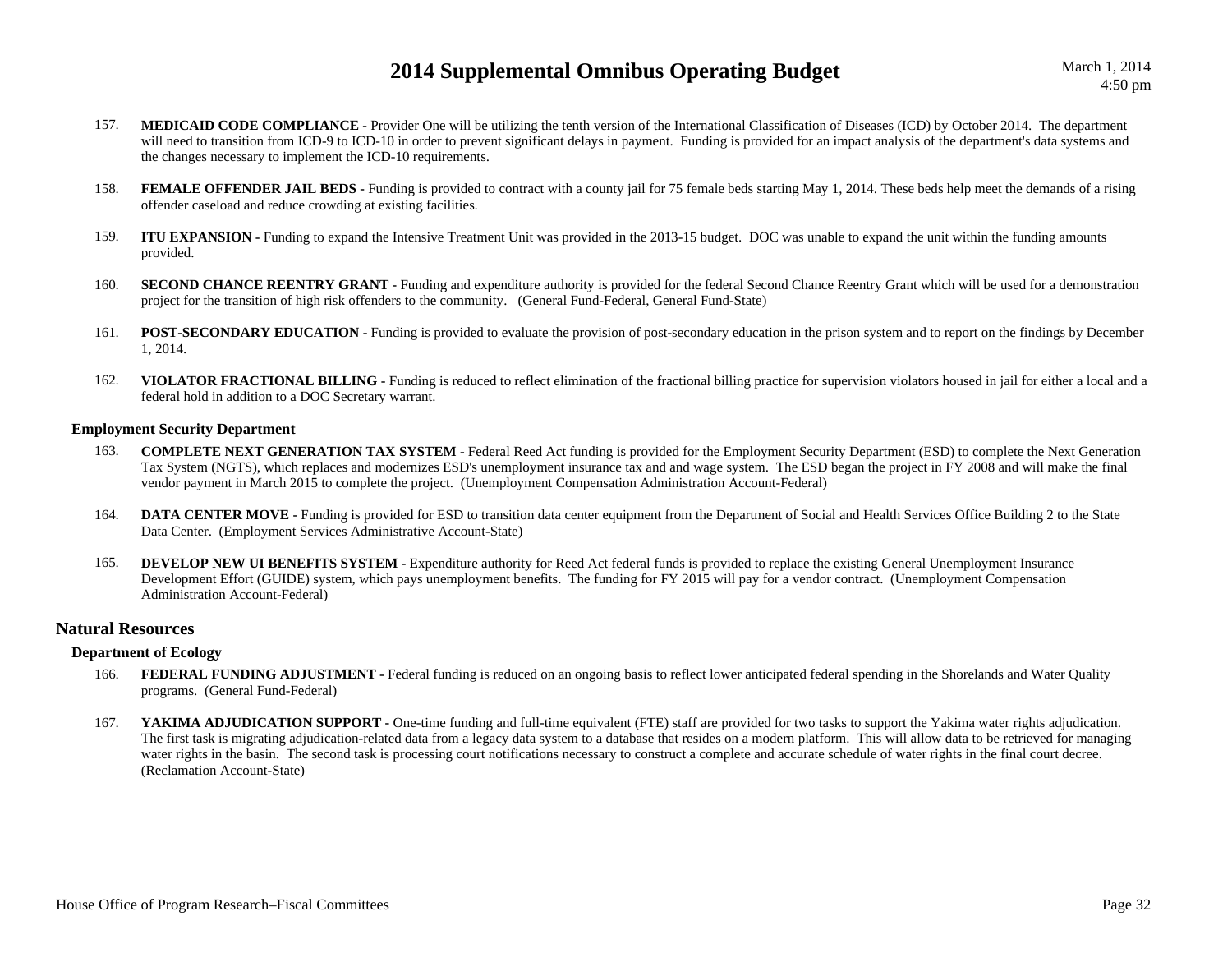157. **MEDICAID CODE COMPLIANCE -** Provider One will be utilizing the tenth version of the International Classification of Diseases (ICD) by October 2014. The department will need to transition from ICD-9 to ICD-10 in order to prevent significant delays in payment. Funding is provided for an impact analysis of the department's data systems and the changes necessary to implement the ICD-10 requirements.

158. **FEMALE OFFENDER JAIL BEDS -** Funding is provided to contract with a county jail for 75 female beds starting May 1, 2014. These beds help meet the demands of a rising offender caseload and reduce crowding at existing facilities.

159. **ITU EXPANSION -** Funding to expand the Intensive Treatment Unit was provided in the 2013-15 budget. DOC was unable to expand the unit within the funding amounts provided.

160. **SECOND CHANCE REENTRY GRANT -** Funding and expenditure authority is provided for the federal Second Chance Reentry Grant which will be used for a demonstration project for the transition of high risk offenders to the community. (General Fund-Federal, General Fund-State)

161. **POST-SECONDARY EDUCATION -** Funding is provided to evaluate the provision of post-secondary education in the prison system and to report on the findings by December 1, 2014.

162. **VIOLATOR FRACTIONAL BILLING -** Funding is reduced to reflect elimination of the fractional billing practice for supervision violators housed in jail for either a local and a federal hold in addition to a DOC Secretary warrant.

### Employment Security Department

163. **COMPLETE NEXT GENERATION TAX SYSTEM -** Federal Reed Act funding is provided for the Employment Security Department (ESD) to complete the Next Generation Tax System (NGTS), which replaces and modernizes ESD's unemployment insurance tax and and wage system. The ESD began the project in FY 2008 and will make the final vendor payment in March 2015 to complete the project. (Unemployment Compensation Administration Account-Federal)

164. **DATA CENTER MOVE -** Funding is provided for ESD to transition data center equipment from the Department of Social and Health Services Office Building 2 to the State Data Center. (Employment Services Administrative Account-State)

165. **DEVELOP NEW UI BENEFITS SYSTEM -** Expenditure authority for Reed Act federal funds is provided to replace the existing General Unemployment Insurance Development Effort (GUIDE) system, which pays unemployment benefits. The funding for FY 2015 will pay for a vendor contract. (Unemployment Compensation Administration Account-Federal)

## Natural Resources

### Department of Ecology

166. **FEDERAL FUNDING ADJUSTMENT -** Federal funding is reduced on an ongoing basis to reflect lower anticipated federal spending in the Shorelands and Water Quality programs. (General Fund-Federal)

167. **YAKIMA ADJUDICATION SUPPORT -** One-time funding and full-time equivalent (FTE) staff are provided for two tasks to support the Yakima water rights adjudication. The first task is migrating adjudication-related data from a legacy data system to a database that resides on a modern platform. This will allow data to be retrieved for managing water rights in the basin. The second task is processing court notifications necessary to construct a complete and accurate schedule of water rights in the final court decree. (Reclamation Account-State)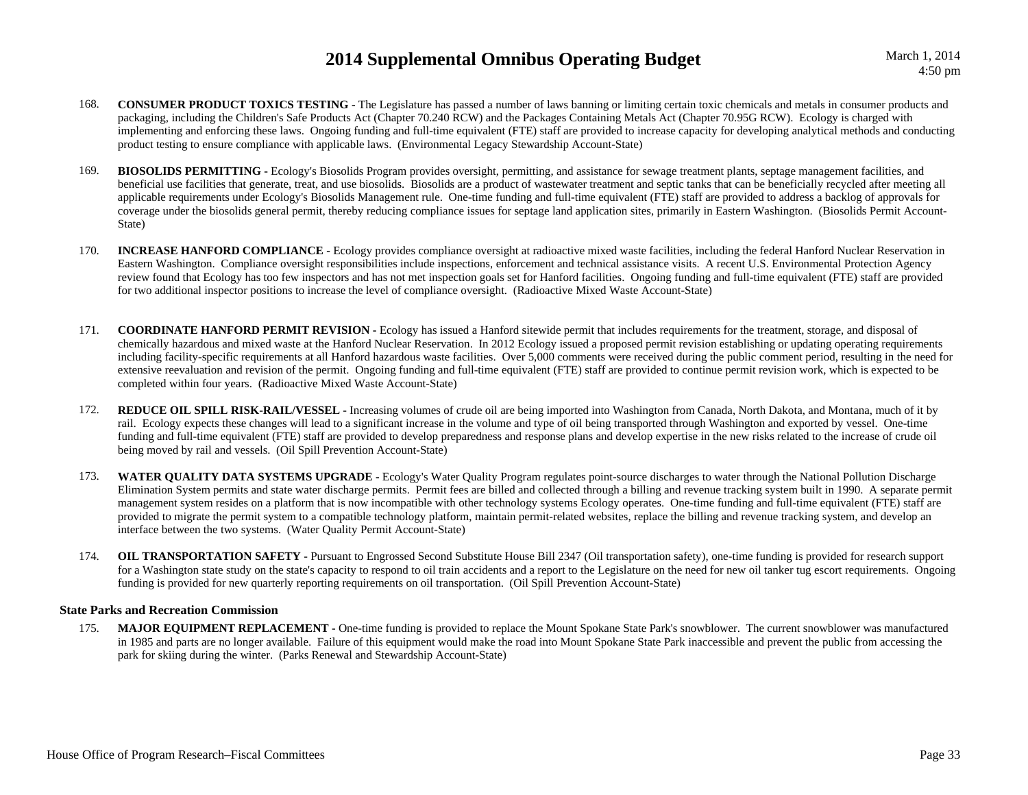168. **CONSUMER PRODUCT TOXICS TESTING -** The Legislature has passed a number of laws banning or limiting certain toxic chemicals and metals in consumer products and packaging, including the Children's Safe Products Act (Chapter 70.240 RCW) and the Packages Containing Metals Act (Chapter 70.95G RCW). Ecology is charged with implementing and enforcing these laws. Ongoing funding and full-time equivalent (FTE) staff are provided to increase capacity for developing analytical methods and conducting product testing to ensure compliance with applicable laws. (Environmental Legacy Stewardship Account-State)

169. **BIOSOLIDS PERMITTING -** Ecology's Biosolids Program provides oversight, permitting, and assistance for sewage treatment plants, septage management facilities, and beneficial use facilities that generate, treat, and use biosolids. Biosolids are a product of wastewater treatment and septic tanks that can be beneficially recycled after meeting all applicable requirements under Ecology's Biosolids Management rule. One-time funding and full-time equivalent (FTE) staff are provided to address a backlog of approvals for coverage under the biosolids general permit, thereby reducing compliance issues for septage land application sites, primarily in Eastern Washington. (Biosolids Permit Account-State)

170. **INCREASE HANFORD COMPLIANCE -** Ecology provides compliance oversight at radioactive mixed waste facilities, including the federal Hanford Nuclear Reservation in Eastern Washington. Compliance oversight responsibilities include inspections, enforcement and technical assistance visits. A recent U.S. Environmental Protection Agency review found that Ecology has too few inspectors and has not met inspection goals set for Hanford facilities. Ongoing funding and full-time equivalent (FTE) staff are provided for two additional inspector positions to increase the level of compliance oversight. (Radioactive Mixed Waste Account-State)

171. **COORDINATE HANFORD PERMIT REVISION -** Ecology has issued a Hanford sitewide permit that includes requirements for the treatment, storage, and disposal of chemically hazardous and mixed waste at the Hanford Nuclear Reservation. In 2012 Ecology issued a proposed permit revision establishing or updating operating requirements including facility-specific requirements at all Hanford hazardous waste facilities. Over 5,000 comments were received during the public comment period, resulting in the need for extensive reevaluation and revision of the permit. Ongoing funding and full-time equivalent (FTE) staff are provided to continue permit revision work, which is expected to be completed within four years. (Radioactive Mixed Waste Account-State)

172. **REDUCE OIL SPILL RISK-RAIL/VESSEL -** Increasing volumes of crude oil are being imported into Washington from Canada, North Dakota, and Montana, much of it by rail. Ecology expects these changes will lead to a significant increase in the volume and type of oil being transported through Washington and exported by vessel. One-time funding and full-time equivalent (FTE) staff are provided to develop preparedness and response plans and develop expertise in the new risks related to the increase of crude oil being moved by rail and vessels. (Oil Spill Prevention Account-State)

173. **WATER QUALITY DATA SYSTEMS UPGRADE -** Ecology's Water Quality Program regulates point-source discharges to water through the National Pollution Discharge Elimination System permits and state water discharge permits. Permit fees are billed and collected through a billing and revenue tracking system built in 1990. A separate permit management system resides on a platform that is now incompatible with other technology systems Ecology operates. One-time funding and full-time equivalent (FTE) staff are provided to migrate the permit system to a compatible technology platform, maintain permit-related websites, replace the billing and revenue tracking system, and develop an interface between the two systems. (Water Quality Permit Account-State)

174. **OIL TRANSPORTATION SAFETY -** Pursuant to Engrossed Second Substitute House Bill 2347 (Oil transportation safety), one-time funding is provided for research support for a Washington state study on the state's capacity to respond to oil train accidents and a report to the Legislature on the need for new oil tanker tug escort requirements. Ongoing funding is provided for new quarterly reporting requirements on oil transportation. (Oil Spill Prevention Account-State)

### State Parks and Recreation Commission

175. **MAJOR EQUIPMENT REPLACEMENT -** One-time funding is provided to replace the Mount Spokane State Park's snowblower. The current snowblower was manufactured in 1985 and parts are no longer available. Failure of this equipment would make the road into Mount Spokane State Park inaccessible and prevent the public from accessing the park for skiing during the winter. (Parks Renewal and Stewardship Account-State)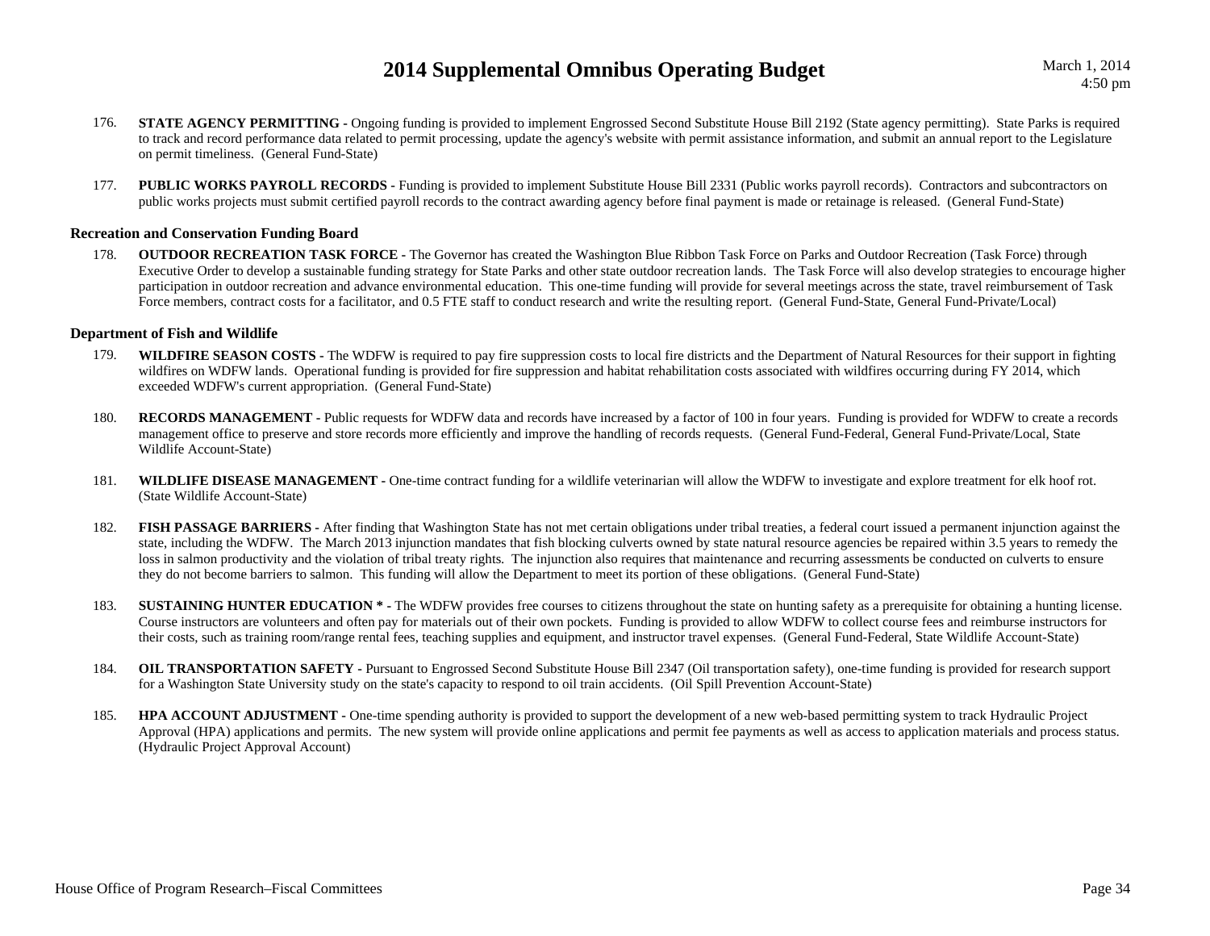176. **STATE AGENCY PERMITTING -** Ongoing funding is provided to implement Engrossed Second Substitute House Bill 2192 (State agency permitting). State Parks is required to track and record performance data related to permit processing, update the agency's website with permit assistance information, and submit an annual report to the Legislature on permit timeliness. (General Fund-State)

177. **PUBLIC WORKS PAYROLL RECORDS -** Funding is provided to implement Substitute House Bill 2331 (Public works payroll records). Contractors and subcontractors on public works projects must submit certified payroll records to the contract awarding agency before final payment is made or retainage is released. (General Fund-State)

### Recreation and Conservation Funding Board

178. **OUTDOOR RECREATION TASK FORCE -** The Governor has created the Washington Blue Ribbon Task Force on Parks and Outdoor Recreation (Task Force) through Executive Order to develop a sustainable funding strategy for State Parks and other state outdoor recreation lands. The Task Force will also develop strategies to encourage higher participation in outdoor recreation and advance environmental education. This one-time funding will provide for several meetings across the state, travel reimbursement of Task Force members, contract costs for a facilitator, and 0.5 FTE staff to conduct research and write the resulting report. (General Fund-State, General Fund-Private/Local)

### Department of Fish and Wildlife

179. **WILDFIRE SEASON COSTS -** The WDFW is required to pay fire suppression costs to local fire districts and the Department of Natural Resources for their support in fighting wildfires on WDFW lands. Operational funding is provided for fire suppression and habitat rehabilitation costs associated with wildfires occurring during FY 2014, which exceeded WDFW's current appropriation. (General Fund-State)

180. **RECORDS MANAGEMENT -** Public requests for WDFW data and records have increased by a factor of 100 in four years. Funding is provided for WDFW to create a records management office to preserve and store records more efficiently and improve the handling of records requests. (General Fund-Federal, General Fund-Private/Local, State Wildlife Account-State)

181. **WILDLIFE DISEASE MANAGEMENT -** One-time contract funding for a wildlife veterinarian will allow the WDFW to investigate and explore treatment for elk hoof rot. (State Wildlife Account-State)

182. **FISH PASSAGE BARRIERS -** After finding that Washington State has not met certain obligations under tribal treaties, a federal court issued a permanent injunction against the state, including the WDFW. The March 2013 injunction mandates that fish blocking culverts owned by state natural resource agencies be repaired within 3.5 years to remedy the loss in salmon productivity and the violation of tribal treaty rights. The injunction also requires that maintenance and recurring assessments be conducted on culverts to ensure they do not become barriers to salmon. This funding will allow the Department to meet its portion of these obligations. (General Fund-State)

183. **SUSTAINING HUNTER EDUCATION * -** The WDFW provides free courses to citizens throughout the state on hunting safety as a prerequisite for obtaining a hunting license. Course instructors are volunteers and often pay for materials out of their own pockets. Funding is provided to allow WDFW to collect course fees and reimburse instructors for their costs, such as training room/range rental fees, teaching supplies and equipment, and instructor travel expenses. (General Fund-Federal, State Wildlife Account-State)

184. **OIL TRANSPORTATION SAFETY -** Pursuant to Engrossed Second Substitute House Bill 2347 (Oil transportation safety), one-time funding is provided for research support for a Washington State University study on the state's capacity to respond to oil train accidents. (Oil Spill Prevention Account-State)

185. **HPA ACCOUNT ADJUSTMENT -** One-time spending authority is provided to support the development of a new web-based permitting system to track Hydraulic Project Approval (HPA) applications and permits. The new system will provide online applications and permit fee payments as well as access to application materials and process status. (Hydraulic Project Approval Account)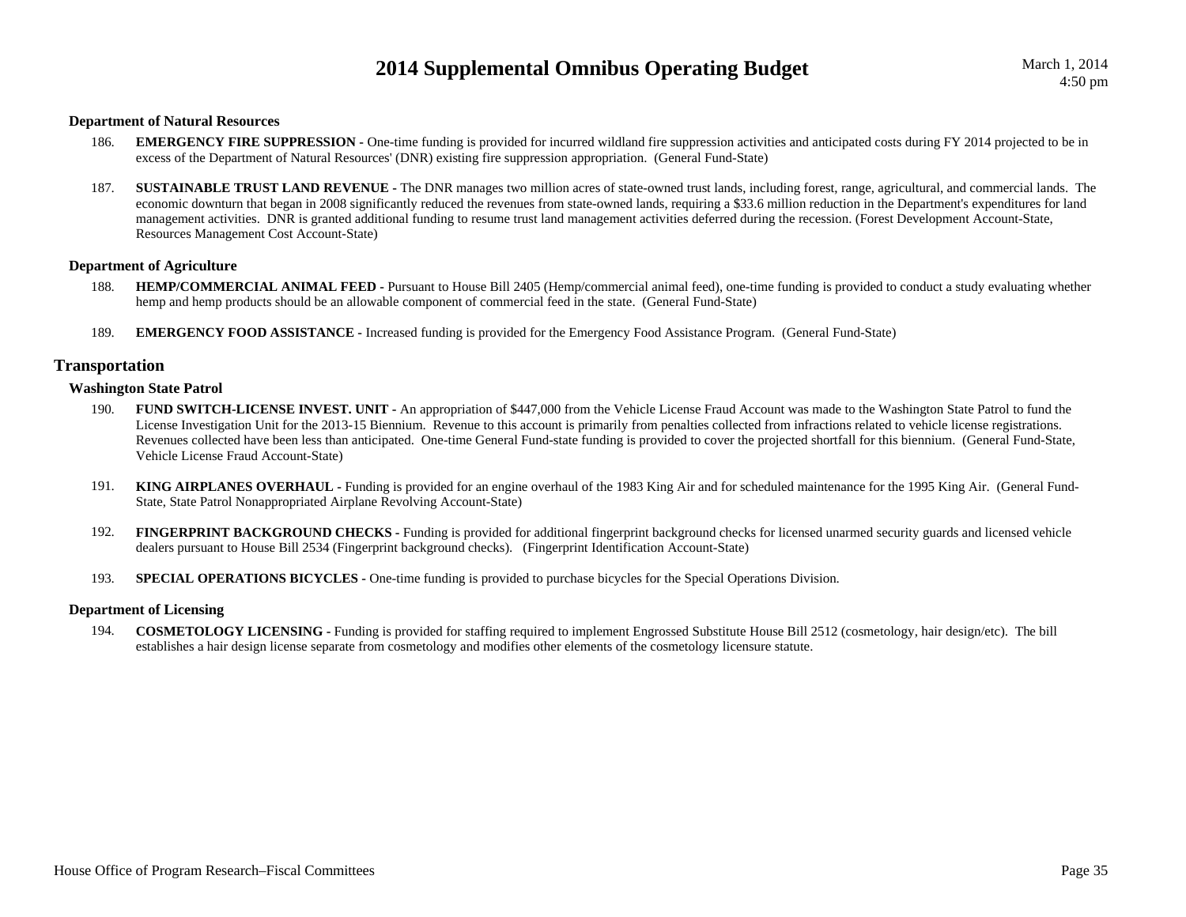### Department of Natural Resources

186. **EMERGENCY FIRE SUPPRESSION -** One-time funding is provided for incurred wildland fire suppression activities and anticipated costs during FY 2014 projected to be in excess of the Department of Natural Resources' (DNR) existing fire suppression appropriation. (General Fund-State)

187. **SUSTAINABLE TRUST LAND REVENUE -** The DNR manages two million acres of state-owned trust lands, including forest, range, agricultural, and commercial lands. The economic downturn that began in 2008 significantly reduced the revenues from state-owned lands, requiring a $33.6 million reduction in the Department's expenditures for land management activities. DNR is granted additional funding to resume trust land management activities deferred during the recession. (Forest Development Account-State, Resources Management Cost Account-State)

### Department of Agriculture

188. **HEMP/COMMERCIAL ANIMAL FEED -** Pursuant to House Bill 2405 (Hemp/commercial animal feed), one-time funding is provided to conduct a study evaluating whether hemp and hemp products should be an allowable component of commercial feed in the state. (General Fund-State)

189. **EMERGENCY FOOD ASSISTANCE -** Increased funding is provided for the Emergency Food Assistance Program. (General Fund-State)

## Transportation

### Washington State Patrol

190. **FUND SWITCH-LICENSE INVEST. UNIT -** An appropriation of $447,000 from the Vehicle License Fraud Account was made to the Washington State Patrol to fund the License Investigation Unit for the 2013-15 Biennium. Revenue to this account is primarily from penalties collected from infractions related to vehicle license registrations. Revenues collected have been less than anticipated. One-time General Fund-state funding is provided to cover the projected shortfall for this biennium. (General Fund-State, Vehicle License Fraud Account-State)

191. **KING AIRPLANES OVERHAUL -** Funding is provided for an engine overhaul of the 1983 King Air and for scheduled maintenance for the 1995 King Air. (General Fund-State, State Patrol Nonappropriated Airplane Revolving Account-State)

192. **FINGERPRINT BACKGROUND CHECKS -** Funding is provided for additional fingerprint background checks for licensed unarmed security guards and licensed vehicle dealers pursuant to House Bill 2534 (Fingerprint background checks). (Fingerprint Identification Account-State)

193. **SPECIAL OPERATIONS BICYCLES -** One-time funding is provided to purchase bicycles for the Special Operations Division.

### Department of Licensing

194. **COSMETOLOGY LICENSING -** Funding is provided for staffing required to implement Engrossed Substitute House Bill 2512 (cosmetology, hair design/etc). The bill establishes a hair design license separate from cosmetology and modifies other elements of the cosmetology licensure statute.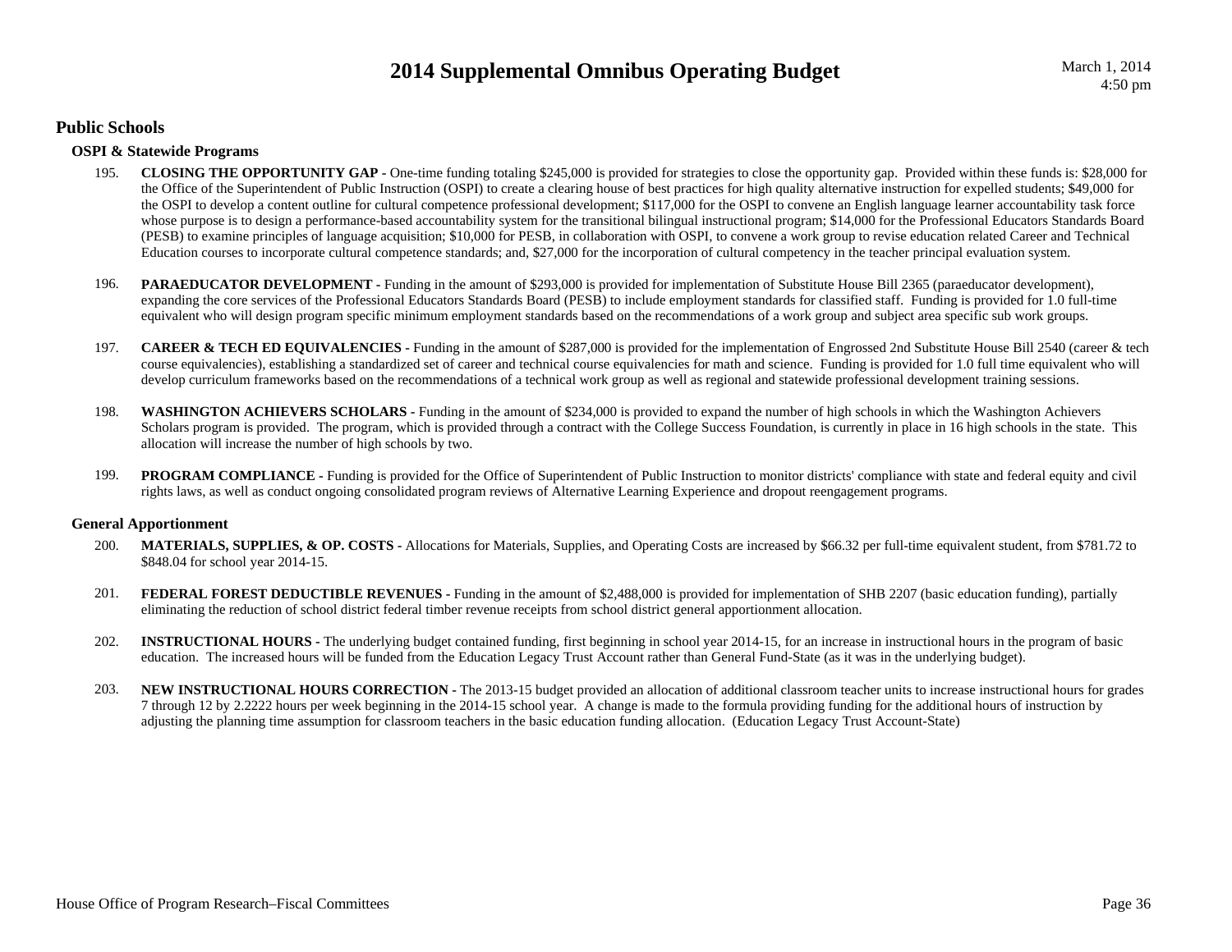## Public Schools

### OSPI & Statewide Programs

195. **CLOSING THE OPPORTUNITY GAP -** One-time funding totaling $245,000 is provided for strategies to close the opportunity gap. Provided within these funds is: $28,000 for the Office of the Superintendent of Public Instruction (OSPI) to create a clearing house of best practices for high quality alternative instruction for expelled students; $49,000 for the OSPI to develop a content outline for cultural competence professional development; $117,000 for the OSPI to convene an English language learner accountability task force whose purpose is to design a performance-based accountability system for the transitional bilingual instructional program; $14,000 for the Professional Educators Standards Board (PESB) to examine principles of language acquisition; $10,000 for PESB, in collaboration with OSPI, to convene a work group to revise education related Career and Technical Education courses to incorporate cultural competence standards; and, $27,000 for the incorporation of cultural competency in the teacher principal evaluation system.

196. **PARAEDUCATOR DEVELOPMENT -** Funding in the amount of $293,000 is provided for implementation of Substitute House Bill 2365 (paraeducator development), expanding the core services of the Professional Educators Standards Board (PESB) to include employment standards for classified staff. Funding is provided for 1.0 full-time equivalent who will design program specific minimum employment standards based on the recommendations of a work group and subject area specific sub work groups.

197. **CAREER & TECH ED EQUIVALENCIES -** Funding in the amount of $287,000 is provided for the implementation of Engrossed 2nd Substitute House Bill 2540 (career & tech course equivalencies), establishing a standardized set of career and technical course equivalencies for math and science. Funding is provided for 1.0 full time equivalent who will develop curriculum frameworks based on the recommendations of a technical work group as well as regional and statewide professional development training sessions.

198. **WASHINGTON ACHIEVERS SCHOLARS -** Funding in the amount of $234,000 is provided to expand the number of high schools in which the Washington Achievers Scholars program is provided. The program, which is provided through a contract with the College Success Foundation, is currently in place in 16 high schools in the state. This allocation will increase the number of high schools by two.

199. **PROGRAM COMPLIANCE -** Funding is provided for the Office of Superintendent of Public Instruction to monitor districts' compliance with state and federal equity and civil rights laws, as well as conduct ongoing consolidated program reviews of Alternative Learning Experience and dropout reengagement programs.

### General Apportionment

200. **MATERIALS, SUPPLIES, & OP. COSTS -** Allocations for Materials, Supplies, and Operating Costs are increased by $66.32 per full-time equivalent student, from $781.72 to $848.04 for school year 2014-15.

201. **FEDERAL FOREST DEDUCTIBLE REVENUES -** Funding in the amount of $2,488,000 is provided for implementation of SHB 2207 (basic education funding), partially eliminating the reduction of school district federal timber revenue receipts from school district general apportionment allocation.

202. **INSTRUCTIONAL HOURS -** The underlying budget contained funding, first beginning in school year 2014-15, for an increase in instructional hours in the program of basic education. The increased hours will be funded from the Education Legacy Trust Account rather than General Fund-State (as it was in the underlying budget).

203. **NEW INSTRUCTIONAL HOURS CORRECTION -** The 2013-15 budget provided an allocation of additional classroom teacher units to increase instructional hours for grades 7 through 12 by 2.2222 hours per week beginning in the 2014-15 school year. A change is made to the formula providing funding for the additional hours of instruction by adjusting the planning time assumption for classroom teachers in the basic education funding allocation. (Education Legacy Trust Account-State)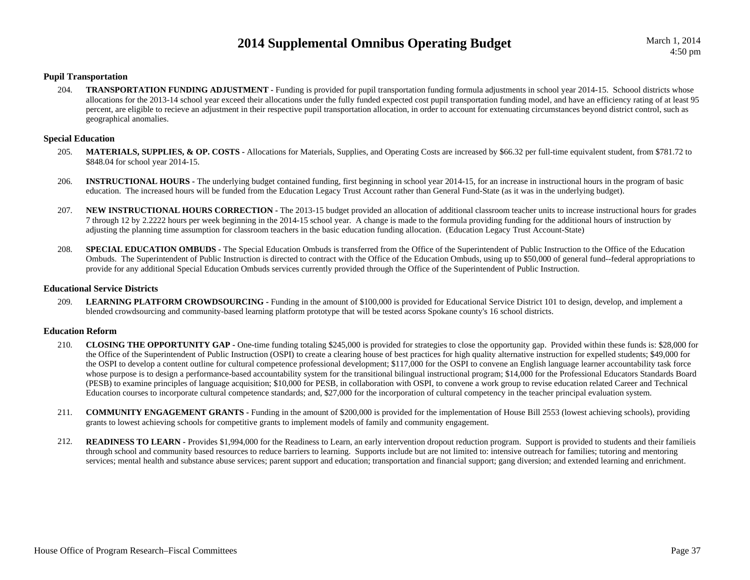### Pupil Transportation

204. **TRANSPORTATION FUNDING ADJUSTMENT -** Funding is provided for pupil transportation funding formula adjustments in school year 2014-15. Schoool districts whose allocations for the 2013-14 school year exceed their allocations under the fully funded expected cost pupil transportation funding model, and have an efficiency rating of at least 95 percent, are eligible to recieve an adjustment in their respective pupil transportation allocation, in order to account for extenuating circumstances beyond district control, such as geographical anomalies.

### Special Education

205. **MATERIALS, SUPPLIES, & OP. COSTS -** Allocations for Materials, Supplies, and Operating Costs are increased by $66.32 per full-time equivalent student, from $781.72 to $848.04 for school year 2014-15.

206. **INSTRUCTIONAL HOURS -** The underlying budget contained funding, first beginning in school year 2014-15, for an increase in instructional hours in the program of basic education. The increased hours will be funded from the Education Legacy Trust Account rather than General Fund-State (as it was in the underlying budget).

207. **NEW INSTRUCTIONAL HOURS CORRECTION -** The 2013-15 budget provided an allocation of additional classroom teacher units to increase instructional hours for grades 7 through 12 by 2.2222 hours per week beginning in the 2014-15 school year. A change is made to the formula providing funding for the additional hours of instruction by adjusting the planning time assumption for classroom teachers in the basic education funding allocation. (Education Legacy Trust Account-State)

208. **SPECIAL EDUCATION OMBUDS -** The Special Education Ombuds is transferred from the Office of the Superintendent of Public Instruction to the Office of the Education Ombuds. The Superintendent of Public Instruction is directed to contract with the Office of the Education Ombuds, using up to $50,000 of general fund--federal appropriations to provide for any additional Special Education Ombuds services currently provided through the Office of the Superintendent of Public Instruction.

### Educational Service Districts

209. **LEARNING PLATFORM CROWDSOURCING -** Funding in the amount of $100,000 is provided for Educational Service District 101 to design, develop, and implement a blended crowdsourcing and community-based learning platform prototype that will be tested acorss Spokane county's 16 school districts.

### Education Reform

210. **CLOSING THE OPPORTUNITY GAP -** One-time funding totaling $245,000 is provided for strategies to close the opportunity gap. Provided within these funds is: $28,000 for the Office of the Superintendent of Public Instruction (OSPI) to create a clearing house of best practices for high quality alternative instruction for expelled students; $49,000 for the OSPI to develop a content outline for cultural competence professional development; $117,000 for the OSPI to convene an English language learner accountability task force whose purpose is to design a performance-based accountability system for the transitional bilingual instructional program; $14,000 for the Professional Educators Standards Board (PESB) to examine principles of language acquisition; $10,000 for PESB, in collaboration with OSPI, to convene a work group to revise education related Career and Technical Education courses to incorporate cultural competence standards; and, $27,000 for the incorporation of cultural competency in the teacher principal evaluation system.

211. **COMMUNITY ENGAGEMENT GRANTS -** Funding in the amount of $200,000 is provided for the implementation of House Bill 2553 (lowest achieving schools), providing grants to lowest achieving schools for competitive grants to implement models of family and community engagement.

212. **READINESS TO LEARN -** Provides $1,994,000 for the Readiness to Learn, an early intervention dropout reduction program. Support is provided to students and their familieis through school and community based resources to reduce barriers to learning. Supports include but are not limited to: intensive outreach for families; tutoring and mentoring services; mental health and substance abuse services; parent support and education; transportation and financial support; gang diversion; and extended learning and enrichment.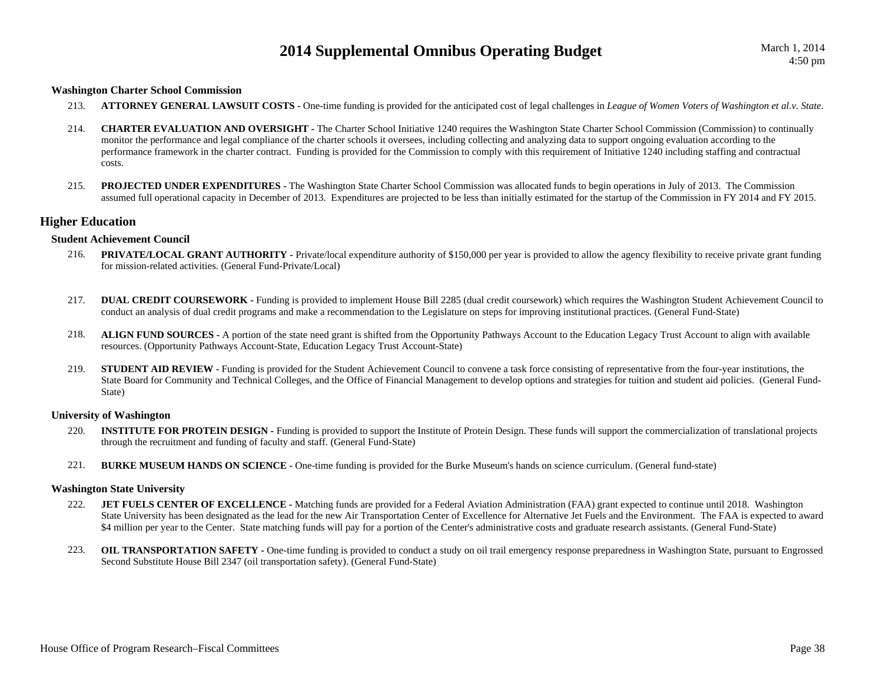### Washington Charter School Commission

213. **ATTORNEY GENERAL LAWSUIT COSTS -** One-time funding is provided for the anticipated cost of legal challenges in *League of Women Voters of Washington et al.v. State*.

214. **CHARTER EVALUATION AND OVERSIGHT -** The Charter School Initiative 1240 requires the Washington State Charter School Commission (Commission) to continually monitor the performance and legal compliance of the charter schools it oversees, including collecting and analyzing data to support ongoing evaluation according to the performance framework in the charter contract. Funding is provided for the Commission to comply with this requirement of Initiative 1240 including staffing and contractual costs.

215. **PROJECTED UNDER EXPENDITURES -** The Washington State Charter School Commission was allocated funds to begin operations in July of 2013. The Commission assumed full operational capacity in December of 2013. Expenditures are projected to be less than initially estimated for the startup of the Commission in FY 2014 and FY 2015.

## Higher Education

### Student Achievement Council

216. **PRIVATE/LOCAL GRANT AUTHORITY -** Private/local expenditure authority of $150,000 per year is provided to allow the agency flexibility to receive private grant funding for mission-related activities. (General Fund-Private/Local)

217. **DUAL CREDIT COURSEWORK -** Funding is provided to implement House Bill 2285 (dual credit coursework) which requires the Washington Student Achievement Council to conduct an analysis of dual credit programs and make a recommendation to the Legislature on steps for improving institutional practices. (General Fund-State)

218. **ALIGN FUND SOURCES -** A portion of the state need grant is shifted from the Opportunity Pathways Account to the Education Legacy Trust Account to align with available resources. (Opportunity Pathways Account-State, Education Legacy Trust Account-State)

219. **STUDENT AID REVIEW -** Funding is provided for the Student Achievement Council to convene a task force consisting of representative from the four-year institutions, the State Board for Community and Technical Colleges, and the Office of Financial Management to develop options and strategies for tuition and student aid policies. (General Fund-State)

### University of Washington

220. **INSTITUTE FOR PROTEIN DESIGN -** Funding is provided to support the Institute of Protein Design. These funds will support the commercialization of translational projects through the recruitment and funding of faculty and staff. (General Fund-State)

221. **BURKE MUSEUM HANDS ON SCIENCE -** One-time funding is provided for the Burke Museum's hands on science curriculum. (General fund-state)

### Washington State University

222. **JET FUELS CENTER OF EXCELLENCE -** Matching funds are provided for a Federal Aviation Administration (FAA) grant expected to continue until 2018. Washington State University has been designated as the lead for the new Air Transportation Center of Excellence for Alternative Jet Fuels and the Environment. The FAA is expected to award $4 million per year to the Center. State matching funds will pay for a portion of the Center's administrative costs and graduate research assistants. (General Fund-State)

223. **OIL TRANSPORTATION SAFETY -** One-time funding is provided to conduct a study on oil trail emergency response preparedness in Washington State, pursuant to Engrossed Second Substitute House Bill 2347 (oil transportation safety). (General Fund-State)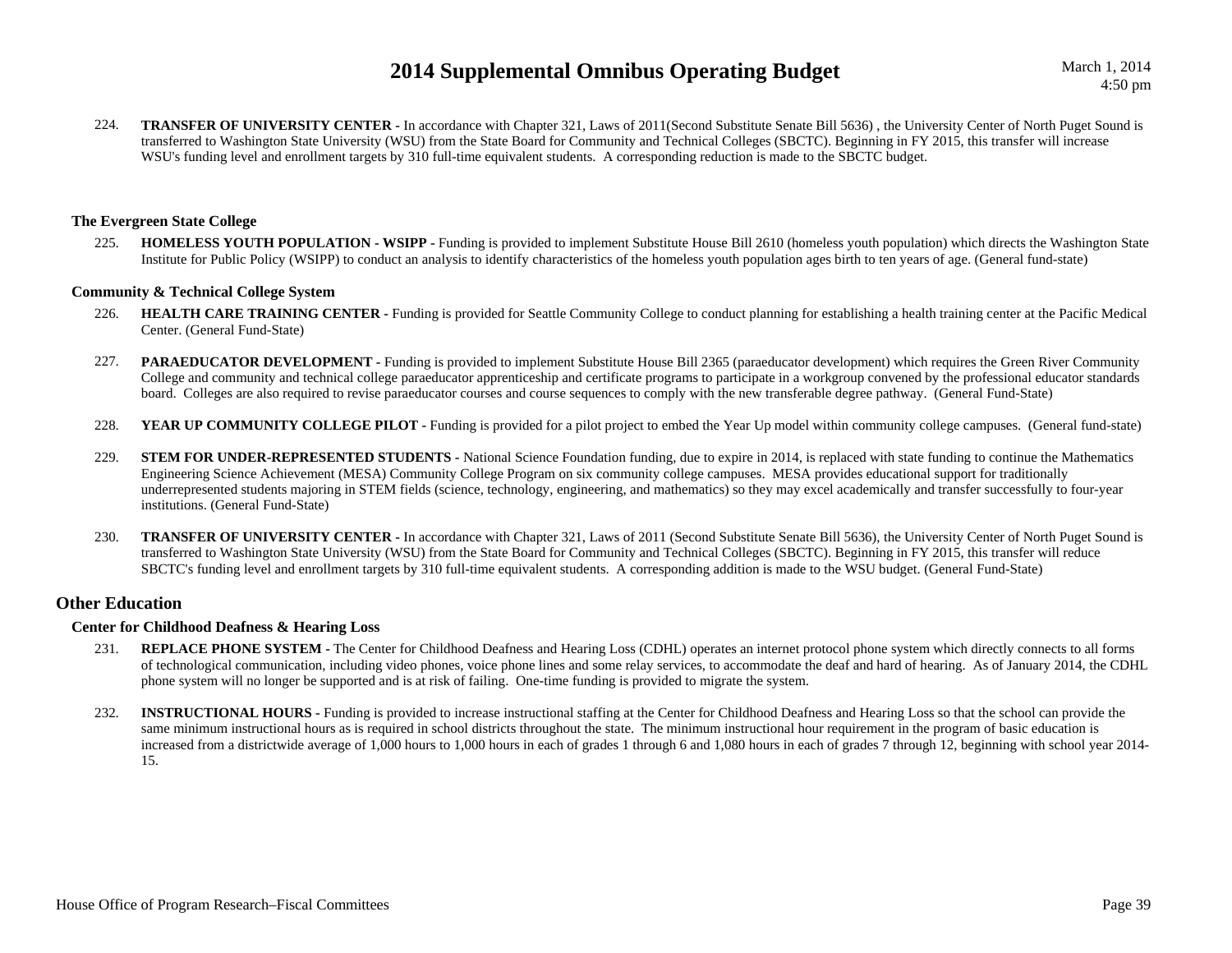224. **TRANSFER OF UNIVERSITY CENTER -** In accordance with Chapter 321, Laws of 2011(Second Substitute Senate Bill 5636) , the University Center of North Puget Sound is transferred to Washington State University (WSU) from the State Board for Community and Technical Colleges (SBCTC). Beginning in FY 2015, this transfer will increase WSU's funding level and enrollment targets by 310 full-time equivalent students. A corresponding reduction is made to the SBCTC budget.

### The Evergreen State College

225. **HOMELESS YOUTH POPULATION - WSIPP -** Funding is provided to implement Substitute House Bill 2610 (homeless youth population) which directs the Washington State Institute for Public Policy (WSIPP) to conduct an analysis to identify characteristics of the homeless youth population ages birth to ten years of age. (General fund-state)

### Community & Technical College System

226. **HEALTH CARE TRAINING CENTER -** Funding is provided for Seattle Community College to conduct planning for establishing a health training center at the Pacific Medical Center. (General Fund-State)

227. **PARAEDUCATOR DEVELOPMENT -** Funding is provided to implement Substitute House Bill 2365 (paraeducator development) which requires the Green River Community College and community and technical college paraeducator apprenticeship and certificate programs to participate in a workgroup convened by the professional educator standards board. Colleges are also required to revise paraeducator courses and course sequences to comply with the new transferable degree pathway. (General Fund-State)

228. **YEAR UP COMMUNITY COLLEGE PILOT -** Funding is provided for a pilot project to embed the Year Up model within community college campuses. (General fund-state)

229. **STEM FOR UNDER-REPRESENTED STUDENTS -** National Science Foundation funding, due to expire in 2014, is replaced with state funding to continue the Mathematics Engineering Science Achievement (MESA) Community College Program on six community college campuses. MESA provides educational support for traditionally underrepresented students majoring in STEM fields (science, technology, engineering, and mathematics) so they may excel academically and transfer successfully to four-year institutions. (General Fund-State)

230. **TRANSFER OF UNIVERSITY CENTER -** In accordance with Chapter 321, Laws of 2011 (Second Substitute Senate Bill 5636), the University Center of North Puget Sound is transferred to Washington State University (WSU) from the State Board for Community and Technical Colleges (SBCTC). Beginning in FY 2015, this transfer will reduce SBCTC's funding level and enrollment targets by 310 full-time equivalent students. A corresponding addition is made to the WSU budget. (General Fund-State)

## Other Education

### Center for Childhood Deafness & Hearing Loss

231. **REPLACE PHONE SYSTEM -** The Center for Childhood Deafness and Hearing Loss (CDHL) operates an internet protocol phone system which directly connects to all forms of technological communication, including video phones, voice phone lines and some relay services, to accommodate the deaf and hard of hearing. As of January 2014, the CDHL phone system will no longer be supported and is at risk of failing. One-time funding is provided to migrate the system.

232. **INSTRUCTIONAL HOURS -** Funding is provided to increase instructional staffing at the Center for Childhood Deafness and Hearing Loss so that the school can provide the same minimum instructional hours as is required in school districts throughout the state. The minimum instructional hour requirement in the program of basic education is increased from a districtwide average of 1,000 hours to 1,000 hours in each of grades 1 through 6 and 1,080 hours in each of grades 7 through 12, beginning with school year 2014-15.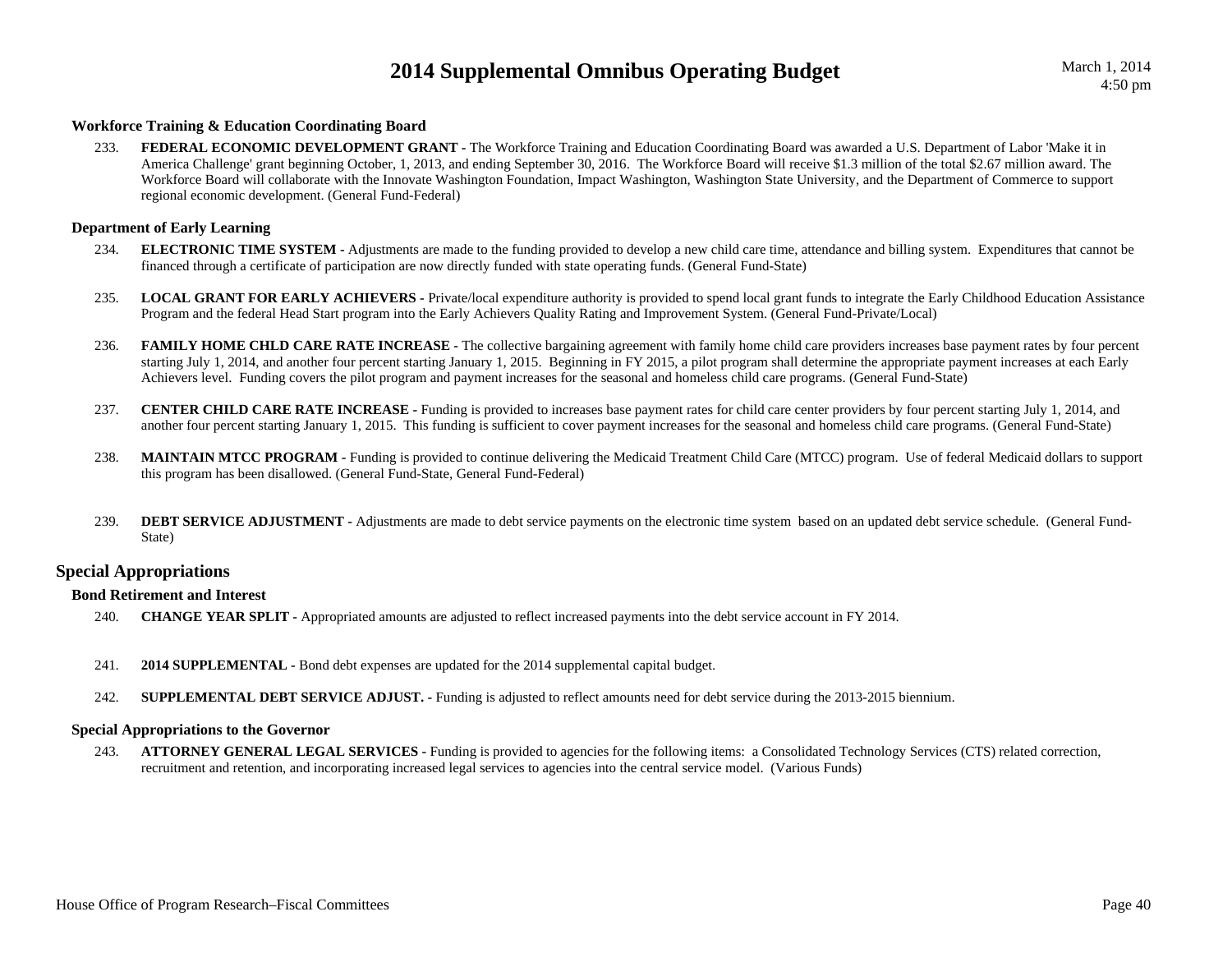### Workforce Training & Education Coordinating Board

233. **FEDERAL ECONOMIC DEVELOPMENT GRANT -** The Workforce Training and Education Coordinating Board was awarded a U.S. Department of Labor 'Make it in America Challenge' grant beginning October, 1, 2013, and ending September 30, 2016. The Workforce Board will receive $1.3 million of the total $2.67 million award. The Workforce Board will collaborate with the Innovate Washington Foundation, Impact Washington, Washington State University, and the Department of Commerce to support regional economic development. (General Fund-Federal)

### Department of Early Learning

234. **ELECTRONIC TIME SYSTEM -** Adjustments are made to the funding provided to develop a new child care time, attendance and billing system. Expenditures that cannot be financed through a certificate of participation are now directly funded with state operating funds. (General Fund-State)

235. **LOCAL GRANT FOR EARLY ACHIEVERS -** Private/local expenditure authority is provided to spend local grant funds to integrate the Early Childhood Education Assistance Program and the federal Head Start program into the Early Achievers Quality Rating and Improvement System. (General Fund-Private/Local)

236. **FAMILY HOME CHLD CARE RATE INCREASE -** The collective bargaining agreement with family home child care providers increases base payment rates by four percent starting July 1, 2014, and another four percent starting January 1, 2015. Beginning in FY 2015, a pilot program shall determine the appropriate payment increases at each Early Achievers level. Funding covers the pilot program and payment increases for the seasonal and homeless child care programs. (General Fund-State)

237. **CENTER CHILD CARE RATE INCREASE -** Funding is provided to increases base payment rates for child care center providers by four percent starting July 1, 2014, and another four percent starting January 1, 2015. This funding is sufficient to cover payment increases for the seasonal and homeless child care programs. (General Fund-State)

238. **MAINTAIN MTCC PROGRAM -** Funding is provided to continue delivering the Medicaid Treatment Child Care (MTCC) program. Use of federal Medicaid dollars to support this program has been disallowed. (General Fund-State, General Fund-Federal)

239. **DEBT SERVICE ADJUSTMENT -** Adjustments are made to debt service payments on the electronic time system based on an updated debt service schedule. (General Fund-State)

## Special Appropriations

### Bond Retirement and Interest

240. **CHANGE YEAR SPLIT -** Appropriated amounts are adjusted to reflect increased payments into the debt service account in FY 2014.

241. **2014 SUPPLEMENTAL -** Bond debt expenses are updated for the 2014 supplemental capital budget.

242. **SUPPLEMENTAL DEBT SERVICE ADJUST. -** Funding is adjusted to reflect amounts need for debt service during the 2013-2015 biennium.

### Special Appropriations to the Governor

243. **ATTORNEY GENERAL LEGAL SERVICES -** Funding is provided to agencies for the following items: a Consolidated Technology Services (CTS) related correction, recruitment and retention, and incorporating increased legal services to agencies into the central service model. (Various Funds)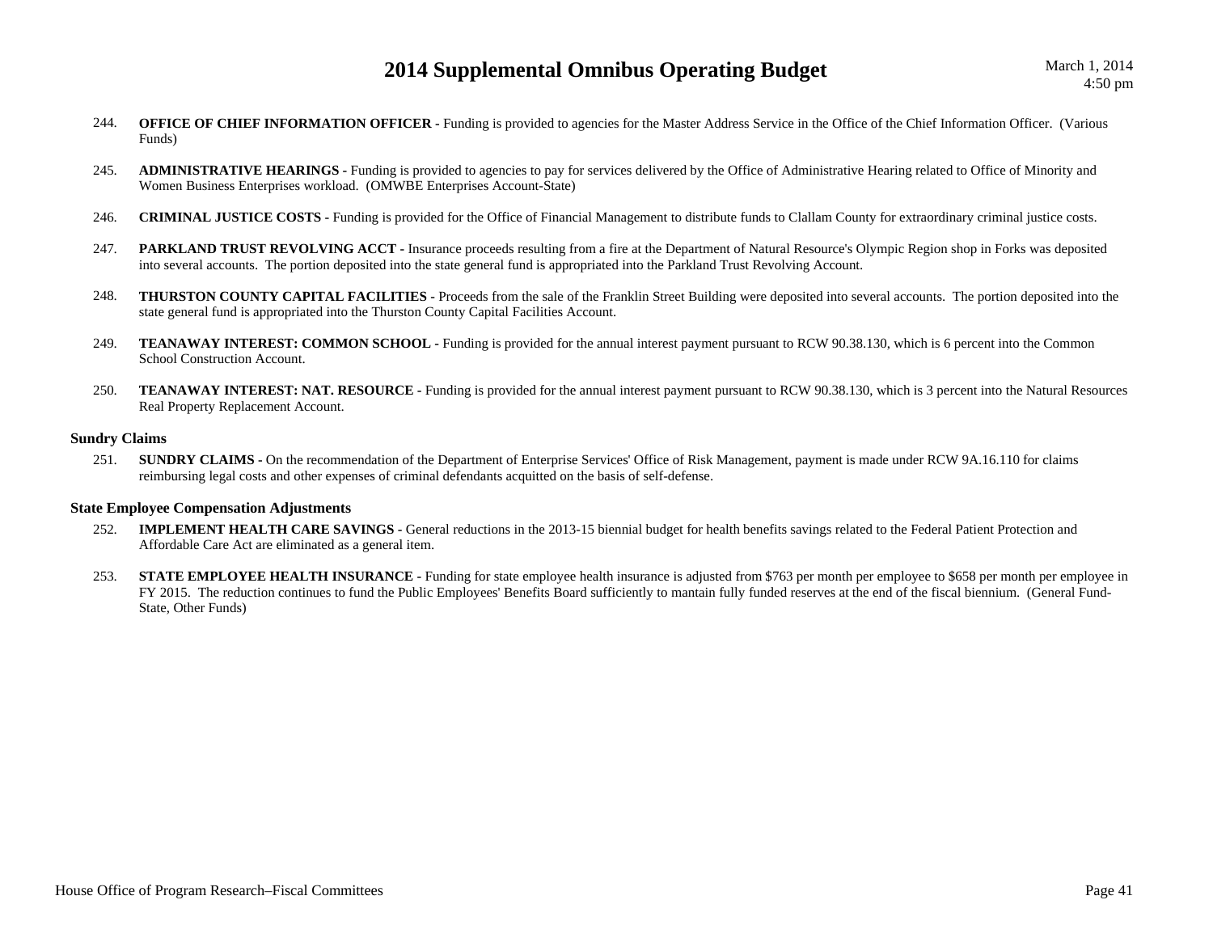244. **OFFICE OF CHIEF INFORMATION OFFICER -** Funding is provided to agencies for the Master Address Service in the Office of the Chief Information Officer. (Various Funds)

245. **ADMINISTRATIVE HEARINGS -** Funding is provided to agencies to pay for services delivered by the Office of Administrative Hearing related to Office of Minority and Women Business Enterprises workload. (OMWBE Enterprises Account-State)

246. **CRIMINAL JUSTICE COSTS -** Funding is provided for the Office of Financial Management to distribute funds to Clallam County for extraordinary criminal justice costs.

247. **PARKLAND TRUST REVOLVING ACCT -** Insurance proceeds resulting from a fire at the Department of Natural Resource's Olympic Region shop in Forks was deposited into several accounts. The portion deposited into the state general fund is appropriated into the Parkland Trust Revolving Account.

248. **THURSTON COUNTY CAPITAL FACILITIES -** Proceeds from the sale of the Franklin Street Building were deposited into several accounts. The portion deposited into the state general fund is appropriated into the Thurston County Capital Facilities Account.

249. **TEANAWAY INTEREST: COMMON SCHOOL -** Funding is provided for the annual interest payment pursuant to RCW 90.38.130, which is 6 percent into the Common School Construction Account.

250. **TEANAWAY INTEREST: NAT. RESOURCE -** Funding is provided for the annual interest payment pursuant to RCW 90.38.130, which is 3 percent into the Natural Resources Real Property Replacement Account.

### Sundry Claims

251. **SUNDRY CLAIMS -** On the recommendation of the Department of Enterprise Services' Office of Risk Management, payment is made under RCW 9A.16.110 for claims reimbursing legal costs and other expenses of criminal defendants acquitted on the basis of self-defense.

### State Employee Compensation Adjustments

252. **IMPLEMENT HEALTH CARE SAVINGS -** General reductions in the 2013-15 biennial budget for health benefits savings related to the Federal Patient Protection and Affordable Care Act are eliminated as a general item.

253. **STATE EMPLOYEE HEALTH INSURANCE -** Funding for state employee health insurance is adjusted from $763 per month per employee to $658 per month per employee in FY 2015. The reduction continues to fund the Public Employees' Benefits Board sufficiently to mantain fully funded reserves at the end of the fiscal biennium. (General Fund-State, Other Funds)